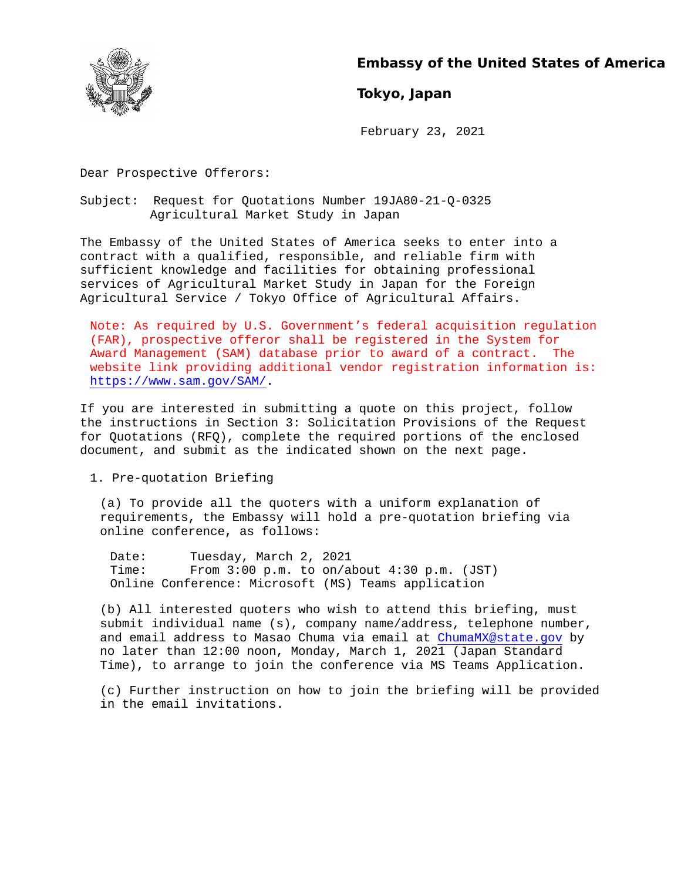**Embassy of the United States of America**

**Tokyo, Japan**

February 23, 2021

Dear Prospective Offerors:

Subject: Request for Quotations Number 19JA80-21-Q-0325
Agricultural Market Study in Japan

The Embassy of the United States of America seeks to enter into a contract with a qualified, responsible, and reliable firm with sufficient knowledge and facilities for obtaining professional services of Agricultural Market Study in Japan for the Foreign Agricultural Service / Tokyo Office of Agricultural Affairs.

Note: As required by U.S. Government's federal acquisition regulation (FAR), prospective offeror shall be registered in the System for Award Management (SAM) database prior to award of a contract. The website link providing additional vendor registration information is: https://www.sam.gov/SAM/.

If you are interested in submitting a quote on this project, follow the instructions in Section 3: Solicitation Provisions of the Request for Quotations (RFQ), complete the required portions of the enclosed document, and submit as the indicated shown on the next page.

1. Pre-quotation Briefing

(a) To provide all the quoters with a uniform explanation of requirements, the Embassy will hold a pre-quotation briefing via online conference, as follows:

Date: Tuesday, March 2, 2021
Time: From 3:00 p.m. to on/about 4:30 p.m. (JST)
Online Conference: Microsoft (MS) Teams application

(b) All interested quoters who wish to attend this briefing, must submit individual name (s), company name/address, telephone number, and email address to Masao Chuma via email at ChumaMX@state.gov by no later than 12:00 noon, Monday, March 1, 2021 (Japan Standard Time), to arrange to join the conference via MS Teams Application.

(c) Further instruction on how to join the briefing will be provided in the email invitations.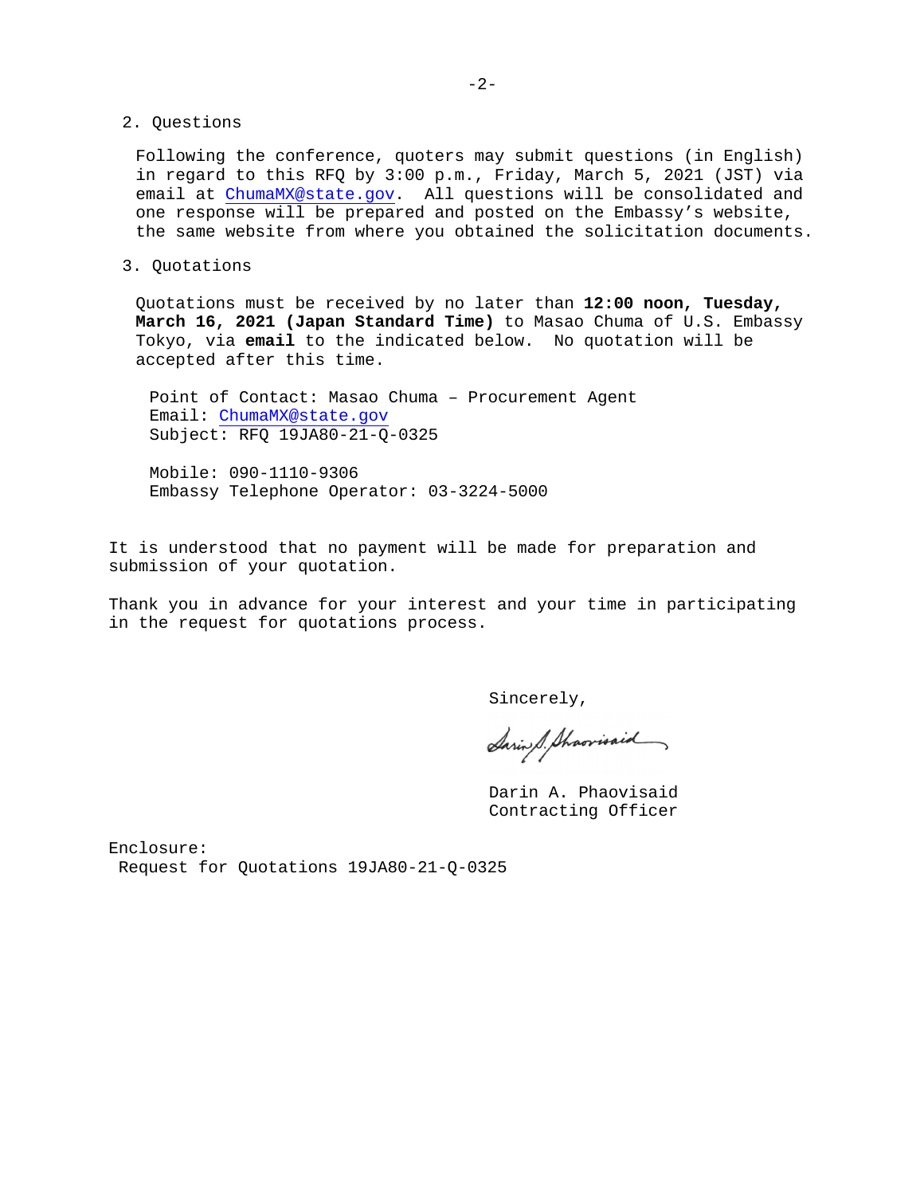2. Questions

Following the conference, quoters may submit questions (in English) in regard to this RFQ by 3:00 p.m., Friday, March 5, 2021 (JST) via email at ChumaMX@state.gov. All questions will be consolidated and one response will be prepared and posted on the Embassy's website, the same website from where you obtained the solicitation documents.

3. Quotations

Quotations must be received by no later than **12:00 noon, Tuesday, March 16, 2021 (Japan Standard Time)** to Masao Chuma of U.S. Embassy Tokyo, via **email** to the indicated below. No quotation will be accepted after this time.

Point of Contact: Masao Chuma – Procurement Agent
Email: ChumaMX@state.gov
Subject: RFQ 19JA80-21-Q-0325

Mobile: 090-1110-9306
Embassy Telephone Operator: 03-3224-5000

It is understood that no payment will be made for preparation and submission of your quotation.

Thank you in advance for your interest and your time in participating in the request for quotations process.

Sincerely,

Darin A. Phaovisaid
Contracting Officer

Enclosure:
Request for Quotations 19JA80-21-Q-0325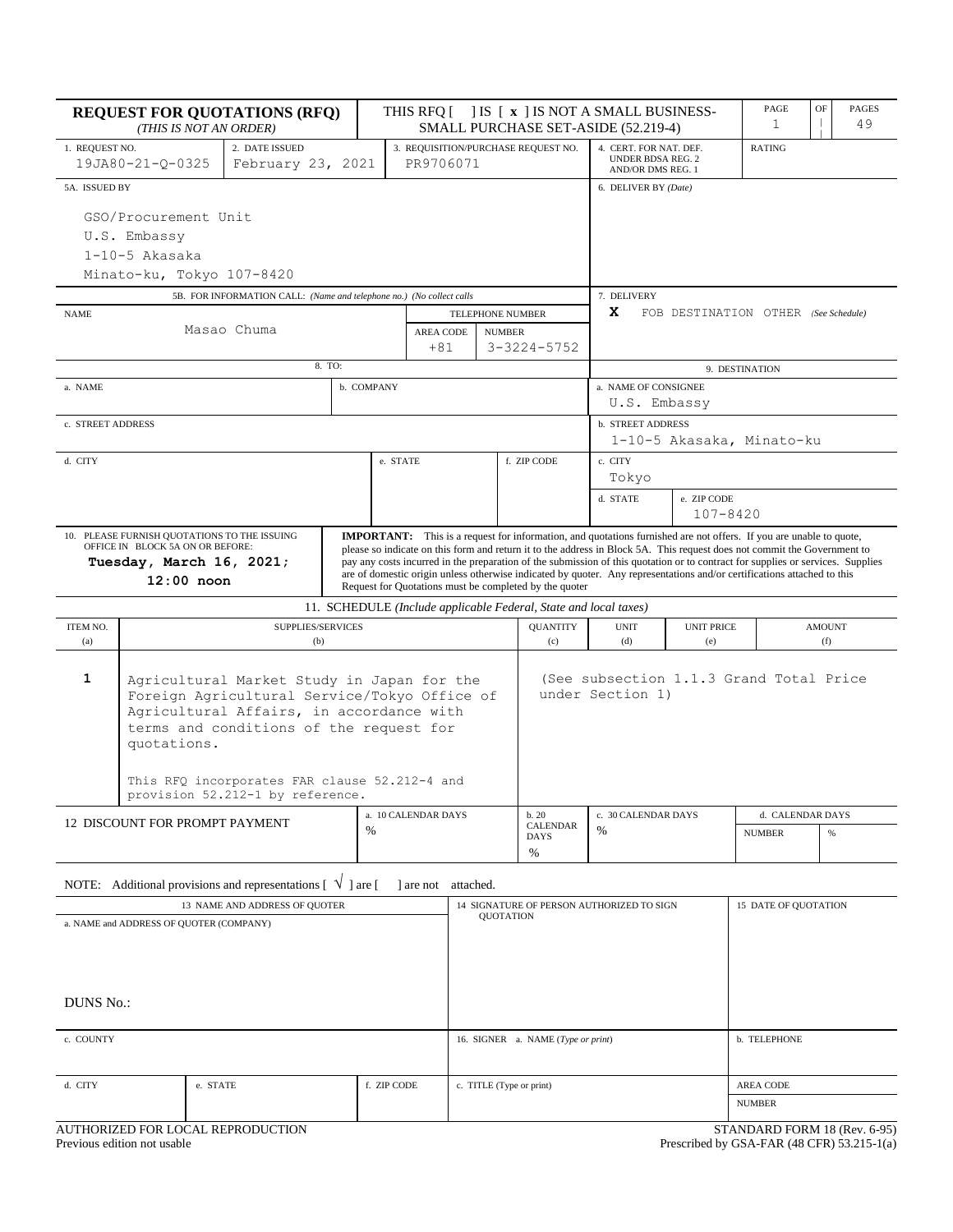# REQUEST FOR QUOTATIONS (RFQ)

*(THIS IS NOT AN ORDER)*

THIS RFQ [ ] IS [ x ] IS NOT A SMALL BUSINESS-SMALL PURCHASE SET-ASIDE (52.219-4)

PAGE 1 OF 49 PAGES

| 1. REQUEST NO. | 2. DATE ISSUED | 3. REQUISITION/PURCHASE REQUEST NO. | 4. CERT. FOR NAT. DEF. UNDER BDSA REG. 2 AND/OR DMS REG. 1 | RATING |
|---|---|---|---|---|
| 19JA80-21-Q-0325 | February 23, 2021 | PR9706071 | | |

**5A. ISSUED BY**

GSO/Procurement Unit
U.S. Embassy
1-10-5 Akasaka
Minato-ku, Tokyo 107-8420

**6. DELIVER BY** *(Date)*

**5B. FOR INFORMATION CALL:** *(Name and telephone no.) (No collect calls)*

| NAME | TELEPHONE NUMBER: AREA CODE | NUMBER |
|---|---|---|
| Masao Chuma | +81 | 3-3224-5752 |

**7. DELIVERY**

X FOB DESTINATION OTHER *(See Schedule)*

**8. TO:**

| a. NAME | b. COMPANY |
|---|---|
| | |

| c. STREET ADDRESS | | |
|---|---|---|
| | | |

| d. CITY | e. STATE | f. ZIP CODE |
|---|---|---|
| | | |

**9. DESTINATION**

a. NAME OF CONSIGNEE: U.S. Embassy

b. STREET ADDRESS: 1-10-5 Akasaka, Minato-ku

c. CITY: Tokyo

d. STATE:

e. ZIP CODE: 107-8420

**10. PLEASE FURNISH QUOTATIONS TO THE ISSUING OFFICE IN BLOCK 5A ON OR BEFORE:**

**Tuesday, March 16, 2021; 12:00 noon**

**IMPORTANT:** This is a request for information, and quotations furnished are not offers. If you are unable to quote, please so indicate on this form and return it to the address in Block 5A. This request does not commit the Government to pay any costs incurred in the preparation of the submission of this quotation or to contract for supplies or services. Supplies are of domestic origin unless otherwise indicated by quoter. Any representations and/or certifications attached to this Request for Quotations must be completed by the quoter

**11. SCHEDULE** *(Include applicable Federal, State and local taxes)*

| ITEM NO. (a) | SUPPLIES/SERVICES (b) | QUANTITY (c) | UNIT (d) | UNIT PRICE (e) | AMOUNT (f) |
|---|---|---|---|---|---|
| 1 | Agricultural Market Study in Japan for the Foreign Agricultural Service/Tokyo Office of Agricultural Affairs, in accordance with terms and conditions of the request for quotations.<br><br>This RFQ incorporates FAR clause 52.212-4 and provision 52.212-1 by reference. | (See subsection 1.1.3 Grand Total Price under Section 1) | | | |

| 12 DISCOUNT FOR PROMPT PAYMENT | a. 10 CALENDAR DAYS | b. 20 CALENDAR DAYS | c. 30 CALENDAR DAYS | d. CALENDAR DAYS NUMBER | % |
|---|---|---|---|---|---|
| | % | % | % | | |

NOTE: Additional provisions and representations [ √ ] are [ ] are not attached.

| 13 NAME AND ADDRESS OF QUOTER | | | 14 SIGNATURE OF PERSON AUTHORIZED TO SIGN QUOTATION | 15 DATE OF QUOTATION |
|---|---|---|---|---|
| a. NAME and ADDRESS OF QUOTER (COMPANY)<br><br>DUNS No.: | | | | |
| c. COUNTY | | | 16. SIGNER a. NAME (*Type or print*) | b. TELEPHONE |
| d. CITY | e. STATE | f. ZIP CODE | c. TITLE (Type or print) | AREA CODE<br>NUMBER |

AUTHORIZED FOR LOCAL REPRODUCTION
Previous edition not usable

STANDARD FORM 18 (Rev. 6-95)
Prescribed by GSA-FAR (48 CFR) 53.215-1(a)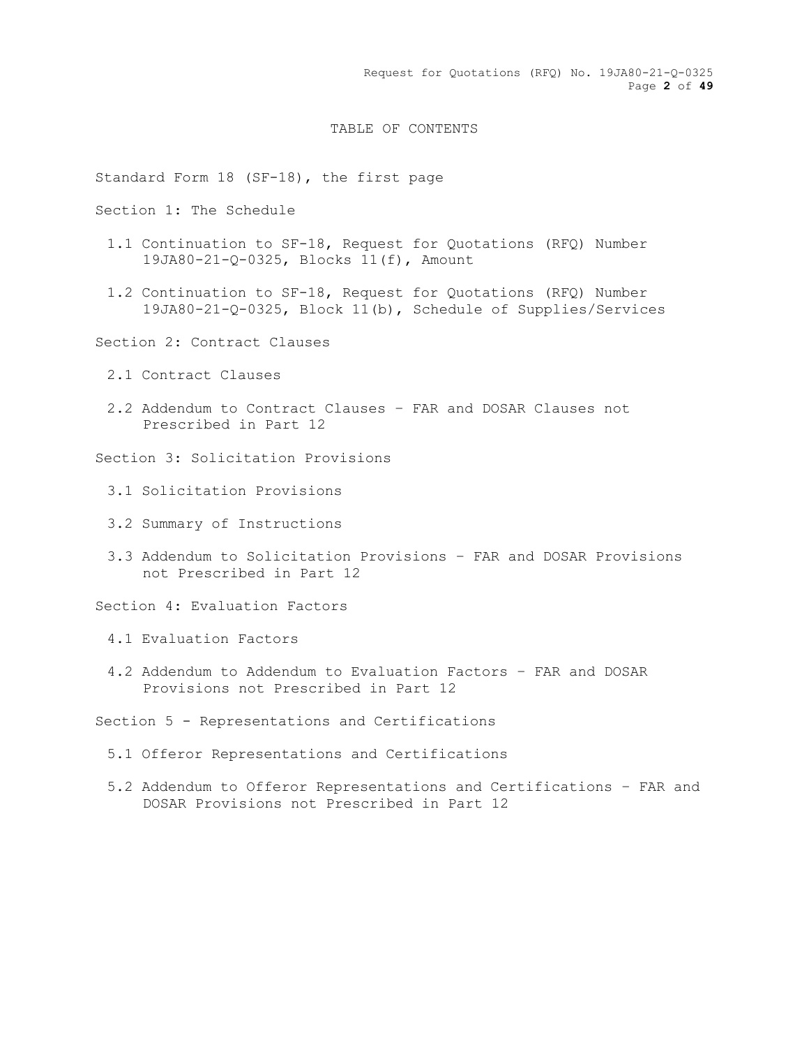# TABLE OF CONTENTS

Standard Form 18 (SF-18), the first page

Section 1: The Schedule

- 1.1 Continuation to SF-18, Request for Quotations (RFQ) Number 19JA80-21-Q-0325, Blocks 11(f), Amount
- 1.2 Continuation to SF-18, Request for Quotations (RFQ) Number 19JA80-21-Q-0325, Block 11(b), Schedule of Supplies/Services

Section 2: Contract Clauses

- 2.1 Contract Clauses
- 2.2 Addendum to Contract Clauses – FAR and DOSAR Clauses not Prescribed in Part 12

Section 3: Solicitation Provisions

- 3.1 Solicitation Provisions
- 3.2 Summary of Instructions
- 3.3 Addendum to Solicitation Provisions – FAR and DOSAR Provisions not Prescribed in Part 12

Section 4: Evaluation Factors

- 4.1 Evaluation Factors
- 4.2 Addendum to Addendum to Evaluation Factors – FAR and DOSAR Provisions not Prescribed in Part 12

Section 5 - Representations and Certifications

- 5.1 Offeror Representations and Certifications
- 5.2 Addendum to Offeror Representations and Certifications – FAR and DOSAR Provisions not Prescribed in Part 12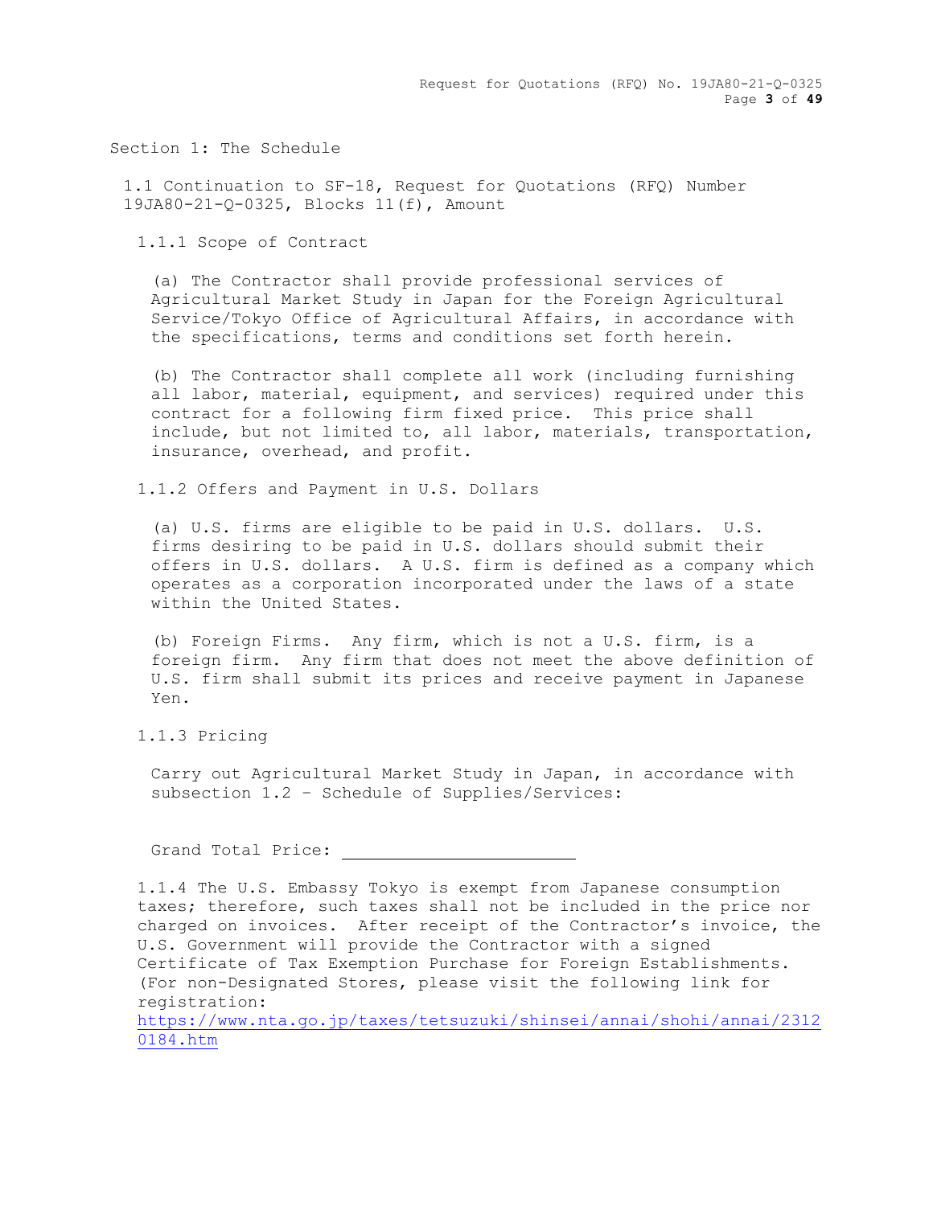## Section 1: The Schedule

### 1.1 Continuation to SF-18, Request for Quotations (RFQ) Number 19JA80-21-Q-0325, Blocks 11(f), Amount

#### 1.1.1 Scope of Contract

(a) The Contractor shall provide professional services of Agricultural Market Study in Japan for the Foreign Agricultural Service/Tokyo Office of Agricultural Affairs, in accordance with the specifications, terms and conditions set forth herein.

(b) The Contractor shall complete all work (including furnishing all labor, material, equipment, and services) required under this contract for a following firm fixed price. This price shall include, but not limited to, all labor, materials, transportation, insurance, overhead, and profit.

#### 1.1.2 Offers and Payment in U.S. Dollars

(a) U.S. firms are eligible to be paid in U.S. dollars. U.S. firms desiring to be paid in U.S. dollars should submit their offers in U.S. dollars. A U.S. firm is defined as a company which operates as a corporation incorporated under the laws of a state within the United States.

(b) Foreign Firms. Any firm, which is not a U.S. firm, is a foreign firm. Any firm that does not meet the above definition of U.S. firm shall submit its prices and receive payment in Japanese Yen.

#### 1.1.3 Pricing

Carry out Agricultural Market Study in Japan, in accordance with subsection 1.2 – Schedule of Supplies/Services:

Grand Total Price: ________________________

1.1.4 The U.S. Embassy Tokyo is exempt from Japanese consumption taxes; therefore, such taxes shall not be included in the price nor charged on invoices. After receipt of the Contractor's invoice, the U.S. Government will provide the Contractor with a signed Certificate of Tax Exemption Purchase for Foreign Establishments. (For non-Designated Stores, please visit the following link for registration: https://www.nta.go.jp/taxes/tetsuzuki/shinsei/annai/shohi/annai/23120184.htm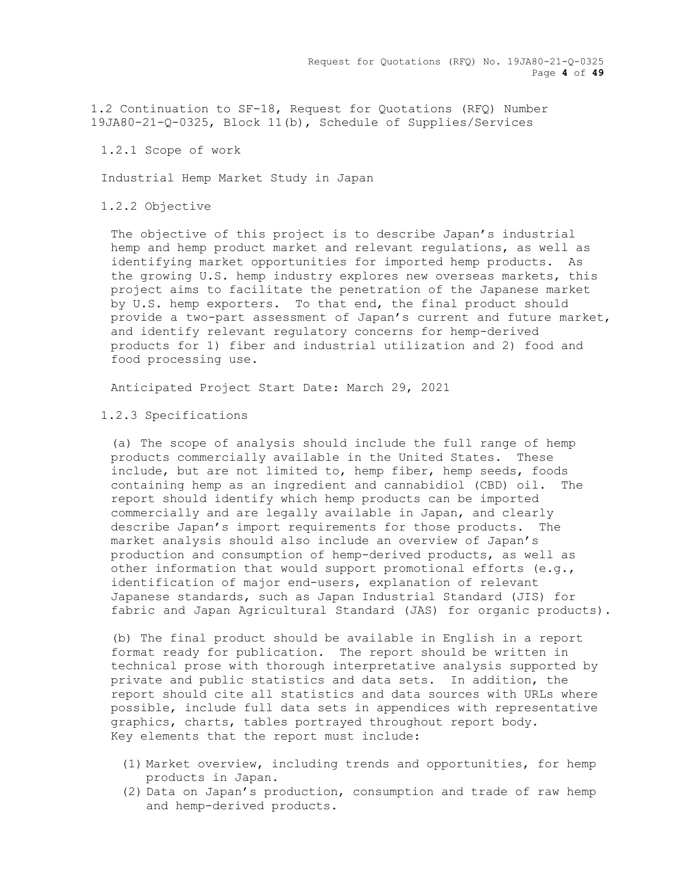1.2 Continuation to SF-18, Request for Quotations (RFQ) Number 19JA80-21-Q-0325, Block 11(b), Schedule of Supplies/Services

### 1.2.1 Scope of work

Industrial Hemp Market Study in Japan

### 1.2.2 Objective

The objective of this project is to describe Japan's industrial hemp and hemp product market and relevant regulations, as well as identifying market opportunities for imported hemp products. As the growing U.S. hemp industry explores new overseas markets, this project aims to facilitate the penetration of the Japanese market by U.S. hemp exporters. To that end, the final product should provide a two-part assessment of Japan's current and future market, and identify relevant regulatory concerns for hemp-derived products for 1) fiber and industrial utilization and 2) food and food processing use.

Anticipated Project Start Date: March 29, 2021

### 1.2.3 Specifications

(a) The scope of analysis should include the full range of hemp products commercially available in the United States. These include, but are not limited to, hemp fiber, hemp seeds, foods containing hemp as an ingredient and cannabidiol (CBD) oil. The report should identify which hemp products can be imported commercially and are legally available in Japan, and clearly describe Japan's import requirements for those products. The market analysis should also include an overview of Japan's production and consumption of hemp-derived products, as well as other information that would support promotional efforts (e.g., identification of major end-users, explanation of relevant Japanese standards, such as Japan Industrial Standard (JIS) for fabric and Japan Agricultural Standard (JAS) for organic products).

(b) The final product should be available in English in a report format ready for publication. The report should be written in technical prose with thorough interpretative analysis supported by private and public statistics and data sets. In addition, the report should cite all statistics and data sources with URLs where possible, include full data sets in appendices with representative graphics, charts, tables portrayed throughout report body. Key elements that the report must include:

(1) Market overview, including trends and opportunities, for hemp products in Japan.
(2) Data on Japan's production, consumption and trade of raw hemp and hemp-derived products.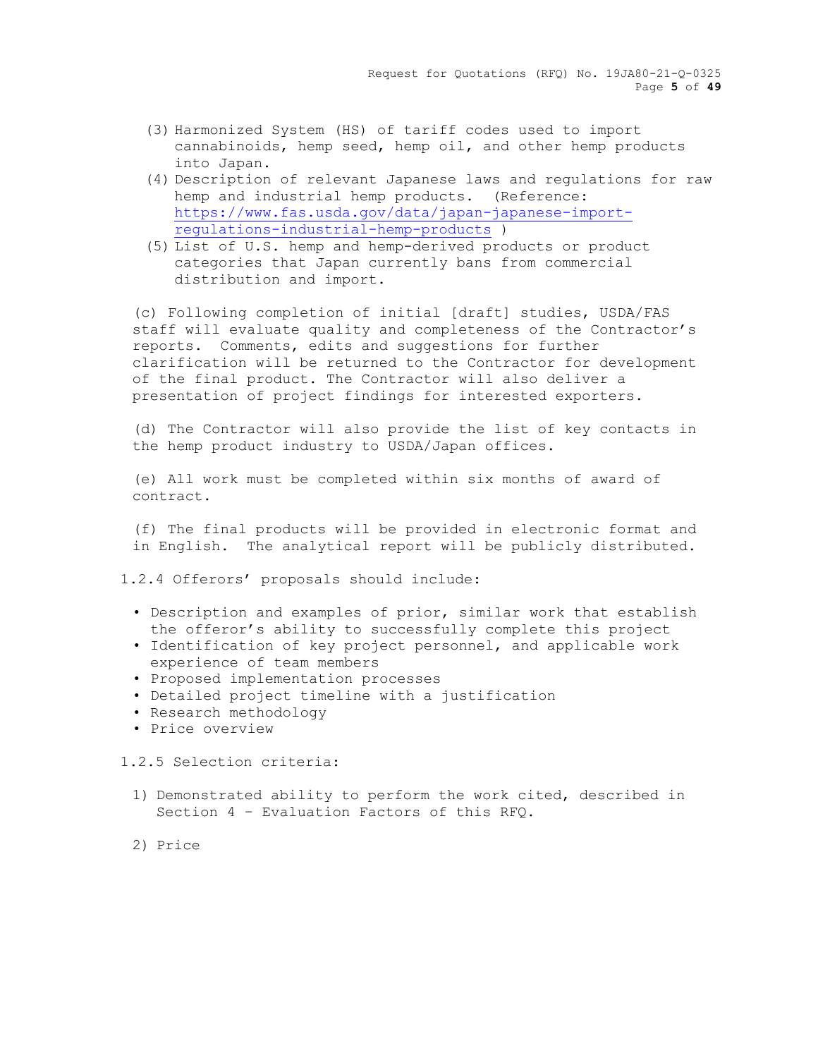(3) Harmonized System (HS) of tariff codes used to import cannabinoids, hemp seed, hemp oil, and other hemp products into Japan.
(4) Description of relevant Japanese laws and regulations for raw hemp and industrial hemp products. (Reference: https://www.fas.usda.gov/data/japan-japanese-import-regulations-industrial-hemp-products )
(5) List of U.S. hemp and hemp-derived products or product categories that Japan currently bans from commercial distribution and import.

(c) Following completion of initial [draft] studies, USDA/FAS staff will evaluate quality and completeness of the Contractor's reports. Comments, edits and suggestions for further clarification will be returned to the Contractor for development of the final product. The Contractor will also deliver a presentation of project findings for interested exporters.

(d) The Contractor will also provide the list of key contacts in the hemp product industry to USDA/Japan offices.

(e) All work must be completed within six months of award of contract.

(f) The final products will be provided in electronic format and in English. The analytical report will be publicly distributed.

1.2.4 Offerors' proposals should include:

- Description and examples of prior, similar work that establish the offeror's ability to successfully complete this project
- Identification of key project personnel, and applicable work experience of team members
- Proposed implementation processes
- Detailed project timeline with a justification
- Research methodology
- Price overview

1.2.5 Selection criteria:

1) Demonstrated ability to perform the work cited, described in Section 4 – Evaluation Factors of this RFQ.

2) Price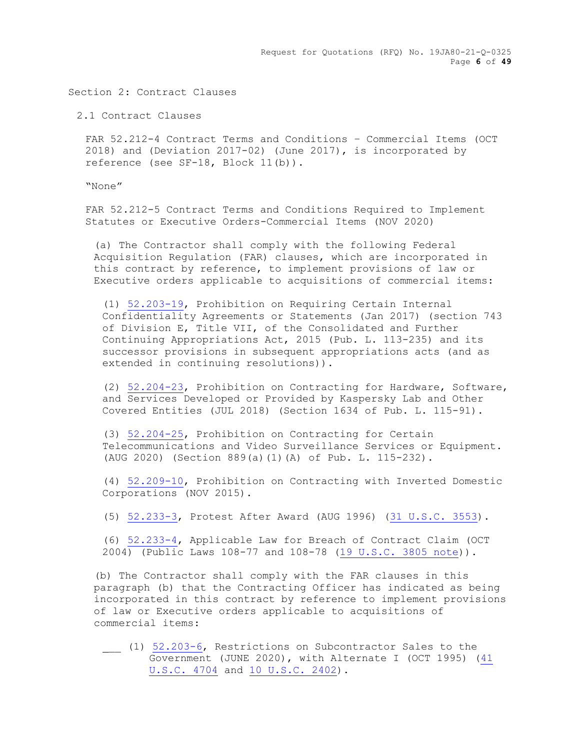## Section 2: Contract Clauses

### 2.1 Contract Clauses

FAR 52.212-4 Contract Terms and Conditions – Commercial Items (OCT 2018) and (Deviation 2017-02) (June 2017), is incorporated by reference (see SF-18, Block 11(b)).

"None"

FAR 52.212-5 Contract Terms and Conditions Required to Implement Statutes or Executive Orders-Commercial Items (NOV 2020)

(a) The Contractor shall comply with the following Federal Acquisition Regulation (FAR) clauses, which are incorporated in this contract by reference, to implement provisions of law or Executive orders applicable to acquisitions of commercial items:

(1) 52.203-19, Prohibition on Requiring Certain Internal Confidentiality Agreements or Statements (Jan 2017) (section 743 of Division E, Title VII, of the Consolidated and Further Continuing Appropriations Act, 2015 (Pub. L. 113-235) and its successor provisions in subsequent appropriations acts (and as extended in continuing resolutions)).

(2) 52.204-23, Prohibition on Contracting for Hardware, Software, and Services Developed or Provided by Kaspersky Lab and Other Covered Entities (JUL 2018) (Section 1634 of Pub. L. 115-91).

(3) 52.204-25, Prohibition on Contracting for Certain Telecommunications and Video Surveillance Services or Equipment. (AUG 2020) (Section 889(a)(1)(A) of Pub. L. 115-232).

(4) 52.209-10, Prohibition on Contracting with Inverted Domestic Corporations (NOV 2015).

(5) 52.233-3, Protest After Award (AUG 1996) (31 U.S.C. 3553).

(6) 52.233-4, Applicable Law for Breach of Contract Claim (OCT 2004) (Public Laws 108-77 and 108-78 (19 U.S.C. 3805 note)).

(b) The Contractor shall comply with the FAR clauses in this paragraph (b) that the Contracting Officer has indicated as being incorporated in this contract by reference to implement provisions of law or Executive orders applicable to acquisitions of commercial items:

___ (1) 52.203-6, Restrictions on Subcontractor Sales to the Government (JUNE 2020), with Alternate I (OCT 1995) (41 U.S.C. 4704 and 10 U.S.C. 2402).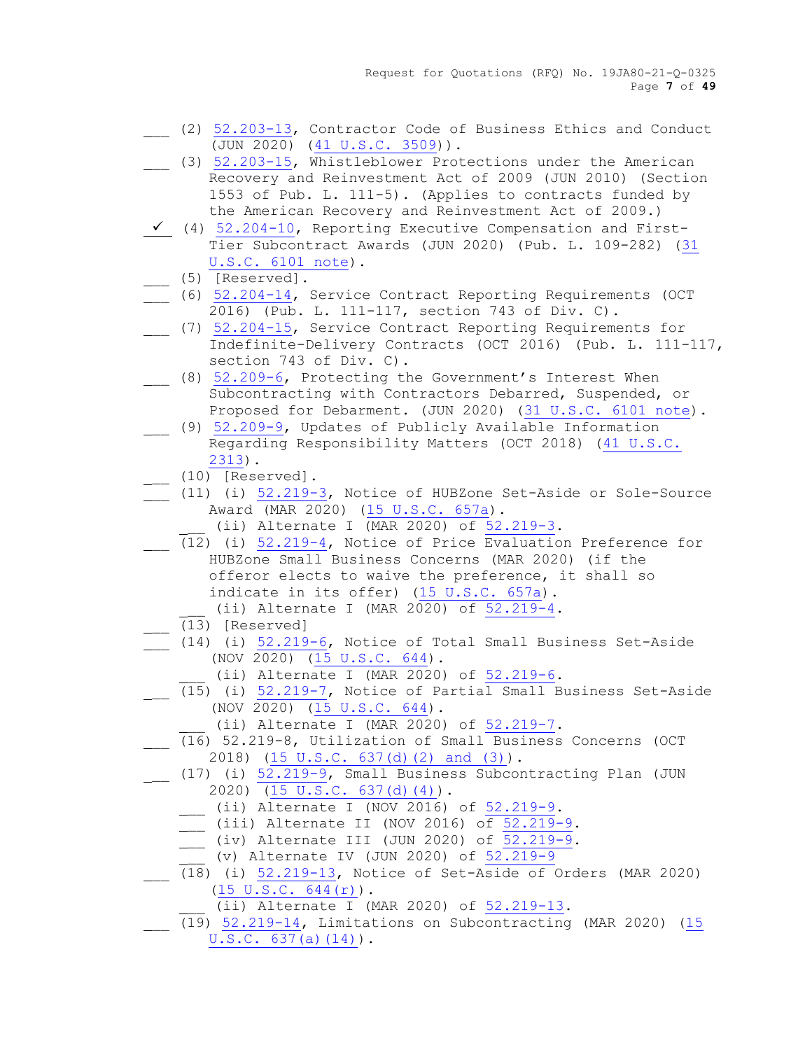___ (2) 52.203-13, Contractor Code of Business Ethics and Conduct (JUN 2020) (41 U.S.C. 3509)).

___ (3) 52.203-15, Whistleblower Protections under the American Recovery and Reinvestment Act of 2009 (JUN 2010) (Section 1553 of Pub. L. 111-5). (Applies to contracts funded by the American Recovery and Reinvestment Act of 2009.)

✓ (4) 52.204-10, Reporting Executive Compensation and First-Tier Subcontract Awards (JUN 2020) (Pub. L. 109-282) (31 U.S.C. 6101 note).

___ (5) [Reserved].

___ (6) 52.204-14, Service Contract Reporting Requirements (OCT 2016) (Pub. L. 111-117, section 743 of Div. C).

___ (7) 52.204-15, Service Contract Reporting Requirements for Indefinite-Delivery Contracts (OCT 2016) (Pub. L. 111-117, section 743 of Div. C).

___ (8) 52.209-6, Protecting the Government's Interest When Subcontracting with Contractors Debarred, Suspended, or Proposed for Debarment. (JUN 2020) (31 U.S.C. 6101 note).

___ (9) 52.209-9, Updates of Publicly Available Information Regarding Responsibility Matters (OCT 2018) (41 U.S.C. 2313).

___ (10) [Reserved].

___ (11) (i) 52.219-3, Notice of HUBZone Set-Aside or Sole-Source Award (MAR 2020) (15 U.S.C. 657a).

___ (ii) Alternate I (MAR 2020) of 52.219-3.

___ (12) (i) 52.219-4, Notice of Price Evaluation Preference for HUBZone Small Business Concerns (MAR 2020) (if the offeror elects to waive the preference, it shall so indicate in its offer) (15 U.S.C. 657a).

___ (ii) Alternate I (MAR 2020) of 52.219-4.

___ (13) [Reserved]

___ (14) (i) 52.219-6, Notice of Total Small Business Set-Aside (NOV 2020) (15 U.S.C. 644).

___ (ii) Alternate I (MAR 2020) of 52.219-6.

___ (15) (i) 52.219-7, Notice of Partial Small Business Set-Aside (NOV 2020) (15 U.S.C. 644).

___ (ii) Alternate I (MAR 2020) of 52.219-7.

___ (16) 52.219-8, Utilization of Small Business Concerns (OCT 2018) (15 U.S.C. 637(d)(2) and (3)).

___ (17) (i) 52.219-9, Small Business Subcontracting Plan (JUN 2020) (15 U.S.C. 637(d)(4)).

___ (ii) Alternate I (NOV 2016) of 52.219-9.

___ (iii) Alternate II (NOV 2016) of 52.219-9.

___ (iv) Alternate III (JUN 2020) of 52.219-9.

___ (v) Alternate IV (JUN 2020) of 52.219-9

___ (18) (i) 52.219-13, Notice of Set-Aside of Orders (MAR 2020) (15 U.S.C. 644(r)).

___ (ii) Alternate I (MAR 2020) of 52.219-13.

___ (19) 52.219-14, Limitations on Subcontracting (MAR 2020) (15 U.S.C. 637(a)(14)).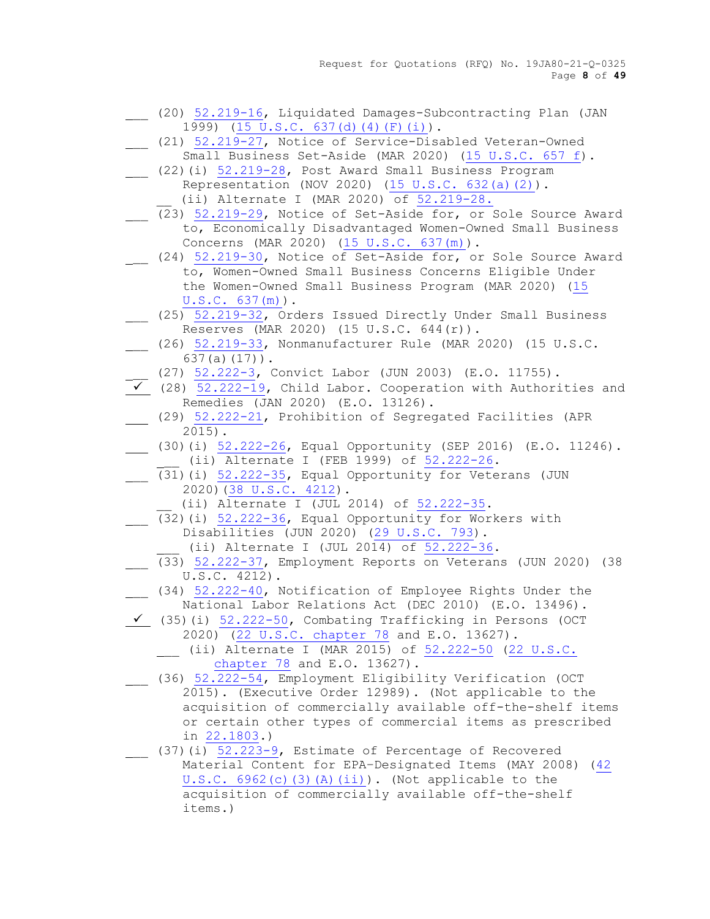___ (20) 52.219-16, Liquidated Damages-Subcontracting Plan (JAN 1999) (15 U.S.C. 637(d)(4)(F)(i)).

___ (21) 52.219-27, Notice of Service-Disabled Veteran-Owned Small Business Set-Aside (MAR 2020) (15 U.S.C. 657 f).

___ (22)(i) 52.219-28, Post Award Small Business Program Representation (NOV 2020) (15 U.S.C. 632(a)(2)).

__ (ii) Alternate I (MAR 2020) of 52.219-28.

___ (23) 52.219-29, Notice of Set-Aside for, or Sole Source Award to, Economically Disadvantaged Women-Owned Small Business Concerns (MAR 2020) (15 U.S.C. 637(m)).

___ (24) 52.219-30, Notice of Set-Aside for, or Sole Source Award to, Women-Owned Small Business Concerns Eligible Under the Women-Owned Small Business Program (MAR 2020) (15 U.S.C. 637(m)).

___ (25) 52.219-32, Orders Issued Directly Under Small Business Reserves (MAR 2020) (15 U.S.C. 644(r)).

___ (26) 52.219-33, Nonmanufacturer Rule (MAR 2020) (15 U.S.C. 637(a)(17)).

___ (27) 52.222-3, Convict Labor (JUN 2003) (E.O. 11755).

✓ (28) 52.222-19, Child Labor. Cooperation with Authorities and Remedies (JAN 2020) (E.O. 13126).

___ (29) 52.222-21, Prohibition of Segregated Facilities (APR 2015).

___ (30)(i) 52.222-26, Equal Opportunity (SEP 2016) (E.O. 11246).

___ (ii) Alternate I (FEB 1999) of 52.222-26.

___ (31)(i) 52.222-35, Equal Opportunity for Veterans (JUN 2020)(38 U.S.C. 4212).

__ (ii) Alternate I (JUL 2014) of 52.222-35.

___ (32)(i) 52.222-36, Equal Opportunity for Workers with Disabilities (JUN 2020) (29 U.S.C. 793).

___ (ii) Alternate I (JUL 2014) of 52.222-36.

___ (33) 52.222-37, Employment Reports on Veterans (JUN 2020) (38 U.S.C. 4212).

___ (34) 52.222-40, Notification of Employee Rights Under the National Labor Relations Act (DEC 2010) (E.O. 13496).

✓ (35)(i) 52.222-50, Combating Trafficking in Persons (OCT 2020) (22 U.S.C. chapter 78 and E.O. 13627).

___ (ii) Alternate I (MAR 2015) of 52.222-50 (22 U.S.C. chapter 78 and E.O. 13627).

___ (36) 52.222-54, Employment Eligibility Verification (OCT 2015). (Executive Order 12989). (Not applicable to the acquisition of commercially available off-the-shelf items or certain other types of commercial items as prescribed in 22.1803.)

___ (37)(i) 52.223-9, Estimate of Percentage of Recovered Material Content for EPA-Designated Items (MAY 2008) (42 U.S.C. 6962(c)(3)(A)(ii)). (Not applicable to the acquisition of commercially available off-the-shelf items.)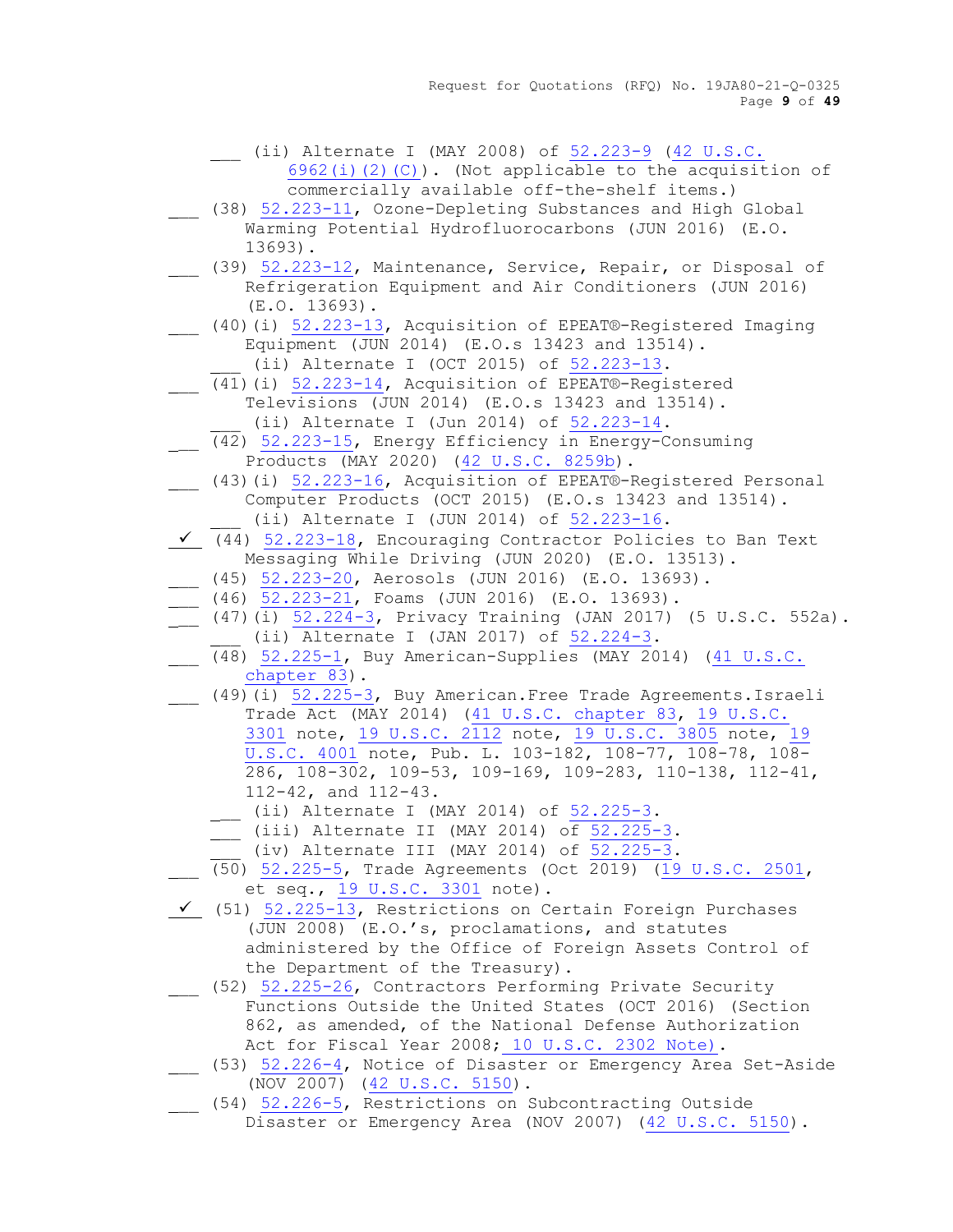___ (ii) Alternate I (MAY 2008) of 52.223-9 (42 U.S.C. 6962(i)(2)(C)). (Not applicable to the acquisition of commercially available off-the-shelf items.)

___ (38) 52.223-11, Ozone-Depleting Substances and High Global Warming Potential Hydrofluorocarbons (JUN 2016) (E.O. 13693).

___ (39) 52.223-12, Maintenance, Service, Repair, or Disposal of Refrigeration Equipment and Air Conditioners (JUN 2016) (E.O. 13693).

___ (40)(i) 52.223-13, Acquisition of EPEAT®-Registered Imaging Equipment (JUN 2014) (E.O.s 13423 and 13514).

___ (ii) Alternate I (OCT 2015) of 52.223-13.

___ (41)(i) 52.223-14, Acquisition of EPEAT®-Registered Televisions (JUN 2014) (E.O.s 13423 and 13514).

___ (ii) Alternate I (Jun 2014) of 52.223-14.

___ (42) 52.223-15, Energy Efficiency in Energy-Consuming Products (MAY 2020) (42 U.S.C. 8259b).

___ (43)(i) 52.223-16, Acquisition of EPEAT®-Registered Personal Computer Products (OCT 2015) (E.O.s 13423 and 13514).

___ (ii) Alternate I (JUN 2014) of 52.223-16.

✓ (44) 52.223-18, Encouraging Contractor Policies to Ban Text Messaging While Driving (JUN 2020) (E.O. 13513).

___ (45) 52.223-20, Aerosols (JUN 2016) (E.O. 13693).

___ (46) 52.223-21, Foams (JUN 2016) (E.O. 13693).

___ (47)(i) 52.224-3, Privacy Training (JAN 2017) (5 U.S.C. 552a).

___ (ii) Alternate I (JAN 2017) of 52.224-3.

___ (48) 52.225-1, Buy American-Supplies (MAY 2014) (41 U.S.C. chapter 83).

___ (49)(i) 52.225-3, Buy American.Free Trade Agreements.Israeli Trade Act (MAY 2014) (41 U.S.C. chapter 83, 19 U.S.C. 3301 note, 19 U.S.C. 2112 note, 19 U.S.C. 3805 note, 19 U.S.C. 4001 note, Pub. L. 103-182, 108-77, 108-78, 108-286, 108-302, 109-53, 109-169, 109-283, 110-138, 112-41, 112-42, and 112-43.

___ (ii) Alternate I (MAY 2014) of 52.225-3.

___ (iii) Alternate II (MAY 2014) of 52.225-3.

___ (iv) Alternate III (MAY 2014) of 52.225-3.

___ (50) 52.225-5, Trade Agreements (Oct 2019) (19 U.S.C. 2501, et seq., 19 U.S.C. 3301 note).

✓ (51) 52.225-13, Restrictions on Certain Foreign Purchases (JUN 2008) (E.O.'s, proclamations, and statutes administered by the Office of Foreign Assets Control of the Department of the Treasury).

___ (52) 52.225-26, Contractors Performing Private Security Functions Outside the United States (OCT 2016) (Section 862, as amended, of the National Defense Authorization Act for Fiscal Year 2008; 10 U.S.C. 2302 Note).

___ (53) 52.226-4, Notice of Disaster or Emergency Area Set-Aside (NOV 2007) (42 U.S.C. 5150).

___ (54) 52.226-5, Restrictions on Subcontracting Outside Disaster or Emergency Area (NOV 2007) (42 U.S.C. 5150).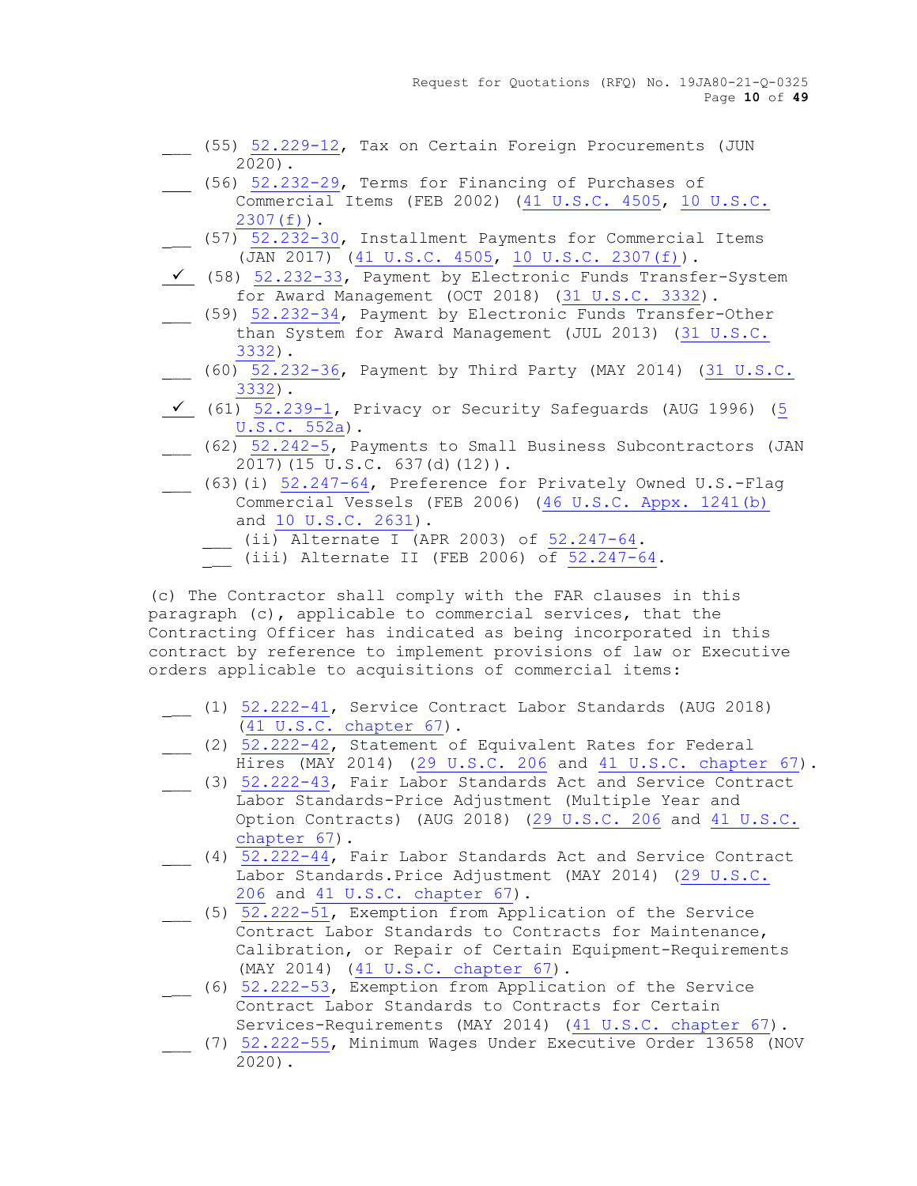___ (55) 52.229-12, Tax on Certain Foreign Procurements (JUN 2020).

___ (56) 52.232-29, Terms for Financing of Purchases of Commercial Items (FEB 2002) (41 U.S.C. 4505, 10 U.S.C. 2307(f)).

___ (57) 52.232-30, Installment Payments for Commercial Items (JAN 2017) (41 U.S.C. 4505, 10 U.S.C. 2307(f)).

✓ (58) 52.232-33, Payment by Electronic Funds Transfer-System for Award Management (OCT 2018) (31 U.S.C. 3332).

___ (59) 52.232-34, Payment by Electronic Funds Transfer-Other than System for Award Management (JUL 2013) (31 U.S.C. 3332).

___ (60) 52.232-36, Payment by Third Party (MAY 2014) (31 U.S.C. 3332).

✓ (61) 52.239-1, Privacy or Security Safeguards (AUG 1996) (5 U.S.C. 552a).

___ (62) 52.242-5, Payments to Small Business Subcontractors (JAN 2017)(15 U.S.C. 637(d)(12)).

___ (63)(i) 52.247-64, Preference for Privately Owned U.S.-Flag Commercial Vessels (FEB 2006) (46 U.S.C. Appx. 1241(b) and 10 U.S.C. 2631).

___ (ii) Alternate I (APR 2003) of 52.247-64.

___ (iii) Alternate II (FEB 2006) of 52.247-64.

(c) The Contractor shall comply with the FAR clauses in this paragraph (c), applicable to commercial services, that the Contracting Officer has indicated as being incorporated in this contract by reference to implement provisions of law or Executive orders applicable to acquisitions of commercial items:

___ (1) 52.222-41, Service Contract Labor Standards (AUG 2018) (41 U.S.C. chapter 67).

___ (2) 52.222-42, Statement of Equivalent Rates for Federal Hires (MAY 2014) (29 U.S.C. 206 and 41 U.S.C. chapter 67).

___ (3) 52.222-43, Fair Labor Standards Act and Service Contract Labor Standards-Price Adjustment (Multiple Year and Option Contracts) (AUG 2018) (29 U.S.C. 206 and 41 U.S.C. chapter 67).

___ (4) 52.222-44, Fair Labor Standards Act and Service Contract Labor Standards.Price Adjustment (MAY 2014) (29 U.S.C. 206 and 41 U.S.C. chapter 67).

___ (5) 52.222-51, Exemption from Application of the Service Contract Labor Standards to Contracts for Maintenance, Calibration, or Repair of Certain Equipment-Requirements (MAY 2014) (41 U.S.C. chapter 67).

___ (6) 52.222-53, Exemption from Application of the Service Contract Labor Standards to Contracts for Certain Services-Requirements (MAY 2014) (41 U.S.C. chapter 67).

___ (7) 52.222-55, Minimum Wages Under Executive Order 13658 (NOV 2020).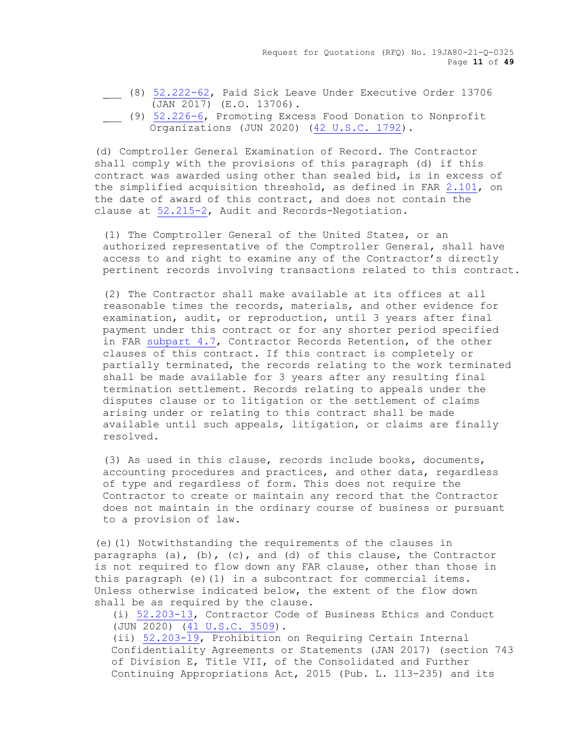\_\_\_ (8) 52.222-62, Paid Sick Leave Under Executive Order 13706 (JAN 2017) (E.O. 13706).

\_\_\_ (9) 52.226-6, Promoting Excess Food Donation to Nonprofit Organizations (JUN 2020) (42 U.S.C. 1792).

(d) Comptroller General Examination of Record. The Contractor shall comply with the provisions of this paragraph (d) if this contract was awarded using other than sealed bid, is in excess of the simplified acquisition threshold, as defined in FAR 2.101, on the date of award of this contract, and does not contain the clause at 52.215-2, Audit and Records-Negotiation.

(1) The Comptroller General of the United States, or an authorized representative of the Comptroller General, shall have access to and right to examine any of the Contractor's directly pertinent records involving transactions related to this contract.

(2) The Contractor shall make available at its offices at all reasonable times the records, materials, and other evidence for examination, audit, or reproduction, until 3 years after final payment under this contract or for any shorter period specified in FAR subpart 4.7, Contractor Records Retention, of the other clauses of this contract. If this contract is completely or partially terminated, the records relating to the work terminated shall be made available for 3 years after any resulting final termination settlement. Records relating to appeals under the disputes clause or to litigation or the settlement of claims arising under or relating to this contract shall be made available until such appeals, litigation, or claims are finally resolved.

(3) As used in this clause, records include books, documents, accounting procedures and practices, and other data, regardless of type and regardless of form. This does not require the Contractor to create or maintain any record that the Contractor does not maintain in the ordinary course of business or pursuant to a provision of law.

(e)(1) Notwithstanding the requirements of the clauses in paragraphs (a), (b), (c), and (d) of this clause, the Contractor is not required to flow down any FAR clause, other than those in this paragraph (e)(1) in a subcontract for commercial items. Unless otherwise indicated below, the extent of the flow down shall be as required by the clause.

(i) 52.203-13, Contractor Code of Business Ethics and Conduct (JUN 2020) (41 U.S.C. 3509).

(ii) 52.203-19, Prohibition on Requiring Certain Internal Confidentiality Agreements or Statements (JAN 2017) (section 743 of Division E, Title VII, of the Consolidated and Further Continuing Appropriations Act, 2015 (Pub. L. 113-235) and its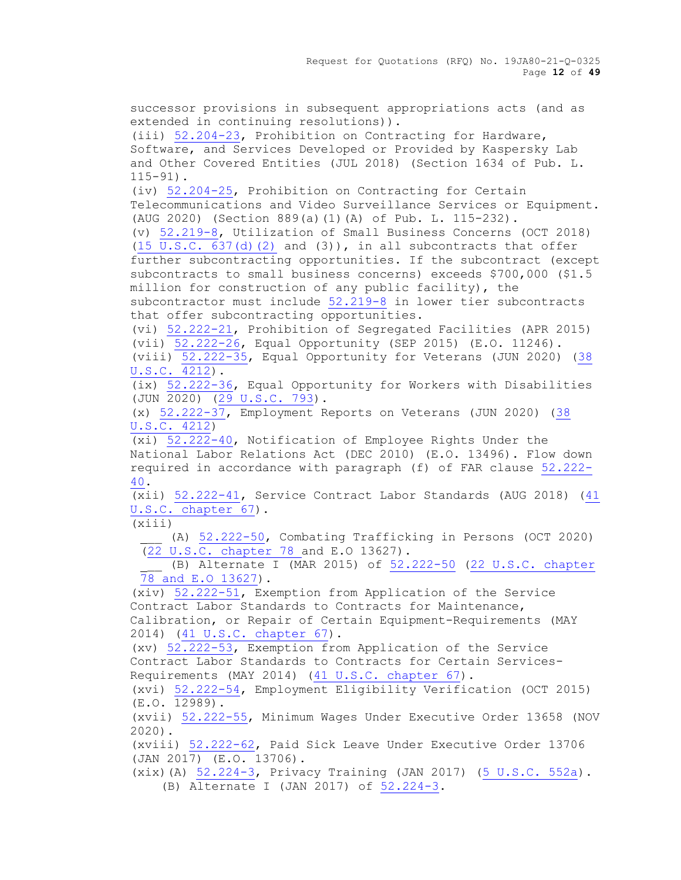successor provisions in subsequent appropriations acts (and as extended in continuing resolutions)).

(iii) 52.204-23, Prohibition on Contracting for Hardware, Software, and Services Developed or Provided by Kaspersky Lab and Other Covered Entities (JUL 2018) (Section 1634 of Pub. L. 115-91).

(iv) 52.204-25, Prohibition on Contracting for Certain Telecommunications and Video Surveillance Services or Equipment. (AUG 2020) (Section 889(a)(1)(A) of Pub. L. 115-232).

(v) 52.219-8, Utilization of Small Business Concerns (OCT 2018) (15 U.S.C. 637(d)(2) and (3)), in all subcontracts that offer further subcontracting opportunities. If the subcontract (except subcontracts to small business concerns) exceeds $700,000 ($1.5 million for construction of any public facility), the subcontractor must include 52.219-8 in lower tier subcontracts that offer subcontracting opportunities.

(vi) 52.222-21, Prohibition of Segregated Facilities (APR 2015)

(vii) 52.222-26, Equal Opportunity (SEP 2015) (E.O. 11246).

(viii) 52.222-35, Equal Opportunity for Veterans (JUN 2020) (38 U.S.C. 4212).

(ix) 52.222-36, Equal Opportunity for Workers with Disabilities (JUN 2020) (29 U.S.C. 793).

(x) 52.222-37, Employment Reports on Veterans (JUN 2020) (38 U.S.C. 4212)

(xi) 52.222-40, Notification of Employee Rights Under the National Labor Relations Act (DEC 2010) (E.O. 13496). Flow down required in accordance with paragraph (f) of FAR clause 52.222-40.

(xii) 52.222-41, Service Contract Labor Standards (AUG 2018) (41 U.S.C. chapter 67).

(xiii)

___ (A) 52.222-50, Combating Trafficking in Persons (OCT 2020) (22 U.S.C. chapter 78 and E.O 13627).

___ (B) Alternate I (MAR 2015) of 52.222-50 (22 U.S.C. chapter 78 and E.O 13627).

(xiv) 52.222-51, Exemption from Application of the Service Contract Labor Standards to Contracts for Maintenance, Calibration, or Repair of Certain Equipment-Requirements (MAY 2014) (41 U.S.C. chapter 67).

(xv) 52.222-53, Exemption from Application of the Service Contract Labor Standards to Contracts for Certain Services-Requirements (MAY 2014) (41 U.S.C. chapter 67).

(xvi) 52.222-54, Employment Eligibility Verification (OCT 2015) (E.O. 12989).

(xvii) 52.222-55, Minimum Wages Under Executive Order 13658 (NOV 2020).

(xviii) 52.222-62, Paid Sick Leave Under Executive Order 13706 (JAN 2017) (E.O. 13706).

(xix)(A) 52.224-3, Privacy Training (JAN 2017) (5 U.S.C. 552a).

(B) Alternate I (JAN 2017) of 52.224-3.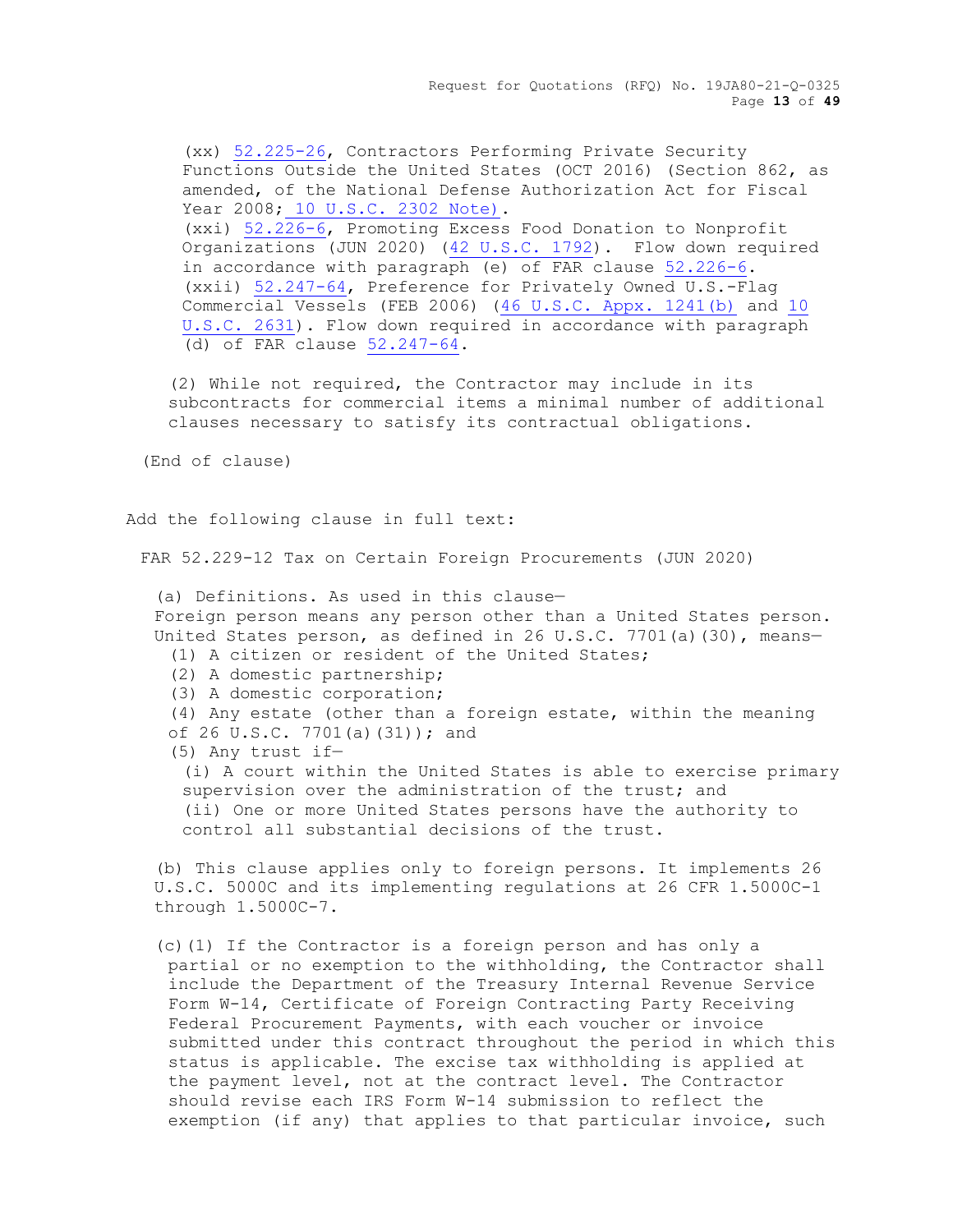(xx) 52.225-26, Contractors Performing Private Security Functions Outside the United States (OCT 2016) (Section 862, as amended, of the National Defense Authorization Act for Fiscal Year 2008; 10 U.S.C. 2302 Note).

(xxi) 52.226-6, Promoting Excess Food Donation to Nonprofit Organizations (JUN 2020) (42 U.S.C. 1792). Flow down required in accordance with paragraph (e) of FAR clause 52.226-6.

(xxii) 52.247-64, Preference for Privately Owned U.S.-Flag Commercial Vessels (FEB 2006) (46 U.S.C. Appx. 1241(b) and 10 U.S.C. 2631). Flow down required in accordance with paragraph (d) of FAR clause 52.247-64.

(2) While not required, the Contractor may include in its subcontracts for commercial items a minimal number of additional clauses necessary to satisfy its contractual obligations.

(End of clause)

Add the following clause in full text:

FAR 52.229-12 Tax on Certain Foreign Procurements (JUN 2020)

(a) Definitions. As used in this clause—

Foreign person means any person other than a United States person.

United States person, as defined in 26 U.S.C. 7701(a)(30), means—

(1) A citizen or resident of the United States;

(2) A domestic partnership;

(3) A domestic corporation;

(4) Any estate (other than a foreign estate, within the meaning of 26 U.S.C. 7701(a)(31)); and

(5) Any trust if—

(i) A court within the United States is able to exercise primary supervision over the administration of the trust; and

(ii) One or more United States persons have the authority to control all substantial decisions of the trust.

(b) This clause applies only to foreign persons. It implements 26 U.S.C. 5000C and its implementing regulations at 26 CFR 1.5000C-1 through 1.5000C-7.

(c)(1) If the Contractor is a foreign person and has only a partial or no exemption to the withholding, the Contractor shall include the Department of the Treasury Internal Revenue Service Form W-14, Certificate of Foreign Contracting Party Receiving Federal Procurement Payments, with each voucher or invoice submitted under this contract throughout the period in which this status is applicable. The excise tax withholding is applied at the payment level, not at the contract level. The Contractor should revise each IRS Form W-14 submission to reflect the exemption (if any) that applies to that particular invoice, such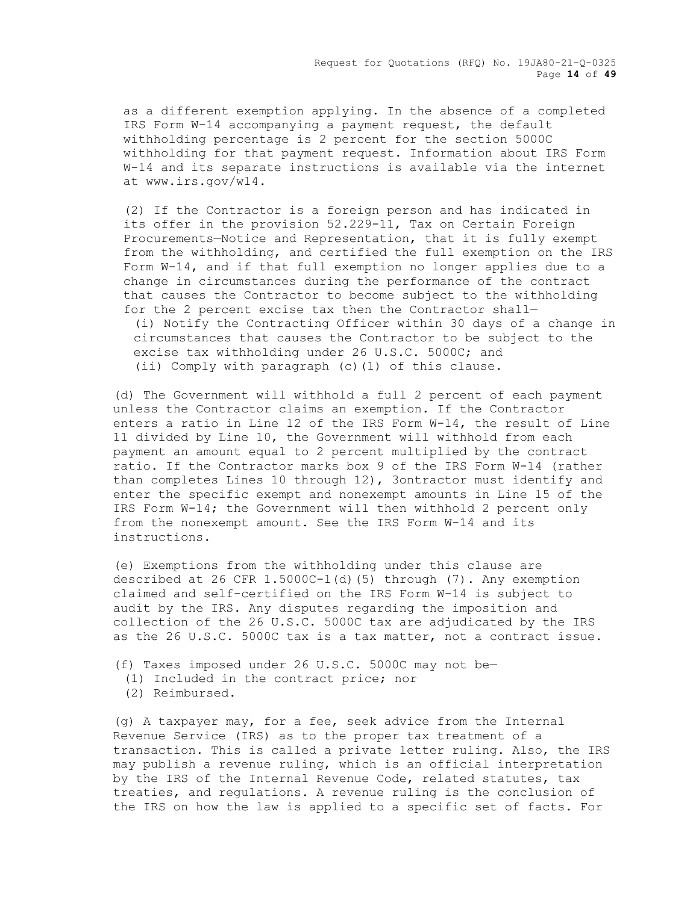as a different exemption applying. In the absence of a completed IRS Form W-14 accompanying a payment request, the default withholding percentage is 2 percent for the section 5000C withholding for that payment request. Information about IRS Form W-14 and its separate instructions is available via the internet at www.irs.gov/w14.

(2) If the Contractor is a foreign person and has indicated in its offer in the provision 52.229-11, Tax on Certain Foreign Procurements—Notice and Representation, that it is fully exempt from the withholding, and certified the full exemption on the IRS Form W-14, and if that full exemption no longer applies due to a change in circumstances during the performance of the contract that causes the Contractor to become subject to the withholding for the 2 percent excise tax then the Contractor shall—

(i) Notify the Contracting Officer within 30 days of a change in circumstances that causes the Contractor to be subject to the excise tax withholding under 26 U.S.C. 5000C; and

(ii) Comply with paragraph (c)(1) of this clause.

(d) The Government will withhold a full 2 percent of each payment unless the Contractor claims an exemption. If the Contractor enters a ratio in Line 12 of the IRS Form W-14, the result of Line 11 divided by Line 10, the Government will withhold from each payment an amount equal to 2 percent multiplied by the contract ratio. If the Contractor marks box 9 of the IRS Form W-14 (rather than completes Lines 10 through 12), 3ontractor must identify and enter the specific exempt and nonexempt amounts in Line 15 of the IRS Form W-14; the Government will then withhold 2 percent only from the nonexempt amount. See the IRS Form W-14 and its instructions.

(e) Exemptions from the withholding under this clause are described at 26 CFR 1.5000C-1(d)(5) through (7). Any exemption claimed and self-certified on the IRS Form W-14 is subject to audit by the IRS. Any disputes regarding the imposition and collection of the 26 U.S.C. 5000C tax are adjudicated by the IRS as the 26 U.S.C. 5000C tax is a tax matter, not a contract issue.

(f) Taxes imposed under 26 U.S.C. 5000C may not be—

(1) Included in the contract price; nor

(2) Reimbursed.

(g) A taxpayer may, for a fee, seek advice from the Internal Revenue Service (IRS) as to the proper tax treatment of a transaction. This is called a private letter ruling. Also, the IRS may publish a revenue ruling, which is an official interpretation by the IRS of the Internal Revenue Code, related statutes, tax treaties, and regulations. A revenue ruling is the conclusion of the IRS on how the law is applied to a specific set of facts. For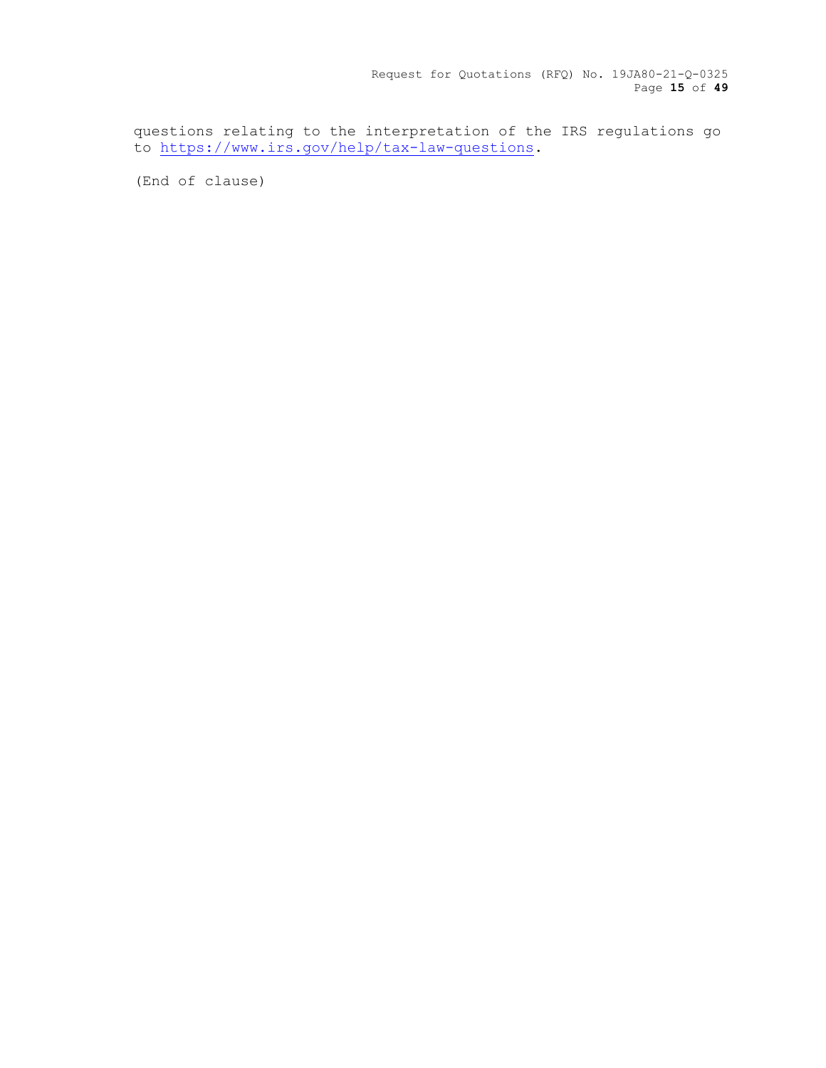questions relating to the interpretation of the IRS regulations go to [https://www.irs.gov/help/tax-law-questions](https://www.irs.gov/help/tax-law-questions).

(End of clause)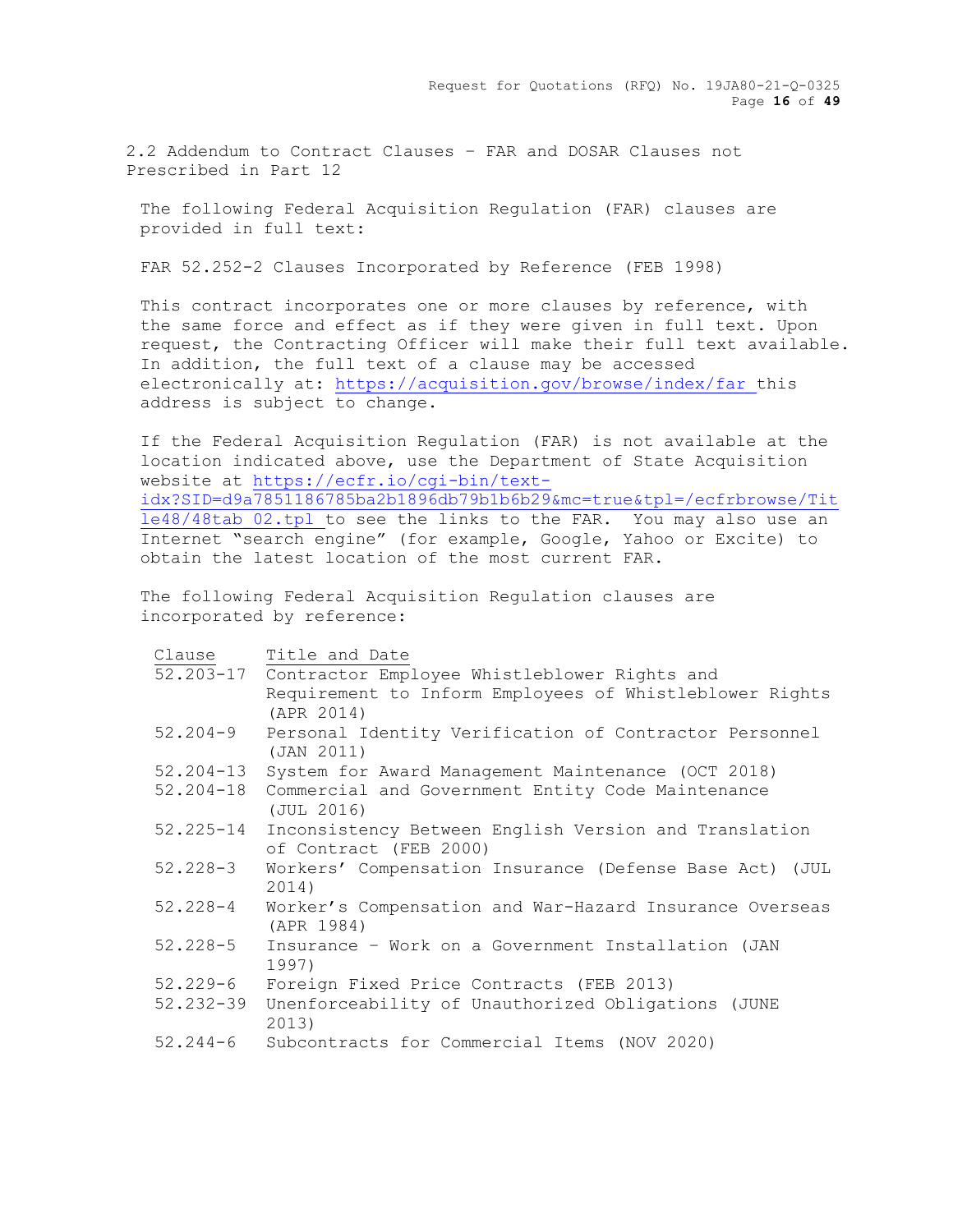2.2 Addendum to Contract Clauses – FAR and DOSAR Clauses not Prescribed in Part 12

The following Federal Acquisition Regulation (FAR) clauses are provided in full text:

FAR 52.252-2 Clauses Incorporated by Reference (FEB 1998)

This contract incorporates one or more clauses by reference, with the same force and effect as if they were given in full text. Upon request, the Contracting Officer will make their full text available. In addition, the full text of a clause may be accessed electronically at: https://acquisition.gov/browse/index/far this address is subject to change.

If the Federal Acquisition Regulation (FAR) is not available at the location indicated above, use the Department of State Acquisition website at https://ecfr.io/cgi-bin/text-idx?SID=d9a7851186785ba2b1896db79b1b6b29&mc=true&tpl=/ecfrbrowse/Title48/48tab_02.tpl to see the links to the FAR. You may also use an Internet "search engine" (for example, Google, Yahoo or Excite) to obtain the latest location of the most current FAR.

The following Federal Acquisition Regulation clauses are incorporated by reference:

| Clause | Title and Date |
|---|---|
| 52.203-17 | Contractor Employee Whistleblower Rights and Requirement to Inform Employees of Whistleblower Rights (APR 2014) |
| 52.204-9 | Personal Identity Verification of Contractor Personnel (JAN 2011) |
| 52.204-13 | System for Award Management Maintenance (OCT 2018) |
| 52.204-18 | Commercial and Government Entity Code Maintenance (JUL 2016) |
| 52.225-14 | Inconsistency Between English Version and Translation of Contract (FEB 2000) |
| 52.228-3 | Workers' Compensation Insurance (Defense Base Act) (JUL 2014) |
| 52.228-4 | Worker's Compensation and War-Hazard Insurance Overseas (APR 1984) |
| 52.228-5 | Insurance – Work on a Government Installation (JAN 1997) |
| 52.229-6 | Foreign Fixed Price Contracts (FEB 2013) |
| 52.232-39 | Unenforceability of Unauthorized Obligations (JUNE 2013) |
| 52.244-6 | Subcontracts for Commercial Items (NOV 2020) |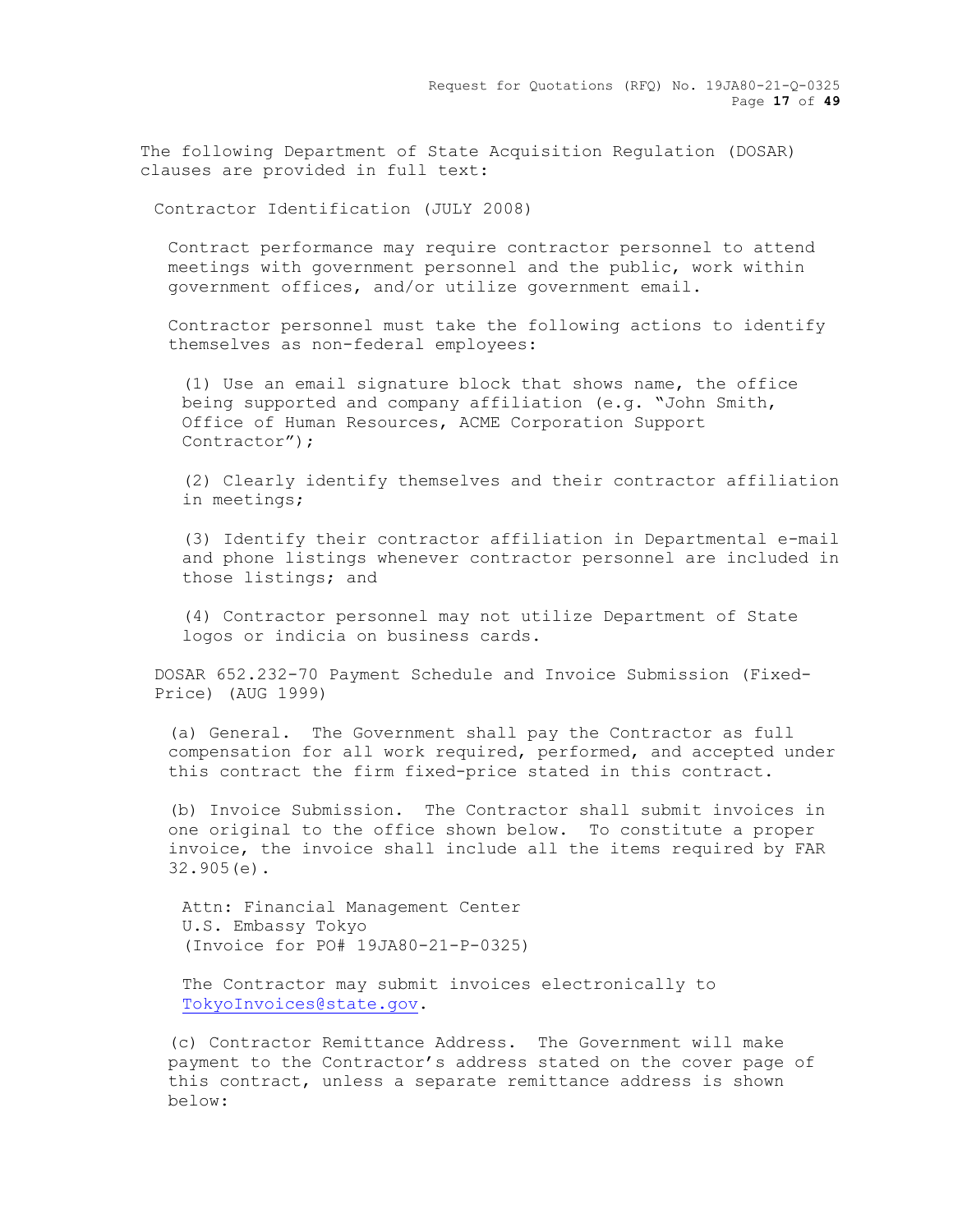The following Department of State Acquisition Regulation (DOSAR) clauses are provided in full text:

Contractor Identification (JULY 2008)

Contract performance may require contractor personnel to attend meetings with government personnel and the public, work within government offices, and/or utilize government email.

Contractor personnel must take the following actions to identify themselves as non-federal employees:

(1) Use an email signature block that shows name, the office being supported and company affiliation (e.g. "John Smith, Office of Human Resources, ACME Corporation Support Contractor");

(2) Clearly identify themselves and their contractor affiliation in meetings;

(3) Identify their contractor affiliation in Departmental e-mail and phone listings whenever contractor personnel are included in those listings; and

(4) Contractor personnel may not utilize Department of State logos or indicia on business cards.

DOSAR 652.232-70 Payment Schedule and Invoice Submission (Fixed-Price) (AUG 1999)

(a) General. The Government shall pay the Contractor as full compensation for all work required, performed, and accepted under this contract the firm fixed-price stated in this contract.

(b) Invoice Submission. The Contractor shall submit invoices in one original to the office shown below. To constitute a proper invoice, the invoice shall include all the items required by FAR 32.905(e).

Attn: Financial Management Center
U.S. Embassy Tokyo
(Invoice for PO# 19JA80-21-P-0325)

The Contractor may submit invoices electronically to TokyoInvoices@state.gov.

(c) Contractor Remittance Address. The Government will make payment to the Contractor's address stated on the cover page of this contract, unless a separate remittance address is shown below: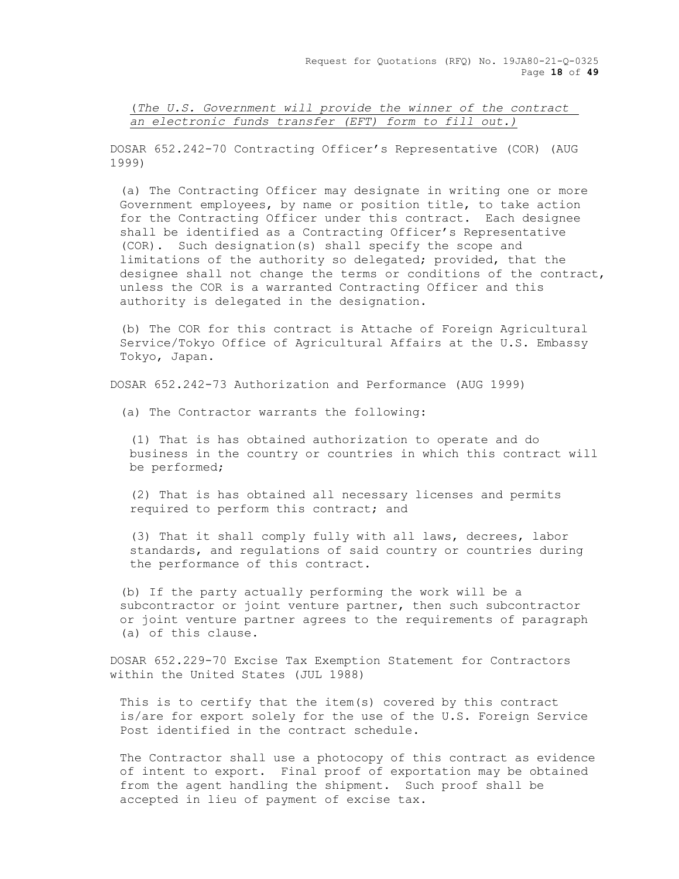*(The U.S. Government will provide the winner of the contract an electronic funds transfer (EFT) form to fill out.)*

DOSAR 652.242-70 Contracting Officer's Representative (COR) (AUG 1999)

(a) The Contracting Officer may designate in writing one or more Government employees, by name or position title, to take action for the Contracting Officer under this contract. Each designee shall be identified as a Contracting Officer's Representative (COR). Such designation(s) shall specify the scope and limitations of the authority so delegated; provided, that the designee shall not change the terms or conditions of the contract, unless the COR is a warranted Contracting Officer and this authority is delegated in the designation.

(b) The COR for this contract is Attache of Foreign Agricultural Service/Tokyo Office of Agricultural Affairs at the U.S. Embassy Tokyo, Japan.

DOSAR 652.242-73 Authorization and Performance (AUG 1999)

(a) The Contractor warrants the following:

(1) That is has obtained authorization to operate and do business in the country or countries in which this contract will be performed;

(2) That is has obtained all necessary licenses and permits required to perform this contract; and

(3) That it shall comply fully with all laws, decrees, labor standards, and regulations of said country or countries during the performance of this contract.

(b) If the party actually performing the work will be a subcontractor or joint venture partner, then such subcontractor or joint venture partner agrees to the requirements of paragraph (a) of this clause.

DOSAR 652.229-70 Excise Tax Exemption Statement for Contractors within the United States (JUL 1988)

This is to certify that the item(s) covered by this contract is/are for export solely for the use of the U.S. Foreign Service Post identified in the contract schedule.

The Contractor shall use a photocopy of this contract as evidence of intent to export. Final proof of exportation may be obtained from the agent handling the shipment. Such proof shall be accepted in lieu of payment of excise tax.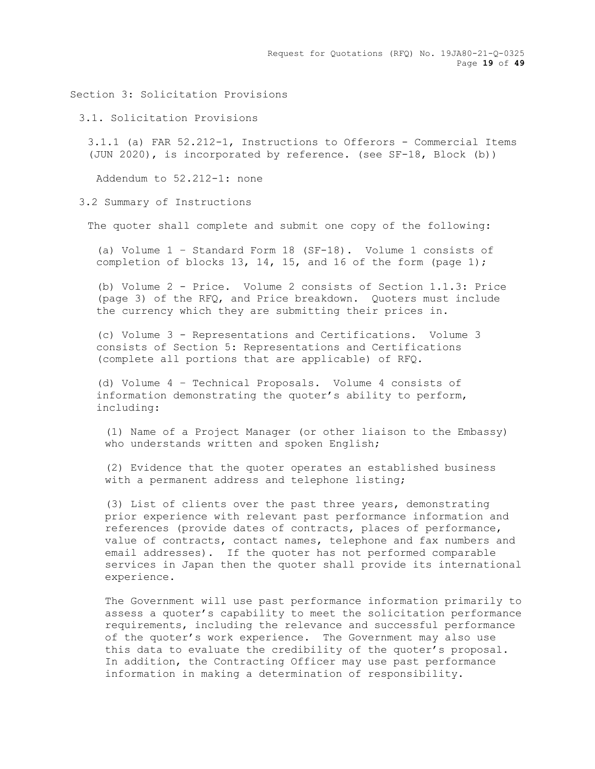# Section 3: Solicitation Provisions

## 3.1. Solicitation Provisions

3.1.1 (a) FAR 52.212-1, Instructions to Offerors - Commercial Items (JUN 2020), is incorporated by reference. (see SF-18, Block (b))

Addendum to 52.212-1: none

## 3.2 Summary of Instructions

The quoter shall complete and submit one copy of the following:

(a) Volume 1 – Standard Form 18 (SF-18). Volume 1 consists of completion of blocks 13, 14, 15, and 16 of the form (page 1);

(b) Volume 2 - Price. Volume 2 consists of Section 1.1.3: Price (page 3) of the RFQ, and Price breakdown. Quoters must include the currency which they are submitting their prices in.

(c) Volume 3 - Representations and Certifications. Volume 3 consists of Section 5: Representations and Certifications (complete all portions that are applicable) of RFQ.

(d) Volume 4 – Technical Proposals. Volume 4 consists of information demonstrating the quoter's ability to perform, including:

(1) Name of a Project Manager (or other liaison to the Embassy) who understands written and spoken English;

(2) Evidence that the quoter operates an established business with a permanent address and telephone listing;

(3) List of clients over the past three years, demonstrating prior experience with relevant past performance information and references (provide dates of contracts, places of performance, value of contracts, contact names, telephone and fax numbers and email addresses). If the quoter has not performed comparable services in Japan then the quoter shall provide its international experience.

The Government will use past performance information primarily to assess a quoter's capability to meet the solicitation performance requirements, including the relevance and successful performance of the quoter's work experience. The Government may also use this data to evaluate the credibility of the quoter's proposal. In addition, the Contracting Officer may use past performance information in making a determination of responsibility.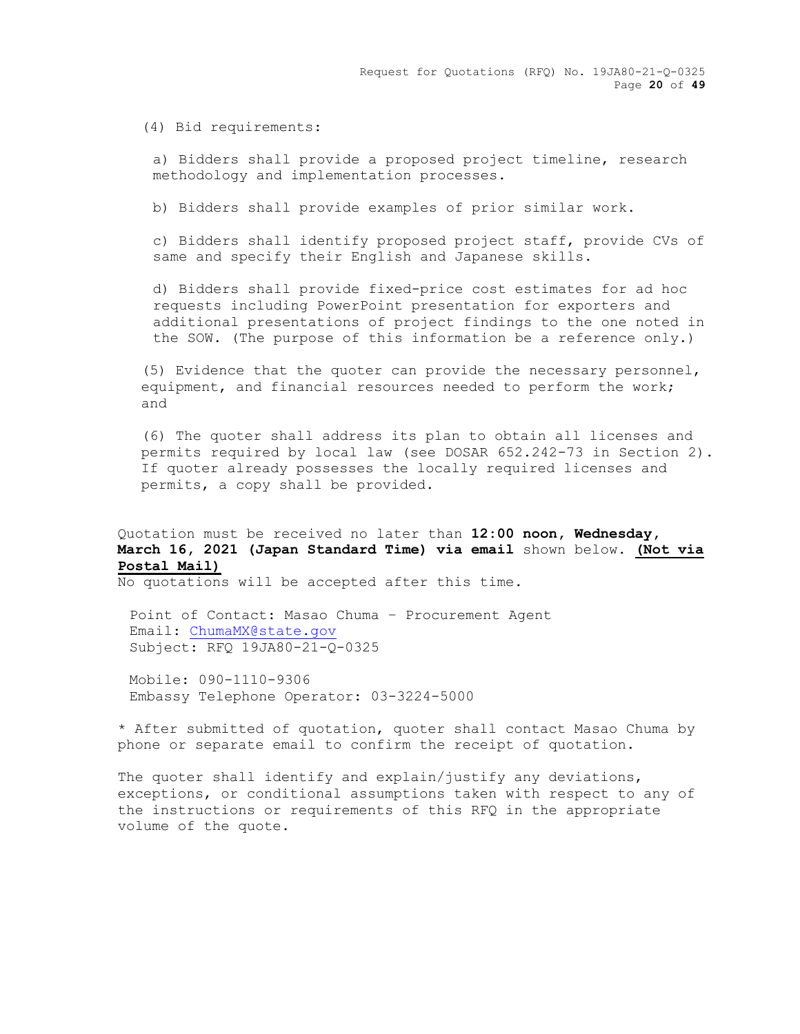(4) Bid requirements:

a) Bidders shall provide a proposed project timeline, research methodology and implementation processes.

b) Bidders shall provide examples of prior similar work.

c) Bidders shall identify proposed project staff, provide CVs of same and specify their English and Japanese skills.

d) Bidders shall provide fixed-price cost estimates for ad hoc requests including PowerPoint presentation for exporters and additional presentations of project findings to the one noted in the SOW. (The purpose of this information be a reference only.)

(5) Evidence that the quoter can provide the necessary personnel, equipment, and financial resources needed to perform the work; and

(6) The quoter shall address its plan to obtain all licenses and permits required by local law (see DOSAR 652.242-73 in Section 2). If quoter already possesses the locally required licenses and permits, a copy shall be provided.

Quotation must be received no later than **12:00 noon, Wednesday, March 16, 2021 (Japan Standard Time) via email** shown below. **(Not via Postal Mail)**
No quotations will be accepted after this time.

Point of Contact: Masao Chuma – Procurement Agent
Email: ChumaMX@state.gov
Subject: RFQ 19JA80-21-Q-0325

Mobile: 090-1110-9306
Embassy Telephone Operator: 03-3224-5000

* After submitted of quotation, quoter shall contact Masao Chuma by phone or separate email to confirm the receipt of quotation.

The quoter shall identify and explain/justify any deviations, exceptions, or conditional assumptions taken with respect to any of the instructions or requirements of this RFQ in the appropriate volume of the quote.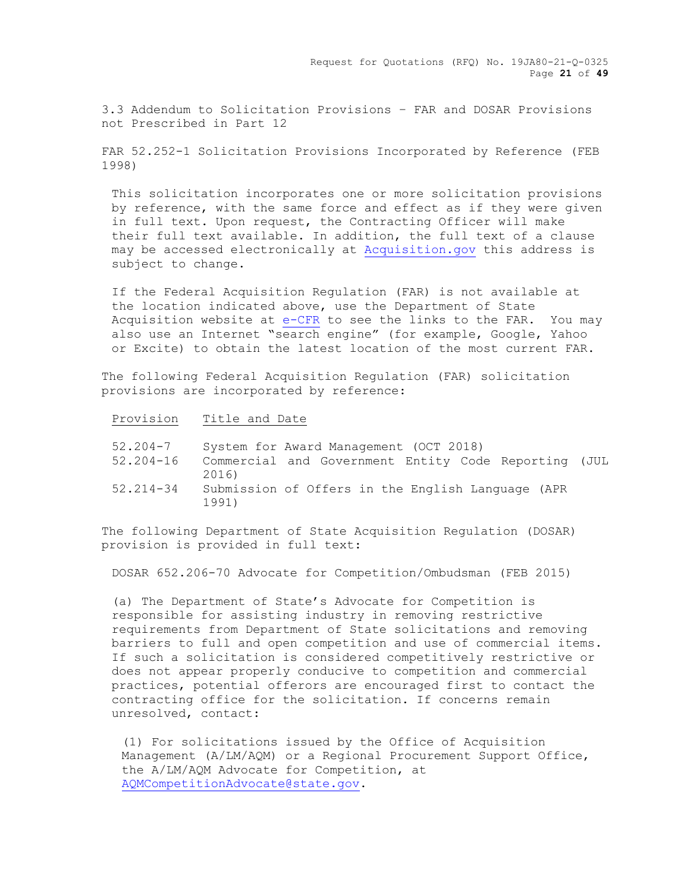## 3.3 Addendum to Solicitation Provisions – FAR and DOSAR Provisions not Prescribed in Part 12

FAR 52.252-1 Solicitation Provisions Incorporated by Reference (FEB 1998)

This solicitation incorporates one or more solicitation provisions by reference, with the same force and effect as if they were given in full text. Upon request, the Contracting Officer will make their full text available. In addition, the full text of a clause may be accessed electronically at Acquisition.gov this address is subject to change.

If the Federal Acquisition Regulation (FAR) is not available at the location indicated above, use the Department of State Acquisition website at e-CFR to see the links to the FAR. You may also use an Internet "search engine" (for example, Google, Yahoo or Excite) to obtain the latest location of the most current FAR.

The following Federal Acquisition Regulation (FAR) solicitation provisions are incorporated by reference:

| Provision | Title and Date |
|---|---|
| 52.204-7 | System for Award Management (OCT 2018) |
| 52.204-16 | Commercial and Government Entity Code Reporting (JUL 2016) |
| 52.214-34 | Submission of Offers in the English Language (APR 1991) |

The following Department of State Acquisition Regulation (DOSAR) provision is provided in full text:

DOSAR 652.206-70 Advocate for Competition/Ombudsman (FEB 2015)

(a) The Department of State's Advocate for Competition is responsible for assisting industry in removing restrictive requirements from Department of State solicitations and removing barriers to full and open competition and use of commercial items. If such a solicitation is considered competitively restrictive or does not appear properly conducive to competition and commercial practices, potential offerors are encouraged first to contact the contracting office for the solicitation. If concerns remain unresolved, contact:

(1) For solicitations issued by the Office of Acquisition Management (A/LM/AQM) or a Regional Procurement Support Office, the A/LM/AQM Advocate for Competition, at AQMCompetitionAdvocate@state.gov.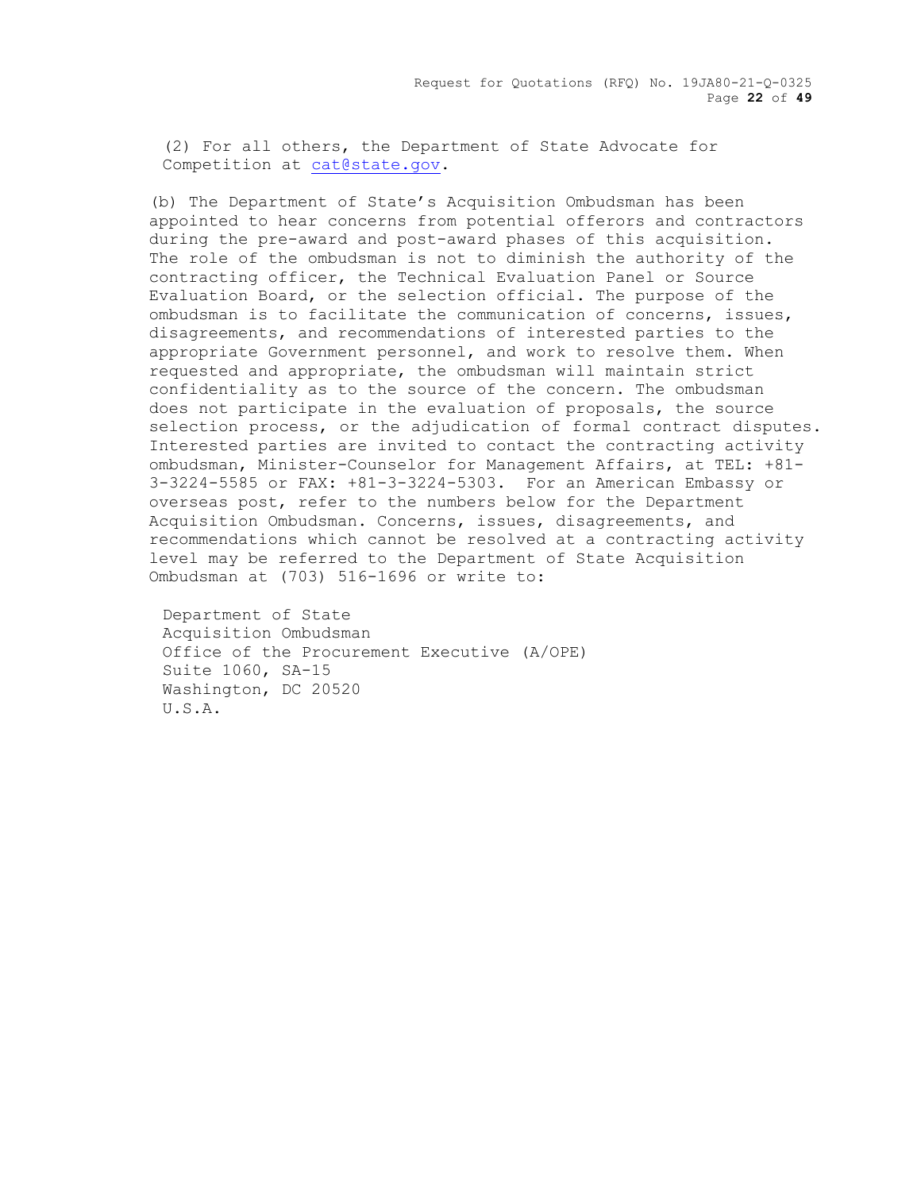(2) For all others, the Department of State Advocate for Competition at cat@state.gov.

(b) The Department of State's Acquisition Ombudsman has been appointed to hear concerns from potential offerors and contractors during the pre-award and post-award phases of this acquisition. The role of the ombudsman is not to diminish the authority of the contracting officer, the Technical Evaluation Panel or Source Evaluation Board, or the selection official. The purpose of the ombudsman is to facilitate the communication of concerns, issues, disagreements, and recommendations of interested parties to the appropriate Government personnel, and work to resolve them. When requested and appropriate, the ombudsman will maintain strict confidentiality as to the source of the concern. The ombudsman does not participate in the evaluation of proposals, the source selection process, or the adjudication of formal contract disputes. Interested parties are invited to contact the contracting activity ombudsman, Minister-Counselor for Management Affairs, at TEL: +81-3-3224-5585 or FAX: +81-3-3224-5303. For an American Embassy or overseas post, refer to the numbers below for the Department Acquisition Ombudsman. Concerns, issues, disagreements, and recommendations which cannot be resolved at a contracting activity level may be referred to the Department of State Acquisition Ombudsman at (703) 516-1696 or write to:

Department of State  
Acquisition Ombudsman  
Office of the Procurement Executive (A/OPE)  
Suite 1060, SA-15  
Washington, DC 20520  
U.S.A.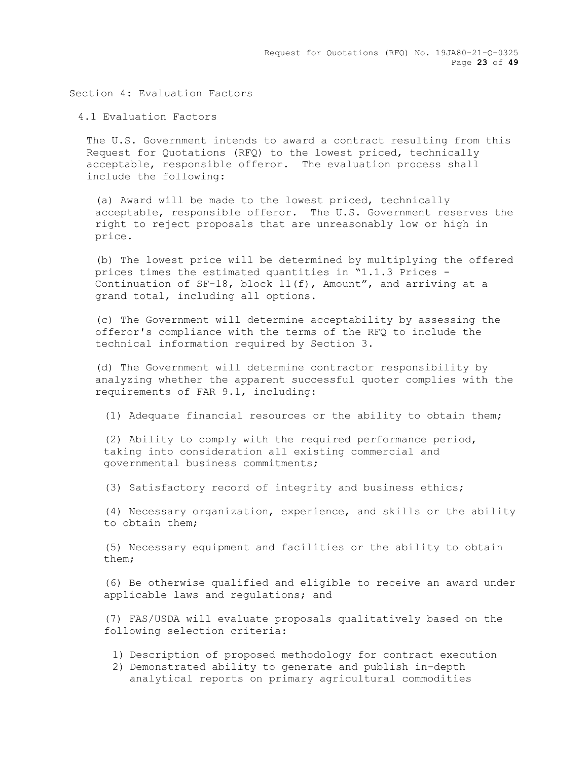## Section 4: Evaluation Factors

### 4.1 Evaluation Factors

The U.S. Government intends to award a contract resulting from this Request for Quotations (RFQ) to the lowest priced, technically acceptable, responsible offeror. The evaluation process shall include the following:

(a) Award will be made to the lowest priced, technically acceptable, responsible offeror. The U.S. Government reserves the right to reject proposals that are unreasonably low or high in price.

(b) The lowest price will be determined by multiplying the offered prices times the estimated quantities in "1.1.3 Prices - Continuation of SF-18, block 11(f), Amount", and arriving at a grand total, including all options.

(c) The Government will determine acceptability by assessing the offeror's compliance with the terms of the RFQ to include the technical information required by Section 3.

(d) The Government will determine contractor responsibility by analyzing whether the apparent successful quoter complies with the requirements of FAR 9.1, including:

(1) Adequate financial resources or the ability to obtain them;

(2) Ability to comply with the required performance period, taking into consideration all existing commercial and governmental business commitments;

(3) Satisfactory record of integrity and business ethics;

(4) Necessary organization, experience, and skills or the ability to obtain them;

(5) Necessary equipment and facilities or the ability to obtain them;

(6) Be otherwise qualified and eligible to receive an award under applicable laws and regulations; and

(7) FAS/USDA will evaluate proposals qualitatively based on the following selection criteria:

1) Description of proposed methodology for contract execution
2) Demonstrated ability to generate and publish in-depth analytical reports on primary agricultural commodities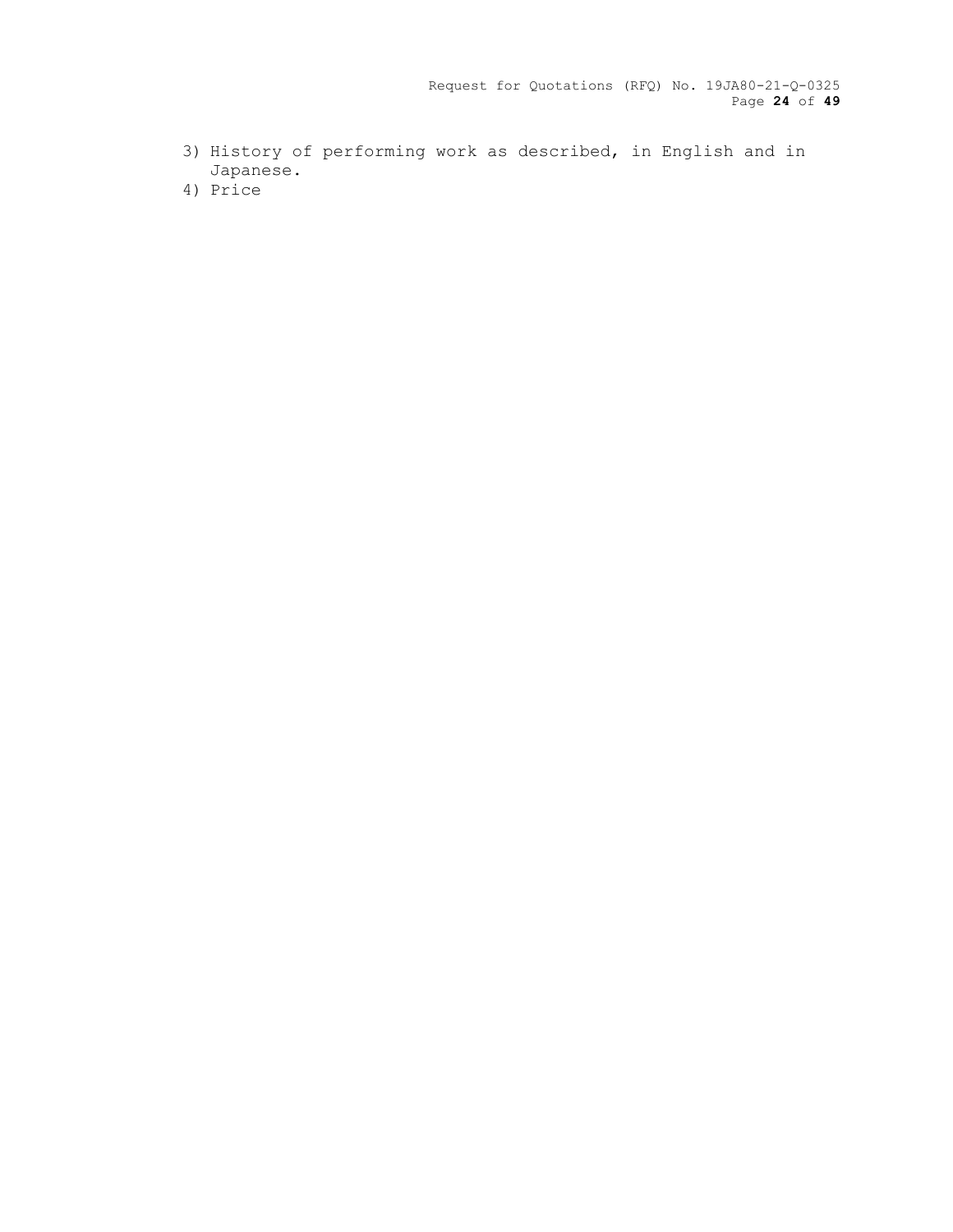3) History of performing work as described, in English and in Japanese.
4) Price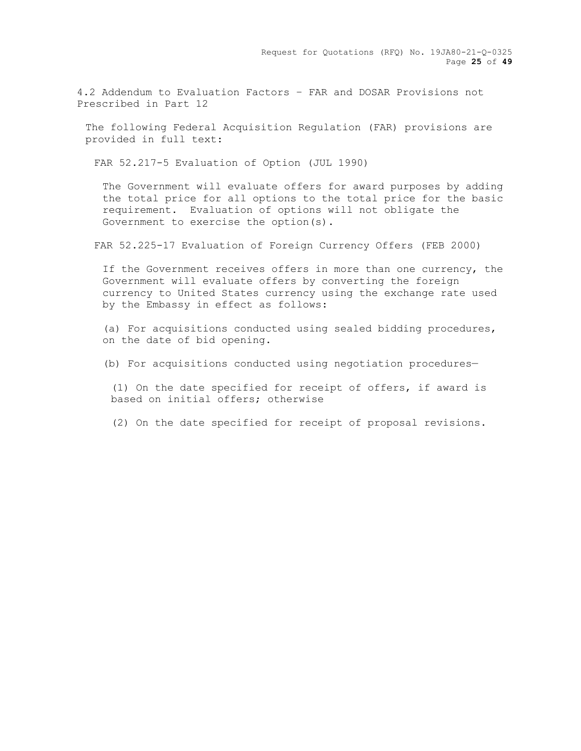## 4.2 Addendum to Evaluation Factors – FAR and DOSAR Provisions not Prescribed in Part 12

The following Federal Acquisition Regulation (FAR) provisions are provided in full text:

### FAR 52.217-5 Evaluation of Option (JUL 1990)

The Government will evaluate offers for award purposes by adding the total price for all options to the total price for the basic requirement. Evaluation of options will not obligate the Government to exercise the option(s).

### FAR 52.225-17 Evaluation of Foreign Currency Offers (FEB 2000)

If the Government receives offers in more than one currency, the Government will evaluate offers by converting the foreign currency to United States currency using the exchange rate used by the Embassy in effect as follows:

(a) For acquisitions conducted using sealed bidding procedures, on the date of bid opening.

(b) For acquisitions conducted using negotiation procedures—

(1) On the date specified for receipt of offers, if award is based on initial offers; otherwise

(2) On the date specified for receipt of proposal revisions.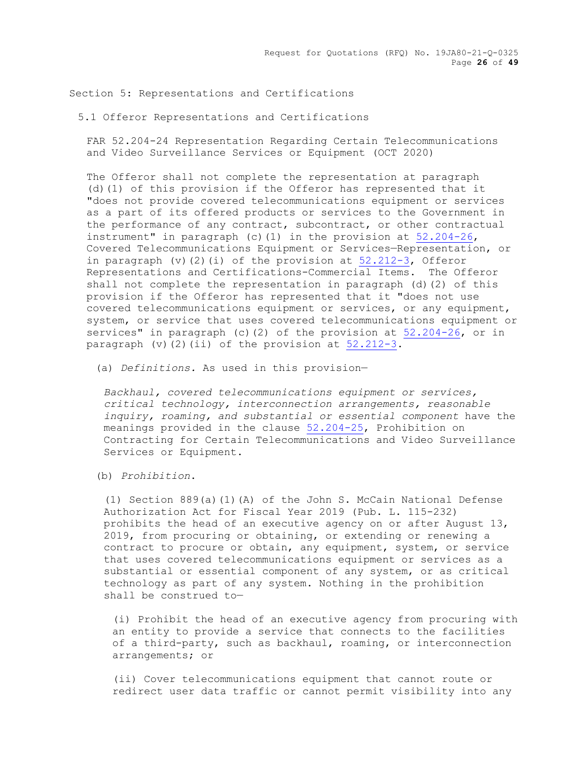## Section 5: Representations and Certifications

### 5.1 Offeror Representations and Certifications

FAR 52.204-24 Representation Regarding Certain Telecommunications and Video Surveillance Services or Equipment (OCT 2020)

The Offeror shall not complete the representation at paragraph (d)(1) of this provision if the Offeror has represented that it "does not provide covered telecommunications equipment or services as a part of its offered products or services to the Government in the performance of any contract, subcontract, or other contractual instrument" in paragraph (c)(1) in the provision at 52.204-26, Covered Telecommunications Equipment or Services—Representation, or in paragraph (v)(2)(i) of the provision at 52.212-3, Offeror Representations and Certifications-Commercial Items. The Offeror shall not complete the representation in paragraph (d)(2) of this provision if the Offeror has represented that it "does not use covered telecommunications equipment or services, or any equipment, system, or service that uses covered telecommunications equipment or services" in paragraph (c)(2) of the provision at 52.204-26, or in paragraph (v)(2)(ii) of the provision at 52.212-3.

(a) *Definitions.* As used in this provision—

*Backhaul, covered telecommunications equipment or services, critical technology, interconnection arrangements, reasonable inquiry, roaming, and substantial or essential component* have the meanings provided in the clause 52.204-25, Prohibition on Contracting for Certain Telecommunications and Video Surveillance Services or Equipment.

(b) *Prohibition*.

(1) Section 889(a)(1)(A) of the John S. McCain National Defense Authorization Act for Fiscal Year 2019 (Pub. L. 115-232) prohibits the head of an executive agency on or after August 13, 2019, from procuring or obtaining, or extending or renewing a contract to procure or obtain, any equipment, system, or service that uses covered telecommunications equipment or services as a substantial or essential component of any system, or as critical technology as part of any system. Nothing in the prohibition shall be construed to—

(i) Prohibit the head of an executive agency from procuring with an entity to provide a service that connects to the facilities of a third-party, such as backhaul, roaming, or interconnection arrangements; or

(ii) Cover telecommunications equipment that cannot route or redirect user data traffic or cannot permit visibility into any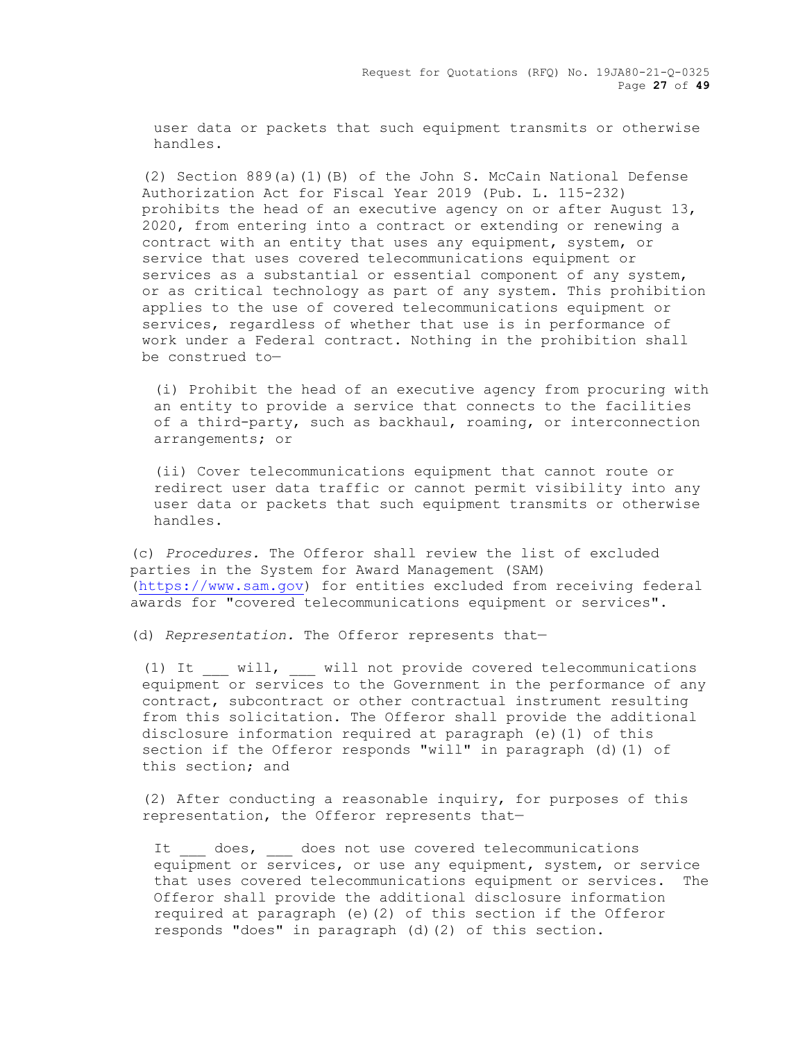user data or packets that such equipment transmits or otherwise handles.

(2) Section 889(a)(1)(B) of the John S. McCain National Defense Authorization Act for Fiscal Year 2019 (Pub. L. 115-232) prohibits the head of an executive agency on or after August 13, 2020, from entering into a contract or extending or renewing a contract with an entity that uses any equipment, system, or service that uses covered telecommunications equipment or services as a substantial or essential component of any system, or as critical technology as part of any system. This prohibition applies to the use of covered telecommunications equipment or services, regardless of whether that use is in performance of work under a Federal contract. Nothing in the prohibition shall be construed to—

(i) Prohibit the head of an executive agency from procuring with an entity to provide a service that connects to the facilities of a third-party, such as backhaul, roaming, or interconnection arrangements; or

(ii) Cover telecommunications equipment that cannot route or redirect user data traffic or cannot permit visibility into any user data or packets that such equipment transmits or otherwise handles.

(c) *Procedures.* The Offeror shall review the list of excluded parties in the System for Award Management (SAM) (https://www.sam.gov) for entities excluded from receiving federal awards for "covered telecommunications equipment or services".

(d) *Representation.* The Offeror represents that—

(1) It ___ will, ___ will not provide covered telecommunications equipment or services to the Government in the performance of any contract, subcontract or other contractual instrument resulting from this solicitation. The Offeror shall provide the additional disclosure information required at paragraph (e)(1) of this section if the Offeror responds "will" in paragraph (d)(1) of this section; and

(2) After conducting a reasonable inquiry, for purposes of this representation, the Offeror represents that—

It ___ does, ___ does not use covered telecommunications equipment or services, or use any equipment, system, or service that uses covered telecommunications equipment or services. The Offeror shall provide the additional disclosure information required at paragraph (e)(2) of this section if the Offeror responds "does" in paragraph (d)(2) of this section.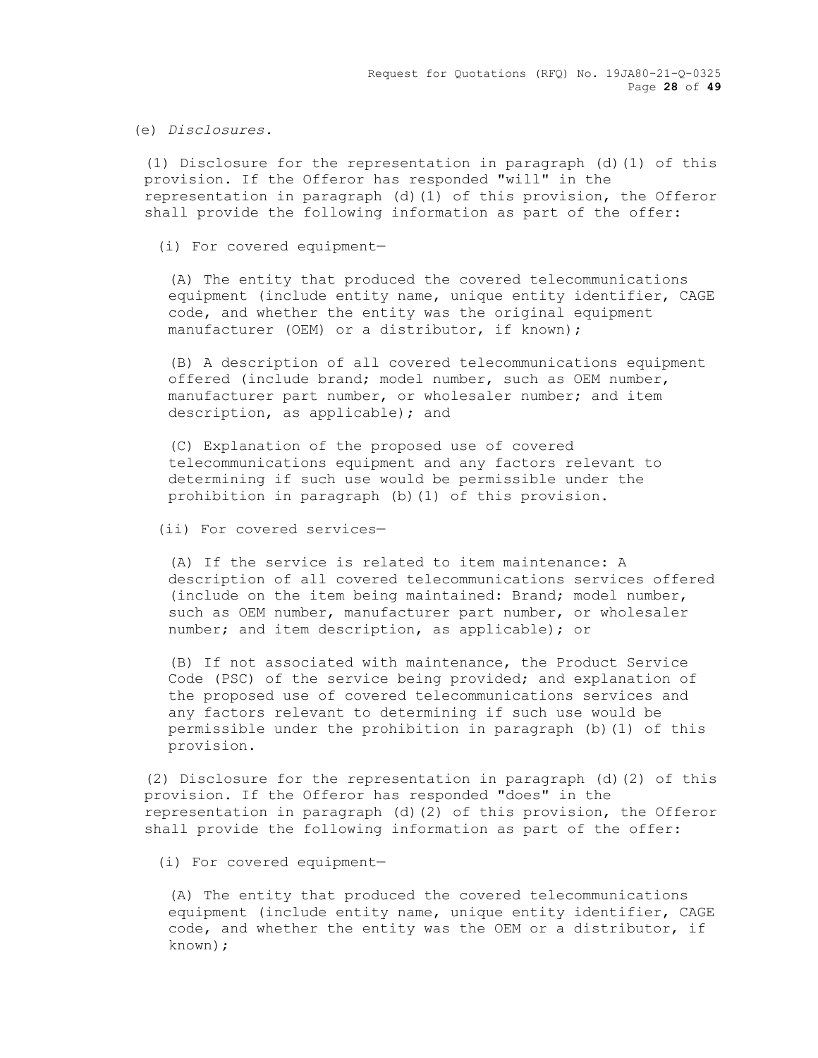(e) *Disclosures.*

(1) Disclosure for the representation in paragraph (d)(1) of this provision. If the Offeror has responded "will" in the representation in paragraph (d)(1) of this provision, the Offeror shall provide the following information as part of the offer:

(i) For covered equipment—

(A) The entity that produced the covered telecommunications equipment (include entity name, unique entity identifier, CAGE code, and whether the entity was the original equipment manufacturer (OEM) or a distributor, if known);

(B) A description of all covered telecommunications equipment offered (include brand; model number, such as OEM number, manufacturer part number, or wholesaler number; and item description, as applicable); and

(C) Explanation of the proposed use of covered telecommunications equipment and any factors relevant to determining if such use would be permissible under the prohibition in paragraph (b)(1) of this provision.

(ii) For covered services—

(A) If the service is related to item maintenance: A description of all covered telecommunications services offered (include on the item being maintained: Brand; model number, such as OEM number, manufacturer part number, or wholesaler number; and item description, as applicable); or

(B) If not associated with maintenance, the Product Service Code (PSC) of the service being provided; and explanation of the proposed use of covered telecommunications services and any factors relevant to determining if such use would be permissible under the prohibition in paragraph (b)(1) of this provision.

(2) Disclosure for the representation in paragraph (d)(2) of this provision. If the Offeror has responded "does" in the representation in paragraph (d)(2) of this provision, the Offeror shall provide the following information as part of the offer:

(i) For covered equipment—

(A) The entity that produced the covered telecommunications equipment (include entity name, unique entity identifier, CAGE code, and whether the entity was the OEM or a distributor, if known);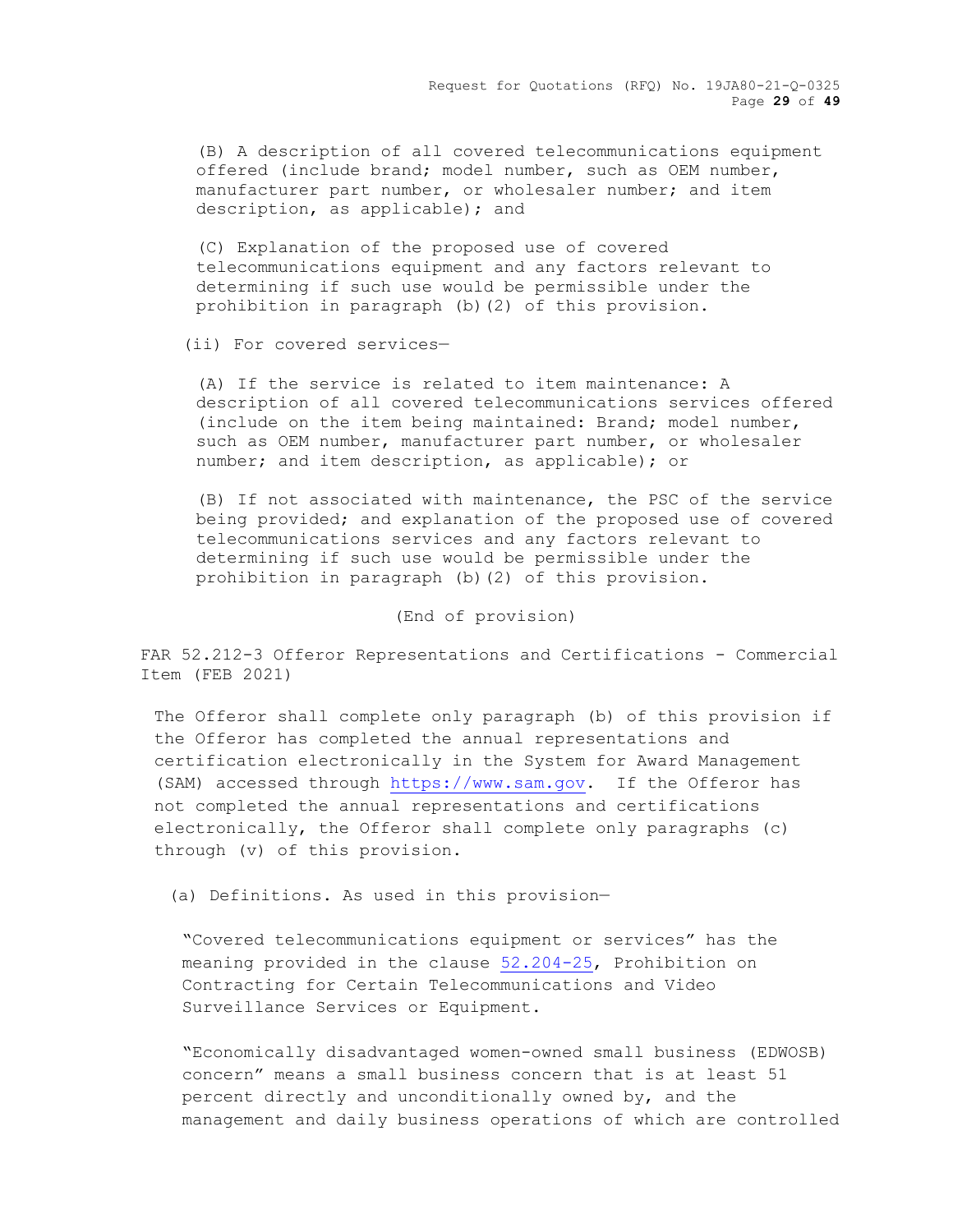(B) A description of all covered telecommunications equipment offered (include brand; model number, such as OEM number, manufacturer part number, or wholesaler number; and item description, as applicable); and

(C) Explanation of the proposed use of covered telecommunications equipment and any factors relevant to determining if such use would be permissible under the prohibition in paragraph (b)(2) of this provision.

(ii) For covered services—

(A) If the service is related to item maintenance: A description of all covered telecommunications services offered (include on the item being maintained: Brand; model number, such as OEM number, manufacturer part number, or wholesaler number; and item description, as applicable); or

(B) If not associated with maintenance, the PSC of the service being provided; and explanation of the proposed use of covered telecommunications services and any factors relevant to determining if such use would be permissible under the prohibition in paragraph (b)(2) of this provision.

(End of provision)

FAR 52.212-3 Offeror Representations and Certifications - Commercial Item (FEB 2021)

The Offeror shall complete only paragraph (b) of this provision if the Offeror has completed the annual representations and certification electronically in the System for Award Management (SAM) accessed through https://www.sam.gov. If the Offeror has not completed the annual representations and certifications electronically, the Offeror shall complete only paragraphs (c) through (v) of this provision.

(a) Definitions. As used in this provision—

"Covered telecommunications equipment or services" has the meaning provided in the clause 52.204-25, Prohibition on Contracting for Certain Telecommunications and Video Surveillance Services or Equipment.

"Economically disadvantaged women-owned small business (EDWOSB) concern" means a small business concern that is at least 51 percent directly and unconditionally owned by, and the management and daily business operations of which are controlled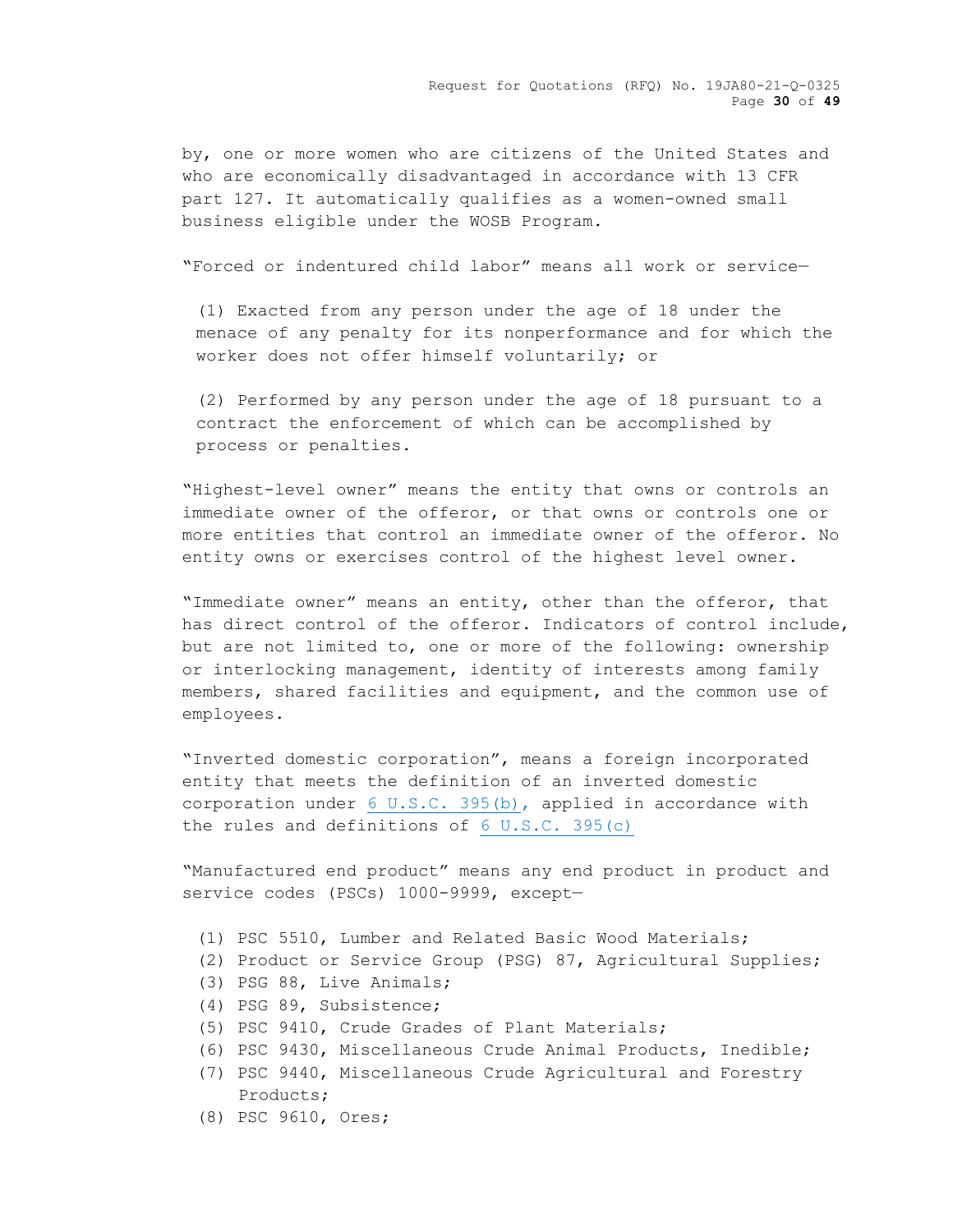by, one or more women who are citizens of the United States and who are economically disadvantaged in accordance with 13 CFR part 127. It automatically qualifies as a women-owned small business eligible under the WOSB Program.

"Forced or indentured child labor" means all work or service—

(1) Exacted from any person under the age of 18 under the menace of any penalty for its nonperformance and for which the worker does not offer himself voluntarily; or

(2) Performed by any person under the age of 18 pursuant to a contract the enforcement of which can be accomplished by process or penalties.

"Highest-level owner" means the entity that owns or controls an immediate owner of the offeror, or that owns or controls one or more entities that control an immediate owner of the offeror. No entity owns or exercises control of the highest level owner.

"Immediate owner" means an entity, other than the offeror, that has direct control of the offeror. Indicators of control include, but are not limited to, one or more of the following: ownership or interlocking management, identity of interests among family members, shared facilities and equipment, and the common use of employees.

"Inverted domestic corporation", means a foreign incorporated entity that meets the definition of an inverted domestic corporation under 6 U.S.C. 395(b), applied in accordance with the rules and definitions of 6 U.S.C. 395(c)

"Manufactured end product" means any end product in product and service codes (PSCs) 1000-9999, except—

(1) PSC 5510, Lumber and Related Basic Wood Materials;
(2) Product or Service Group (PSG) 87, Agricultural Supplies;
(3) PSG 88, Live Animals;
(4) PSG 89, Subsistence;
(5) PSC 9410, Crude Grades of Plant Materials;
(6) PSC 9430, Miscellaneous Crude Animal Products, Inedible;
(7) PSC 9440, Miscellaneous Crude Agricultural and Forestry Products;
(8) PSC 9610, Ores;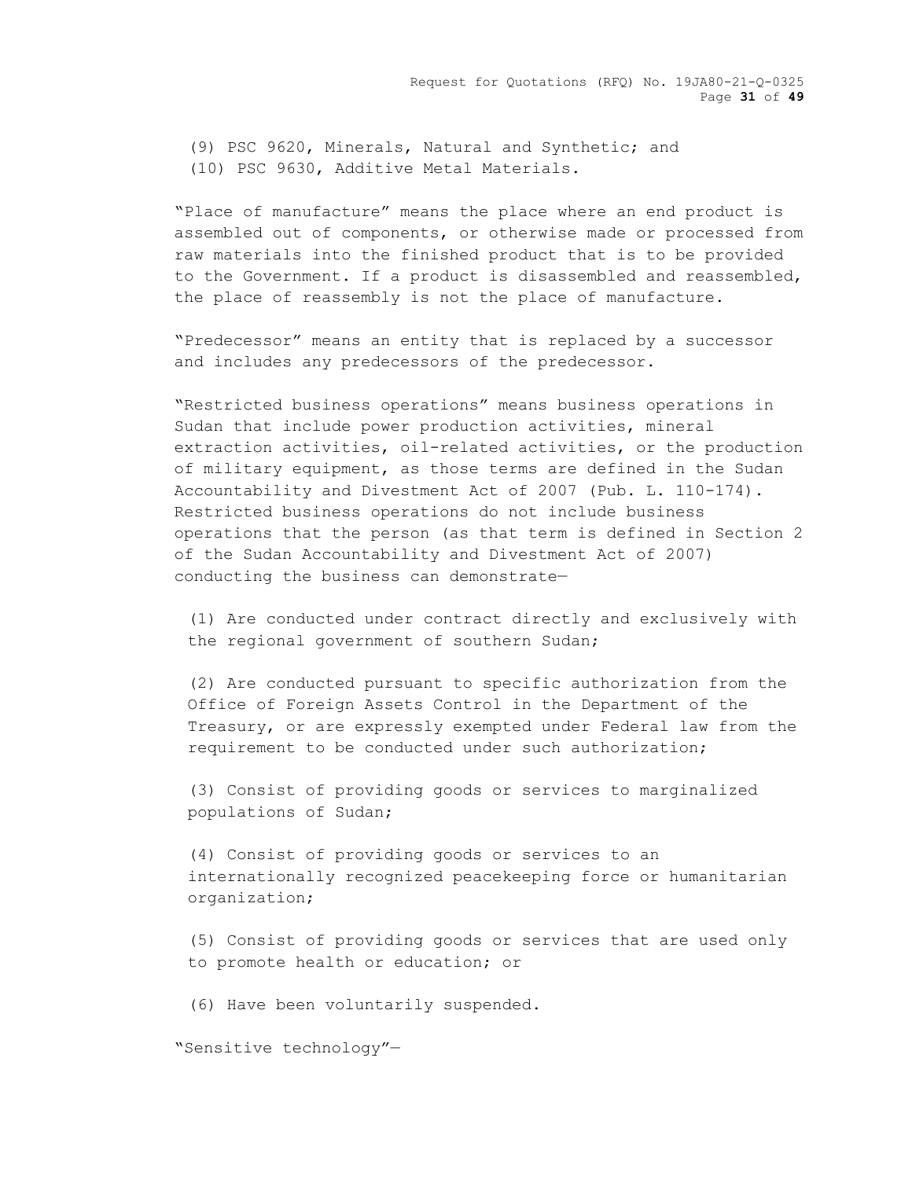(9) PSC 9620, Minerals, Natural and Synthetic; and
(10) PSC 9630, Additive Metal Materials.

"Place of manufacture" means the place where an end product is assembled out of components, or otherwise made or processed from raw materials into the finished product that is to be provided to the Government. If a product is disassembled and reassembled, the place of reassembly is not the place of manufacture.

"Predecessor" means an entity that is replaced by a successor and includes any predecessors of the predecessor.

"Restricted business operations" means business operations in Sudan that include power production activities, mineral extraction activities, oil-related activities, or the production of military equipment, as those terms are defined in the Sudan Accountability and Divestment Act of 2007 (Pub. L. 110-174). Restricted business operations do not include business operations that the person (as that term is defined in Section 2 of the Sudan Accountability and Divestment Act of 2007) conducting the business can demonstrate—

(1) Are conducted under contract directly and exclusively with the regional government of southern Sudan;

(2) Are conducted pursuant to specific authorization from the Office of Foreign Assets Control in the Department of the Treasury, or are expressly exempted under Federal law from the requirement to be conducted under such authorization;

(3) Consist of providing goods or services to marginalized populations of Sudan;

(4) Consist of providing goods or services to an internationally recognized peacekeeping force or humanitarian organization;

(5) Consist of providing goods or services that are used only to promote health or education; or

(6) Have been voluntarily suspended.

"Sensitive technology"—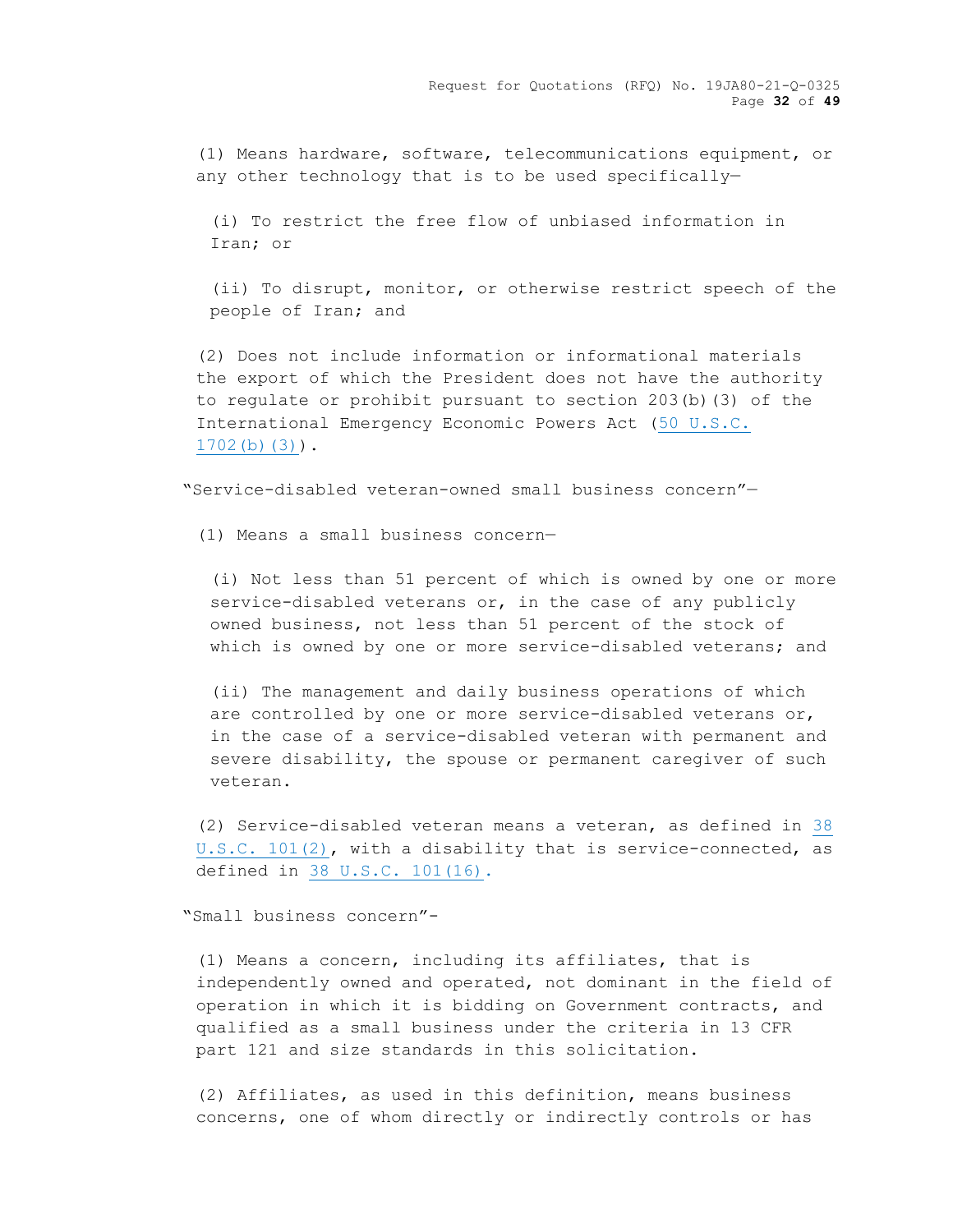(1) Means hardware, software, telecommunications equipment, or any other technology that is to be used specifically—

(i) To restrict the free flow of unbiased information in Iran; or

(ii) To disrupt, monitor, or otherwise restrict speech of the people of Iran; and

(2) Does not include information or informational materials the export of which the President does not have the authority to regulate or prohibit pursuant to section 203(b)(3) of the International Emergency Economic Powers Act (50 U.S.C. 1702(b)(3)).

"Service-disabled veteran-owned small business concern"—

(1) Means a small business concern—

(i) Not less than 51 percent of which is owned by one or more service-disabled veterans or, in the case of any publicly owned business, not less than 51 percent of the stock of which is owned by one or more service-disabled veterans; and

(ii) The management and daily business operations of which are controlled by one or more service-disabled veterans or, in the case of a service-disabled veteran with permanent and severe disability, the spouse or permanent caregiver of such veteran.

(2) Service-disabled veteran means a veteran, as defined in 38 U.S.C. 101(2), with a disability that is service-connected, as defined in 38 U.S.C. 101(16).

"Small business concern"-

(1) Means a concern, including its affiliates, that is independently owned and operated, not dominant in the field of operation in which it is bidding on Government contracts, and qualified as a small business under the criteria in 13 CFR part 121 and size standards in this solicitation.

(2) Affiliates, as used in this definition, means business concerns, one of whom directly or indirectly controls or has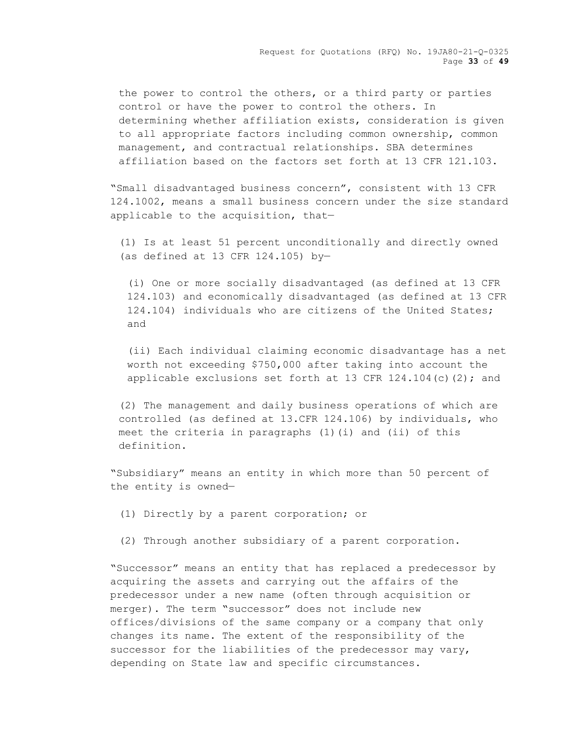the power to control the others, or a third party or parties control or have the power to control the others. In determining whether affiliation exists, consideration is given to all appropriate factors including common ownership, common management, and contractual relationships. SBA determines affiliation based on the factors set forth at 13 CFR 121.103.

"Small disadvantaged business concern", consistent with 13 CFR 124.1002, means a small business concern under the size standard applicable to the acquisition, that—

(1) Is at least 51 percent unconditionally and directly owned (as defined at 13 CFR 124.105) by—

(i) One or more socially disadvantaged (as defined at 13 CFR 124.103) and economically disadvantaged (as defined at 13 CFR 124.104) individuals who are citizens of the United States; and

(ii) Each individual claiming economic disadvantage has a net worth not exceeding $750,000 after taking into account the applicable exclusions set forth at 13 CFR 124.104(c)(2); and

(2) The management and daily business operations of which are controlled (as defined at 13.CFR 124.106) by individuals, who meet the criteria in paragraphs (1)(i) and (ii) of this definition.

"Subsidiary" means an entity in which more than 50 percent of the entity is owned—

(1) Directly by a parent corporation; or

(2) Through another subsidiary of a parent corporation.

"Successor" means an entity that has replaced a predecessor by acquiring the assets and carrying out the affairs of the predecessor under a new name (often through acquisition or merger). The term "successor" does not include new offices/divisions of the same company or a company that only changes its name. The extent of the responsibility of the successor for the liabilities of the predecessor may vary, depending on State law and specific circumstances.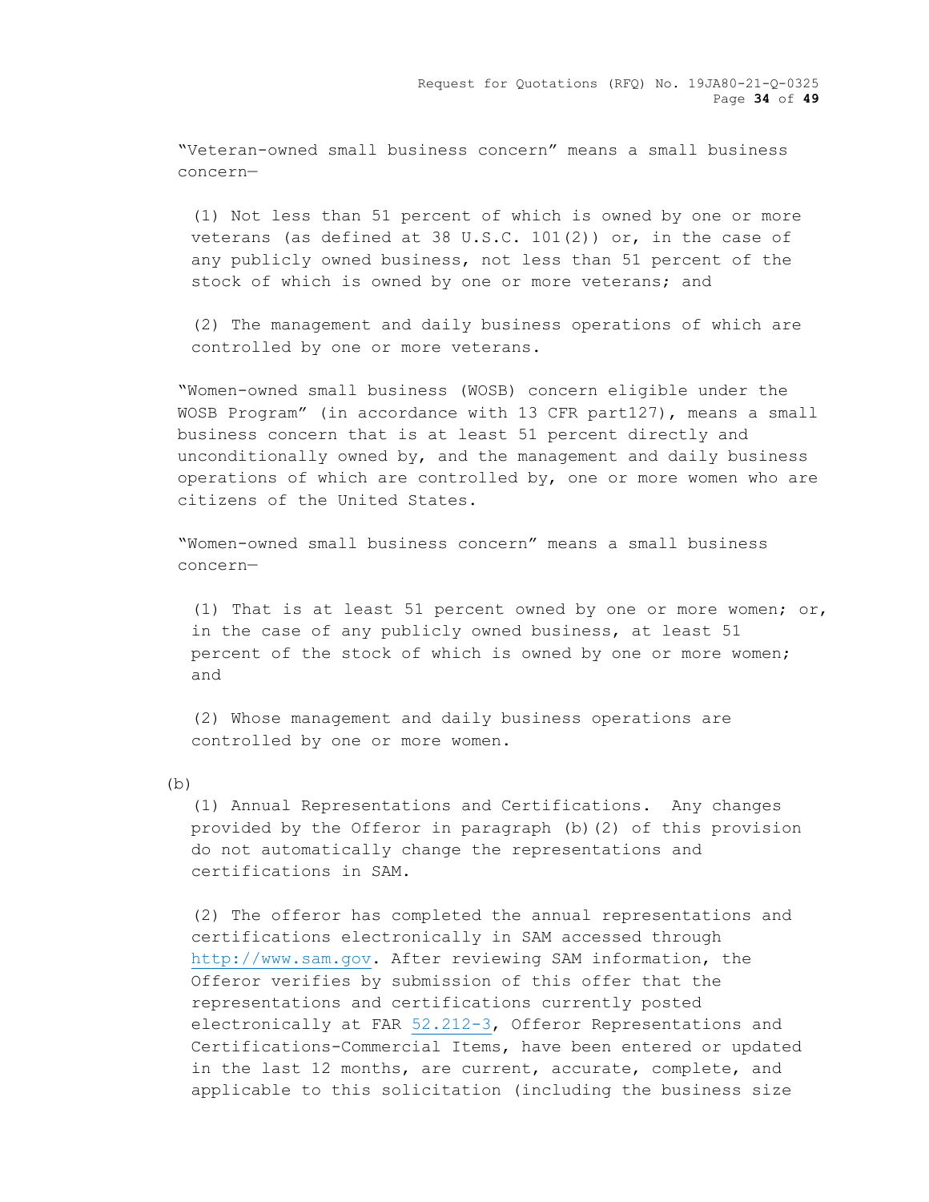"Veteran-owned small business concern" means a small business concern—

(1) Not less than 51 percent of which is owned by one or more veterans (as defined at 38 U.S.C. 101(2)) or, in the case of any publicly owned business, not less than 51 percent of the stock of which is owned by one or more veterans; and

(2) The management and daily business operations of which are controlled by one or more veterans.

"Women-owned small business (WOSB) concern eligible under the WOSB Program" (in accordance with 13 CFR part127), means a small business concern that is at least 51 percent directly and unconditionally owned by, and the management and daily business operations of which are controlled by, one or more women who are citizens of the United States.

"Women-owned small business concern" means a small business concern—

(1) That is at least 51 percent owned by one or more women; or, in the case of any publicly owned business, at least 51 percent of the stock of which is owned by one or more women; and

(2) Whose management and daily business operations are controlled by one or more women.

(b)

(1) Annual Representations and Certifications. Any changes provided by the Offeror in paragraph (b)(2) of this provision do not automatically change the representations and certifications in SAM.

(2) The offeror has completed the annual representations and certifications electronically in SAM accessed through http://www.sam.gov. After reviewing SAM information, the Offeror verifies by submission of this offer that the representations and certifications currently posted electronically at FAR 52.212-3, Offeror Representations and Certifications-Commercial Items, have been entered or updated in the last 12 months, are current, accurate, complete, and applicable to this solicitation (including the business size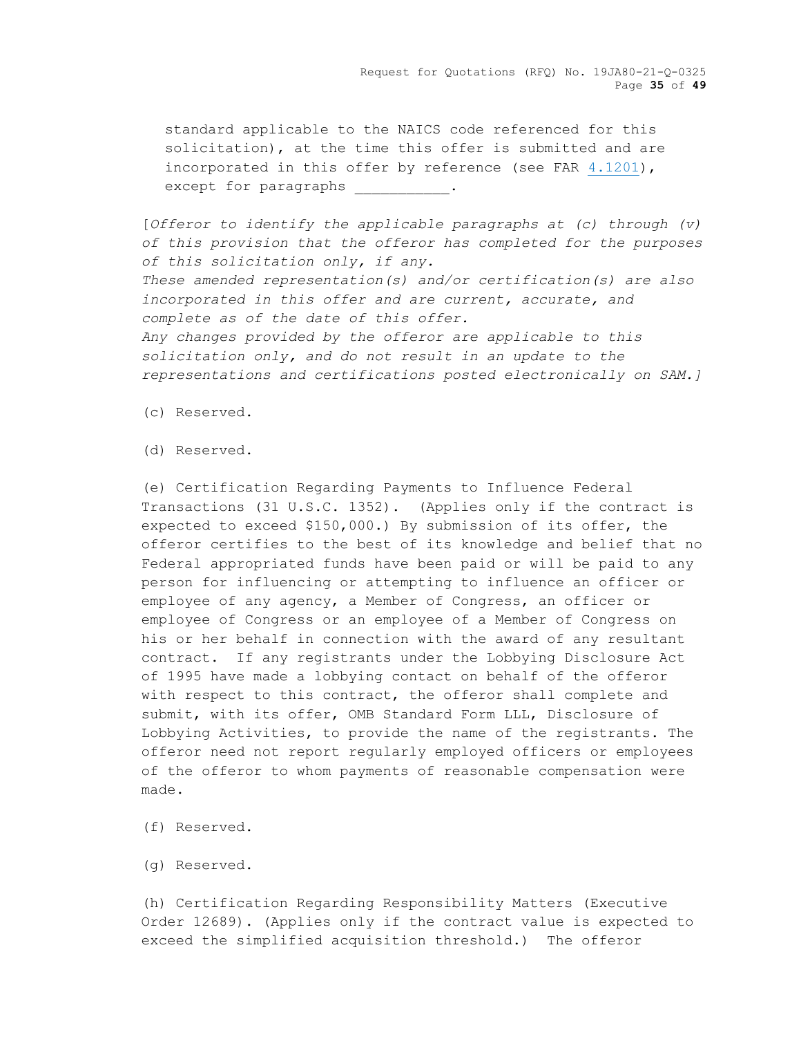standard applicable to the NAICS code referenced for this solicitation), at the time this offer is submitted and are incorporated in this offer by reference (see FAR 4.1201), except for paragraphs ___________.

[*Offeror to identify the applicable paragraphs at (c) through (v) of this provision that the offeror has completed for the purposes of this solicitation only, if any.*
*These amended representation(s) and/or certification(s) are also incorporated in this offer and are current, accurate, and complete as of the date of this offer.*
*Any changes provided by the offeror are applicable to this solicitation only, and do not result in an update to the representations and certifications posted electronically on SAM.*]

(c) Reserved.

(d) Reserved.

(e) Certification Regarding Payments to Influence Federal Transactions (31 U.S.C. 1352). (Applies only if the contract is expected to exceed $150,000.) By submission of its offer, the offeror certifies to the best of its knowledge and belief that no Federal appropriated funds have been paid or will be paid to any person for influencing or attempting to influence an officer or employee of any agency, a Member of Congress, an officer or employee of Congress or an employee of a Member of Congress on his or her behalf in connection with the award of any resultant contract. If any registrants under the Lobbying Disclosure Act of 1995 have made a lobbying contact on behalf of the offeror with respect to this contract, the offeror shall complete and submit, with its offer, OMB Standard Form LLL, Disclosure of Lobbying Activities, to provide the name of the registrants. The offeror need not report regularly employed officers or employees of the offeror to whom payments of reasonable compensation were made.

(f) Reserved.

(g) Reserved.

(h) Certification Regarding Responsibility Matters (Executive Order 12689). (Applies only if the contract value is expected to exceed the simplified acquisition threshold.) The offeror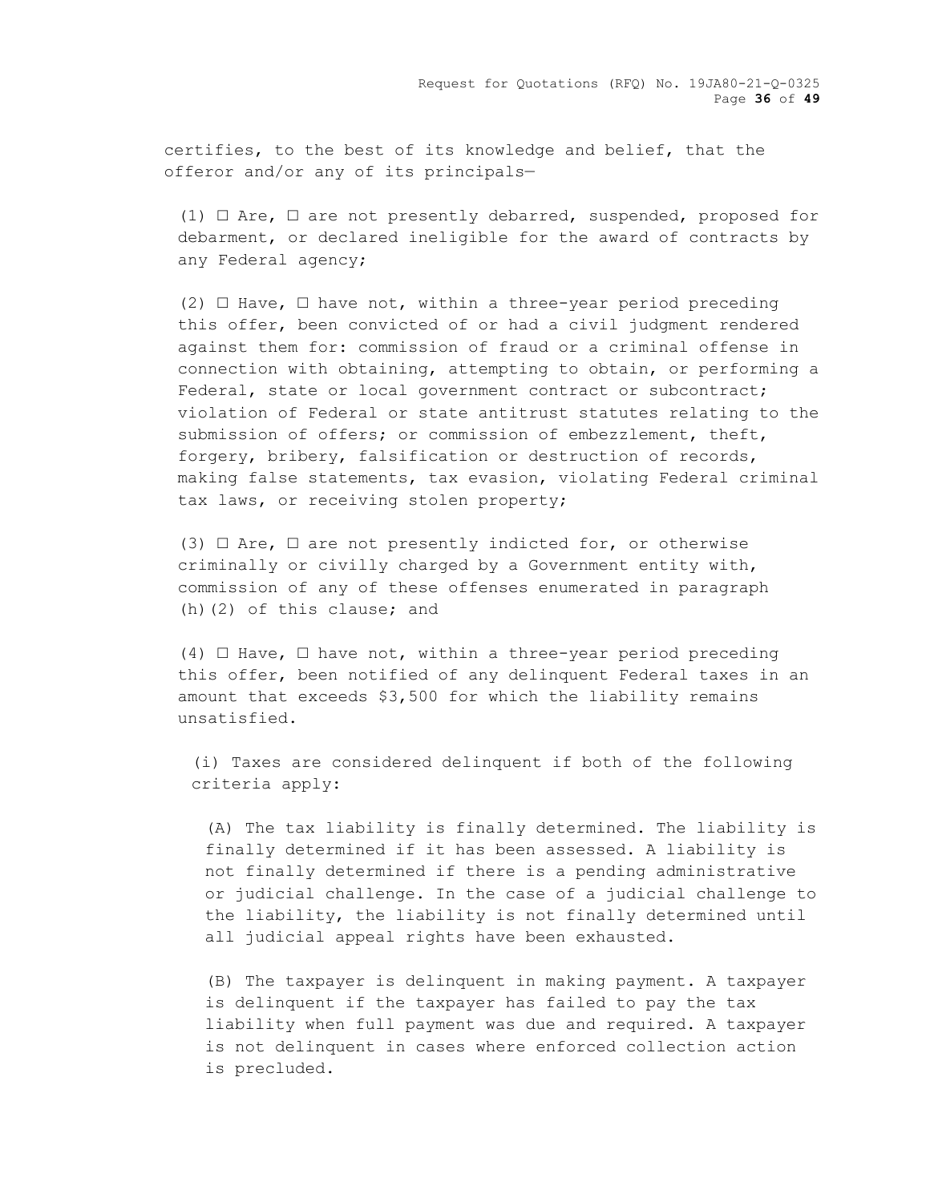certifies, to the best of its knowledge and belief, that the offeror and/or any of its principals—

(1) ☐ Are, ☐ are not presently debarred, suspended, proposed for debarment, or declared ineligible for the award of contracts by any Federal agency;

(2) ☐ Have, ☐ have not, within a three-year period preceding this offer, been convicted of or had a civil judgment rendered against them for: commission of fraud or a criminal offense in connection with obtaining, attempting to obtain, or performing a Federal, state or local government contract or subcontract; violation of Federal or state antitrust statutes relating to the submission of offers; or commission of embezzlement, theft, forgery, bribery, falsification or destruction of records, making false statements, tax evasion, violating Federal criminal tax laws, or receiving stolen property;

(3) ☐ Are, ☐ are not presently indicted for, or otherwise criminally or civilly charged by a Government entity with, commission of any of these offenses enumerated in paragraph (h)(2) of this clause; and

(4) ☐ Have, ☐ have not, within a three-year period preceding this offer, been notified of any delinquent Federal taxes in an amount that exceeds $3,500 for which the liability remains unsatisfied.

(i) Taxes are considered delinquent if both of the following criteria apply:

(A) The tax liability is finally determined. The liability is finally determined if it has been assessed. A liability is not finally determined if there is a pending administrative or judicial challenge. In the case of a judicial challenge to the liability, the liability is not finally determined until all judicial appeal rights have been exhausted.

(B) The taxpayer is delinquent in making payment. A taxpayer is delinquent if the taxpayer has failed to pay the tax liability when full payment was due and required. A taxpayer is not delinquent in cases where enforced collection action is precluded.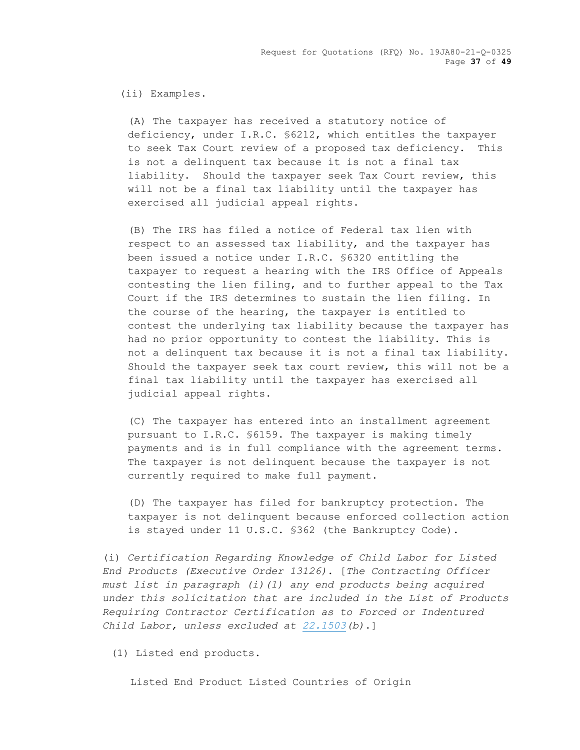(ii) Examples.

(A) The taxpayer has received a statutory notice of deficiency, under I.R.C. §6212, which entitles the taxpayer to seek Tax Court review of a proposed tax deficiency. This is not a delinquent tax because it is not a final tax liability. Should the taxpayer seek Tax Court review, this will not be a final tax liability until the taxpayer has exercised all judicial appeal rights.

(B) The IRS has filed a notice of Federal tax lien with respect to an assessed tax liability, and the taxpayer has been issued a notice under I.R.C. §6320 entitling the taxpayer to request a hearing with the IRS Office of Appeals contesting the lien filing, and to further appeal to the Tax Court if the IRS determines to sustain the lien filing. In the course of the hearing, the taxpayer is entitled to contest the underlying tax liability because the taxpayer has had no prior opportunity to contest the liability. This is not a delinquent tax because it is not a final tax liability. Should the taxpayer seek tax court review, this will not be a final tax liability until the taxpayer has exercised all judicial appeal rights.

(C) The taxpayer has entered into an installment agreement pursuant to I.R.C. §6159. The taxpayer is making timely payments and is in full compliance with the agreement terms. The taxpayer is not delinquent because the taxpayer is not currently required to make full payment.

(D) The taxpayer has filed for bankruptcy protection. The taxpayer is not delinquent because enforced collection action is stayed under 11 U.S.C. §362 (the Bankruptcy Code).

(i) *Certification Regarding Knowledge of Child Labor for Listed End Products (Executive Order 13126).* [*The Contracting Officer must list in paragraph (i)(1) any end products being acquired under this solicitation that are included in the List of Products Requiring Contractor Certification as to Forced or Indentured Child Labor, unless excluded at 22.1503(b).*]

(1) Listed end products.

Listed End Product Listed Countries of Origin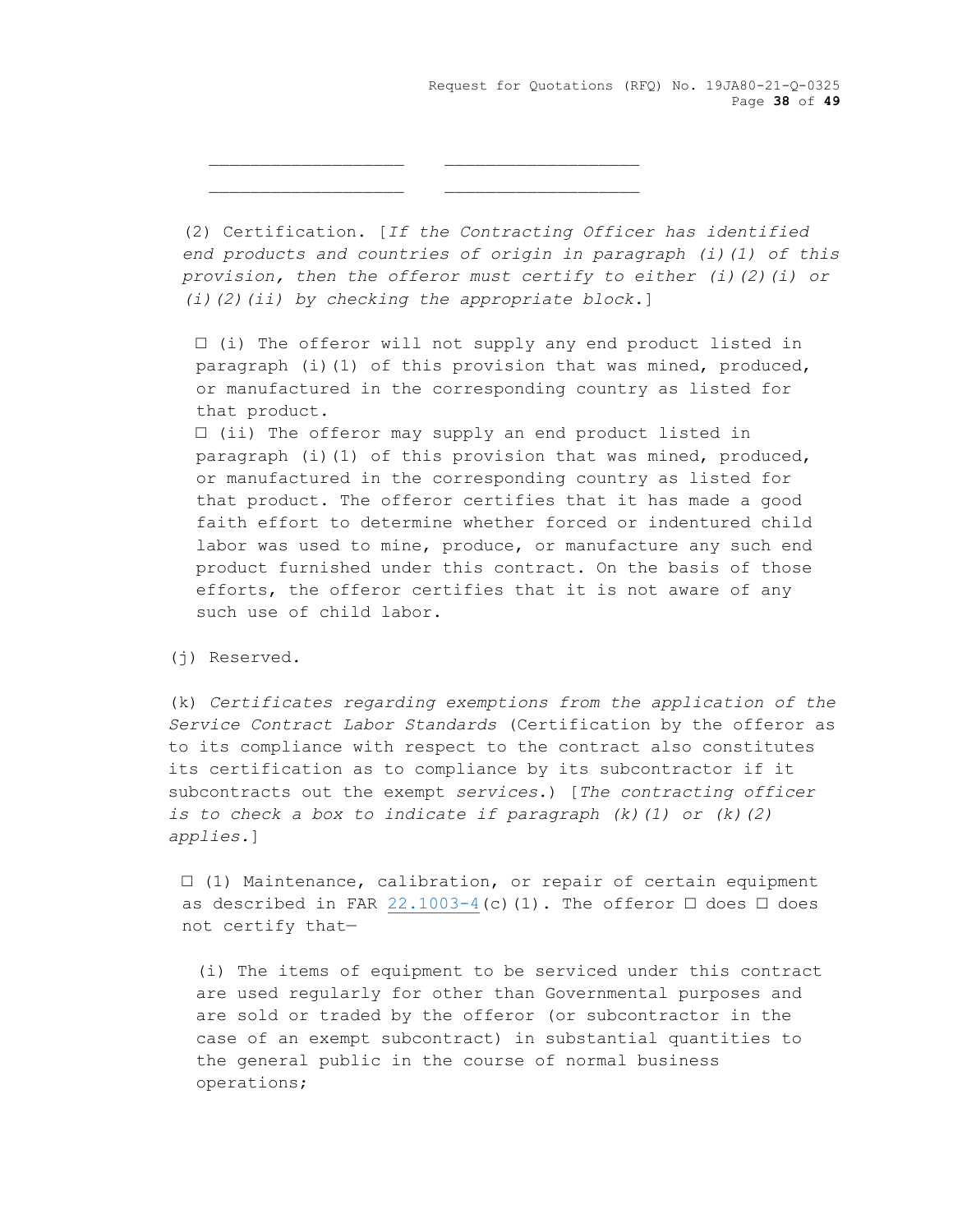| | |
|---|---|
| ____________________ | ____________________ |
| ____________________ | ____________________ |

(2) Certification. [*If the Contracting Officer has identified end products and countries of origin in paragraph (i)(1) of this provision, then the offeror must certify to either (i)(2)(i) or (i)(2)(ii) by checking the appropriate block*.]

☐ (i) The offeror will not supply any end product listed in paragraph (i)(1) of this provision that was mined, produced, or manufactured in the corresponding country as listed for that product.

☐ (ii) The offeror may supply an end product listed in paragraph (i)(1) of this provision that was mined, produced, or manufactured in the corresponding country as listed for that product. The offeror certifies that it has made a good faith effort to determine whether forced or indentured child labor was used to mine, produce, or manufacture any such end product furnished under this contract. On the basis of those efforts, the offeror certifies that it is not aware of any such use of child labor.

(j) Reserved.

(k) *Certificates regarding exemptions from the application of the Service Contract Labor Standards* (Certification by the offeror as to its compliance with respect to the contract also constitutes its certification as to compliance by its subcontractor if it subcontracts out the exempt *services*.) [*The contracting officer is to check a box to indicate if paragraph (k)(1) or (k)(2) applies.*]

☐ (1) Maintenance, calibration, or repair of certain equipment as described in FAR 22.1003-4(c)(1). The offeror ☐ does ☐ does not certify that—

(i) The items of equipment to be serviced under this contract are used regularly for other than Governmental purposes and are sold or traded by the offeror (or subcontractor in the case of an exempt subcontract) in substantial quantities to the general public in the course of normal business operations;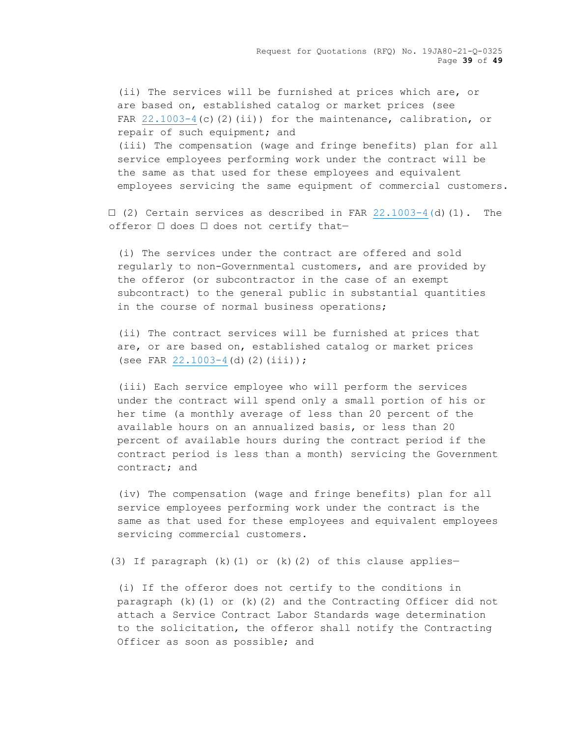(ii) The services will be furnished at prices which are, or are based on, established catalog or market prices (see FAR 22.1003-4(c)(2)(ii)) for the maintenance, calibration, or repair of such equipment; and

(iii) The compensation (wage and fringe benefits) plan for all service employees performing work under the contract will be the same as that used for these employees and equivalent employees servicing the same equipment of commercial customers.

☐ (2) Certain services as described in FAR 22.1003-4(d)(1). The offeror ☐ does ☐ does not certify that—

(i) The services under the contract are offered and sold regularly to non-Governmental customers, and are provided by the offeror (or subcontractor in the case of an exempt subcontract) to the general public in substantial quantities in the course of normal business operations;

(ii) The contract services will be furnished at prices that are, or are based on, established catalog or market prices (see FAR 22.1003-4(d)(2)(iii));

(iii) Each service employee who will perform the services under the contract will spend only a small portion of his or her time (a monthly average of less than 20 percent of the available hours on an annualized basis, or less than 20 percent of available hours during the contract period if the contract period is less than a month) servicing the Government contract; and

(iv) The compensation (wage and fringe benefits) plan for all service employees performing work under the contract is the same as that used for these employees and equivalent employees servicing commercial customers.

(3) If paragraph (k)(1) or (k)(2) of this clause applies—

(i) If the offeror does not certify to the conditions in paragraph (k)(1) or (k)(2) and the Contracting Officer did not attach a Service Contract Labor Standards wage determination to the solicitation, the offeror shall notify the Contracting Officer as soon as possible; and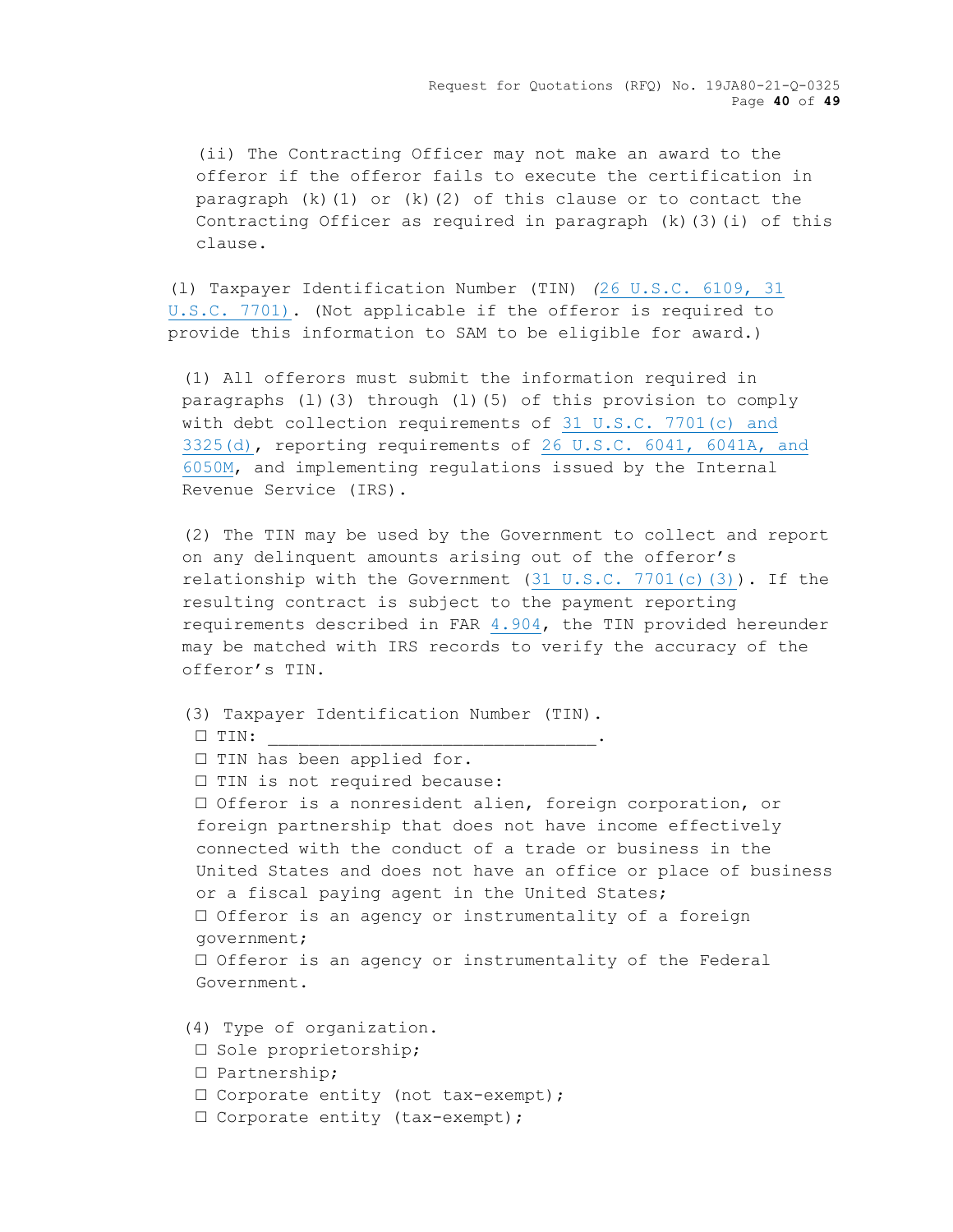(ii) The Contracting Officer may not make an award to the offeror if the offeror fails to execute the certification in paragraph (k)(1) or (k)(2) of this clause or to contact the Contracting Officer as required in paragraph (k)(3)(i) of this clause.

(l) Taxpayer Identification Number (TIN) *(*26 U.S.C. 6109, 31 U.S.C. 7701). (Not applicable if the offeror is required to provide this information to SAM to be eligible for award.)

(1) All offerors must submit the information required in paragraphs (l)(3) through (l)(5) of this provision to comply with debt collection requirements of 31 U.S.C. 7701(c) and 3325(d), reporting requirements of 26 U.S.C. 6041, 6041A, and 6050M, and implementing regulations issued by the Internal Revenue Service (IRS).

(2) The TIN may be used by the Government to collect and report on any delinquent amounts arising out of the offeror's relationship with the Government (31 U.S.C. 7701(c)(3)). If the resulting contract is subject to the payment reporting requirements described in FAR 4.904, the TIN provided hereunder may be matched with IRS records to verify the accuracy of the offeror's TIN.

(3) Taxpayer Identification Number (TIN).

☐ TIN: ________________________________.

☐ TIN has been applied for.

☐ TIN is not required because:

☐ Offeror is a nonresident alien, foreign corporation, or foreign partnership that does not have income effectively connected with the conduct of a trade or business in the United States and does not have an office or place of business or a fiscal paying agent in the United States;

☐ Offeror is an agency or instrumentality of a foreign government;

☐ Offeror is an agency or instrumentality of the Federal Government.

(4) Type of organization.

☐ Sole proprietorship;

☐ Partnership;

☐ Corporate entity (not tax-exempt);

☐ Corporate entity (tax-exempt);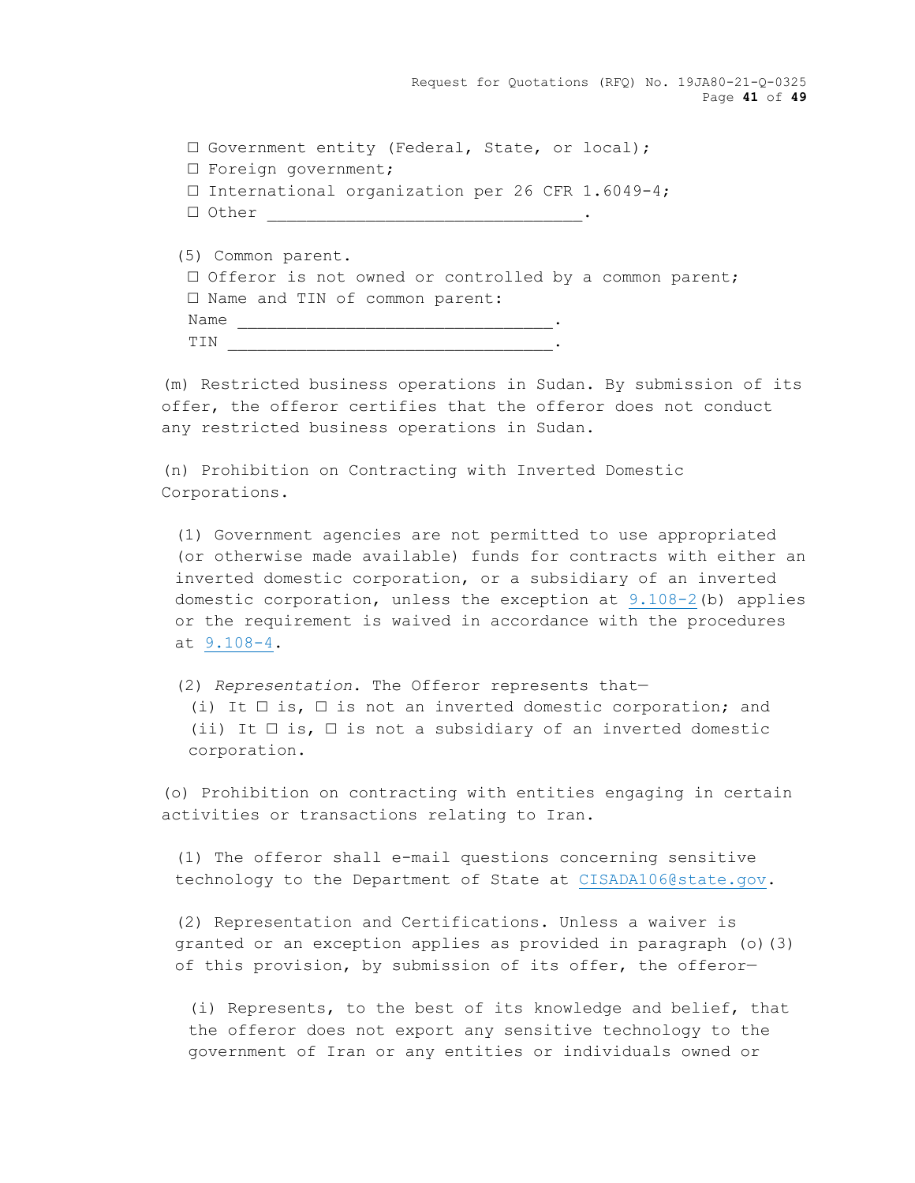☐ Government entity (Federal, State, or local);
☐ Foreign government;
☐ International organization per 26 CFR 1.6049-4;
☐ Other ________________________________.

(5) Common parent.
☐ Offeror is not owned or controlled by a common parent;
☐ Name and TIN of common parent:
Name ________________________________.
TIN ________________________________.

(m) Restricted business operations in Sudan. By submission of its offer, the offeror certifies that the offeror does not conduct any restricted business operations in Sudan.

(n) Prohibition on Contracting with Inverted Domestic Corporations.

(1) Government agencies are not permitted to use appropriated (or otherwise made available) funds for contracts with either an inverted domestic corporation, or a subsidiary of an inverted domestic corporation, unless the exception at 9.108-2(b) applies or the requirement is waived in accordance with the procedures at 9.108-4.

(2) *Representation*. The Offeror represents that—
(i) It ☐ is, ☐ is not an inverted domestic corporation; and
(ii) It ☐ is, ☐ is not a subsidiary of an inverted domestic corporation.

(o) Prohibition on contracting with entities engaging in certain activities or transactions relating to Iran.

(1) The offeror shall e-mail questions concerning sensitive technology to the Department of State at CISADA106@state.gov.

(2) Representation and Certifications. Unless a waiver is granted or an exception applies as provided in paragraph (o)(3) of this provision, by submission of its offer, the offeror—

(i) Represents, to the best of its knowledge and belief, that the offeror does not export any sensitive technology to the government of Iran or any entities or individuals owned or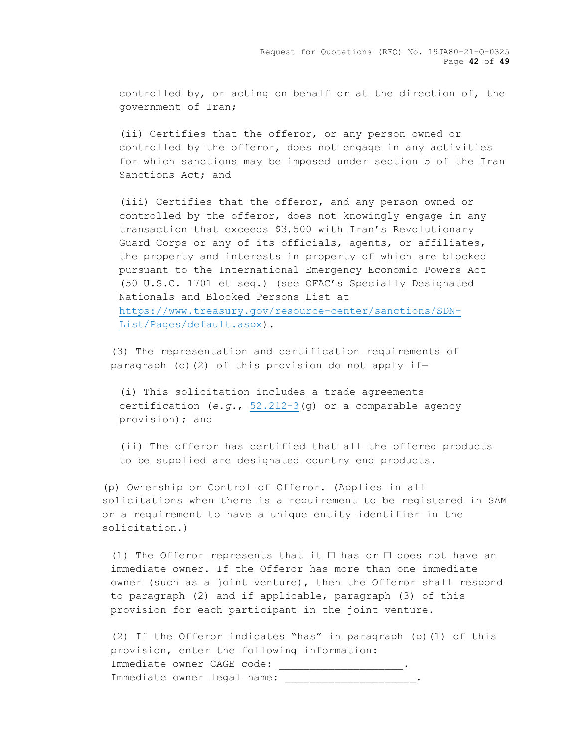controlled by, or acting on behalf or at the direction of, the government of Iran;

(ii) Certifies that the offeror, or any person owned or controlled by the offeror, does not engage in any activities for which sanctions may be imposed under section 5 of the Iran Sanctions Act; and

(iii) Certifies that the offeror, and any person owned or controlled by the offeror, does not knowingly engage in any transaction that exceeds $3,500 with Iran's Revolutionary Guard Corps or any of its officials, agents, or affiliates, the property and interests in property of which are blocked pursuant to the International Emergency Economic Powers Act (50 U.S.C. 1701 et seq.) (see OFAC's Specially Designated Nationals and Blocked Persons List at [https://www.treasury.gov/resource-center/sanctions/SDN-List/Pages/default.aspx](https://www.treasury.gov/resource-center/sanctions/SDN-List/Pages/default.aspx)).

(3) The representation and certification requirements of paragraph (o)(2) of this provision do not apply if—

(i) This solicitation includes a trade agreements certification (*e.g.*, [52.212-3](52.212-3)(g) or a comparable agency provision); and

(ii) The offeror has certified that all the offered products to be supplied are designated country end products.

(p) Ownership or Control of Offeror. (Applies in all solicitations when there is a requirement to be registered in SAM or a requirement to have a unique entity identifier in the solicitation.)

(1) The Offeror represents that it ☐ has or ☐ does not have an immediate owner. If the Offeror has more than one immediate owner (such as a joint venture), then the Offeror shall respond to paragraph (2) and if applicable, paragraph (3) of this provision for each participant in the joint venture.

(2) If the Offeror indicates "has" in paragraph (p)(1) of this provision, enter the following information:
Immediate owner CAGE code: ____________________.
Immediate owner legal name: _____________________.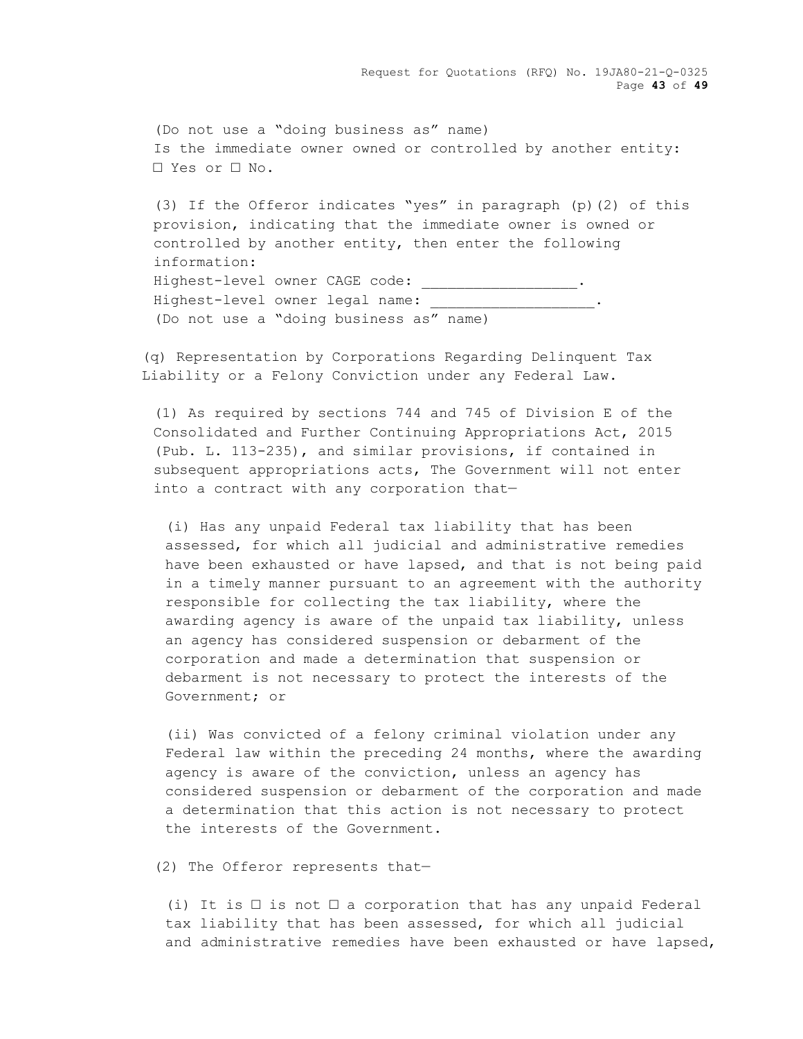(Do not use a "doing business as" name)
Is the immediate owner owned or controlled by another entity: ☐ Yes or ☐ No.

(3) If the Offeror indicates "yes" in paragraph (p)(2) of this provision, indicating that the immediate owner is owned or controlled by another entity, then enter the following information:
Highest-level owner CAGE code: __________________.
Highest-level owner legal name: ___________________.
(Do not use a "doing business as" name)

(q) Representation by Corporations Regarding Delinquent Tax Liability or a Felony Conviction under any Federal Law.

(1) As required by sections 744 and 745 of Division E of the Consolidated and Further Continuing Appropriations Act, 2015 (Pub. L. 113-235), and similar provisions, if contained in subsequent appropriations acts, The Government will not enter into a contract with any corporation that—

(i) Has any unpaid Federal tax liability that has been assessed, for which all judicial and administrative remedies have been exhausted or have lapsed, and that is not being paid in a timely manner pursuant to an agreement with the authority responsible for collecting the tax liability, where the awarding agency is aware of the unpaid tax liability, unless an agency has considered suspension or debarment of the corporation and made a determination that suspension or debarment is not necessary to protect the interests of the Government; or

(ii) Was convicted of a felony criminal violation under any Federal law within the preceding 24 months, where the awarding agency is aware of the conviction, unless an agency has considered suspension or debarment of the corporation and made a determination that this action is not necessary to protect the interests of the Government.

(2) The Offeror represents that—

(i) It is ☐ is not ☐ a corporation that has any unpaid Federal tax liability that has been assessed, for which all judicial and administrative remedies have been exhausted or have lapsed,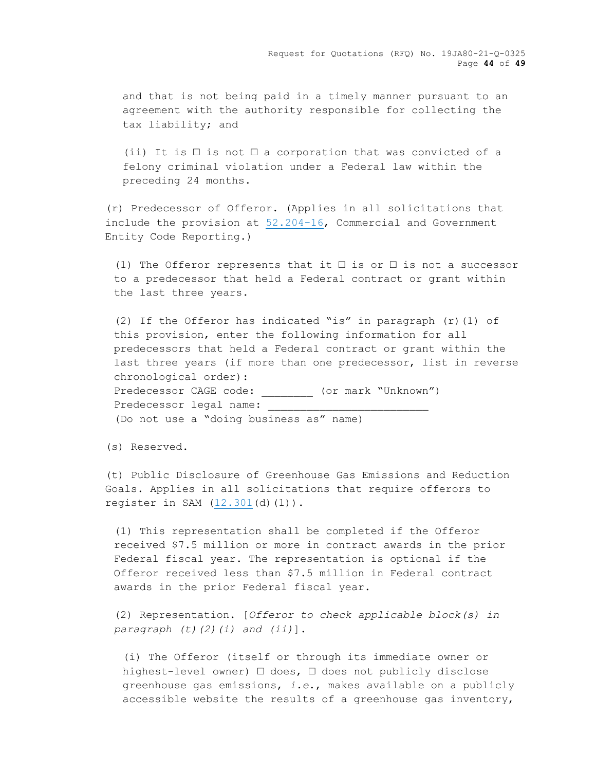and that is not being paid in a timely manner pursuant to an agreement with the authority responsible for collecting the tax liability; and

(ii) It is ☐ is not ☐ a corporation that was convicted of a felony criminal violation under a Federal law within the preceding 24 months.

(r) Predecessor of Offeror. (Applies in all solicitations that include the provision at 52.204-16, Commercial and Government Entity Code Reporting.)

(1) The Offeror represents that it ☐ is or ☐ is not a successor to a predecessor that held a Federal contract or grant within the last three years.

(2) If the Offeror has indicated "is" in paragraph (r)(1) of this provision, enter the following information for all predecessors that held a Federal contract or grant within the last three years (if more than one predecessor, list in reverse chronological order):
Predecessor CAGE code: ________ (or mark "Unknown")
Predecessor legal name: _________________________
(Do not use a "doing business as" name)

(s) Reserved.

(t) Public Disclosure of Greenhouse Gas Emissions and Reduction Goals. Applies in all solicitations that require offerors to register in SAM (12.301(d)(1)).

(1) This representation shall be completed if the Offeror received $7.5 million or more in contract awards in the prior Federal fiscal year. The representation is optional if the Offeror received less than $7.5 million in Federal contract awards in the prior Federal fiscal year.

(2) Representation. [*Offeror to check applicable block(s) in paragraph (t)(2)(i) and (ii)*].

(i) The Offeror (itself or through its immediate owner or highest-level owner) ☐ does, ☐ does not publicly disclose greenhouse gas emissions, *i.e.*, makes available on a publicly accessible website the results of a greenhouse gas inventory,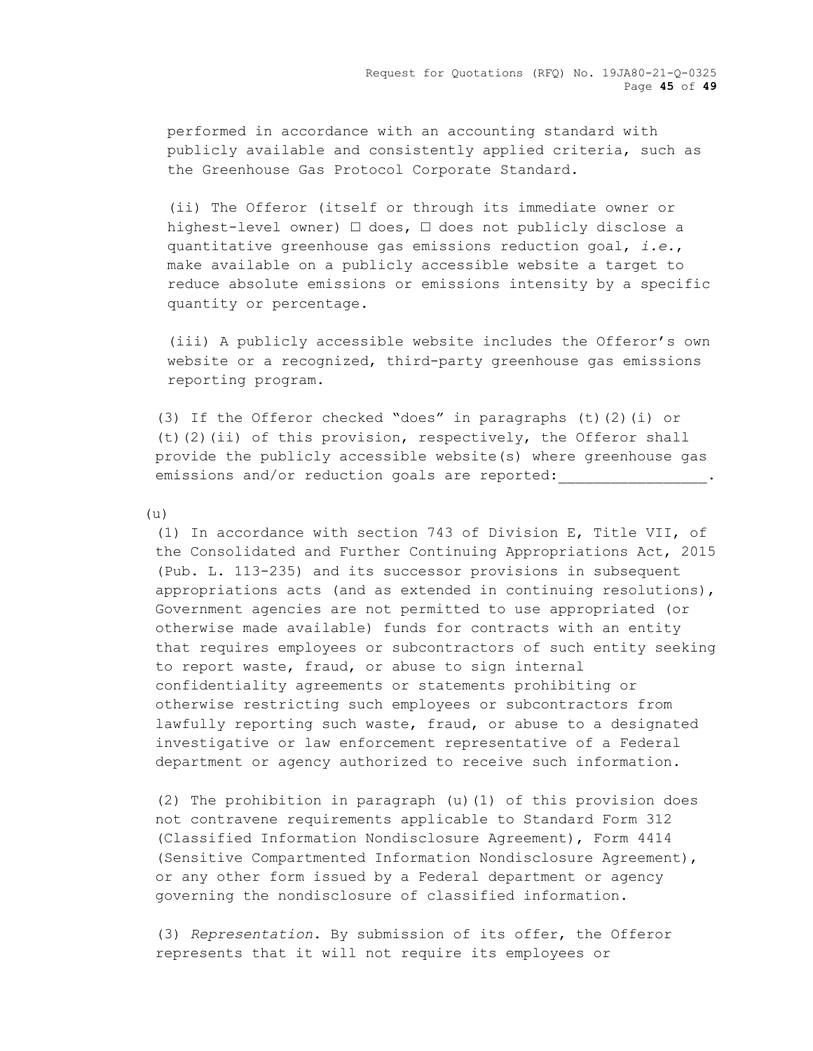performed in accordance with an accounting standard with publicly available and consistently applied criteria, such as the Greenhouse Gas Protocol Corporate Standard.

(ii) The Offeror (itself or through its immediate owner or highest-level owner) ☐ does, ☐ does not publicly disclose a quantitative greenhouse gas emissions reduction goal, *i.e.*, make available on a publicly accessible website a target to reduce absolute emissions or emissions intensity by a specific quantity or percentage.

(iii) A publicly accessible website includes the Offeror's own website or a recognized, third-party greenhouse gas emissions reporting program.

(3) If the Offeror checked "does" in paragraphs (t)(2)(i) or (t)(2)(ii) of this provision, respectively, the Offeror shall provide the publicly accessible website(s) where greenhouse gas emissions and/or reduction goals are reported:________________.

(u)

(1) In accordance with section 743 of Division E, Title VII, of the Consolidated and Further Continuing Appropriations Act, 2015 (Pub. L. 113-235) and its successor provisions in subsequent appropriations acts (and as extended in continuing resolutions), Government agencies are not permitted to use appropriated (or otherwise made available) funds for contracts with an entity that requires employees or subcontractors of such entity seeking to report waste, fraud, or abuse to sign internal confidentiality agreements or statements prohibiting or otherwise restricting such employees or subcontractors from lawfully reporting such waste, fraud, or abuse to a designated investigative or law enforcement representative of a Federal department or agency authorized to receive such information.

(2) The prohibition in paragraph (u)(1) of this provision does not contravene requirements applicable to Standard Form 312 (Classified Information Nondisclosure Agreement), Form 4414 (Sensitive Compartmented Information Nondisclosure Agreement), or any other form issued by a Federal department or agency governing the nondisclosure of classified information.

(3) *Representation*. By submission of its offer, the Offeror represents that it will not require its employees or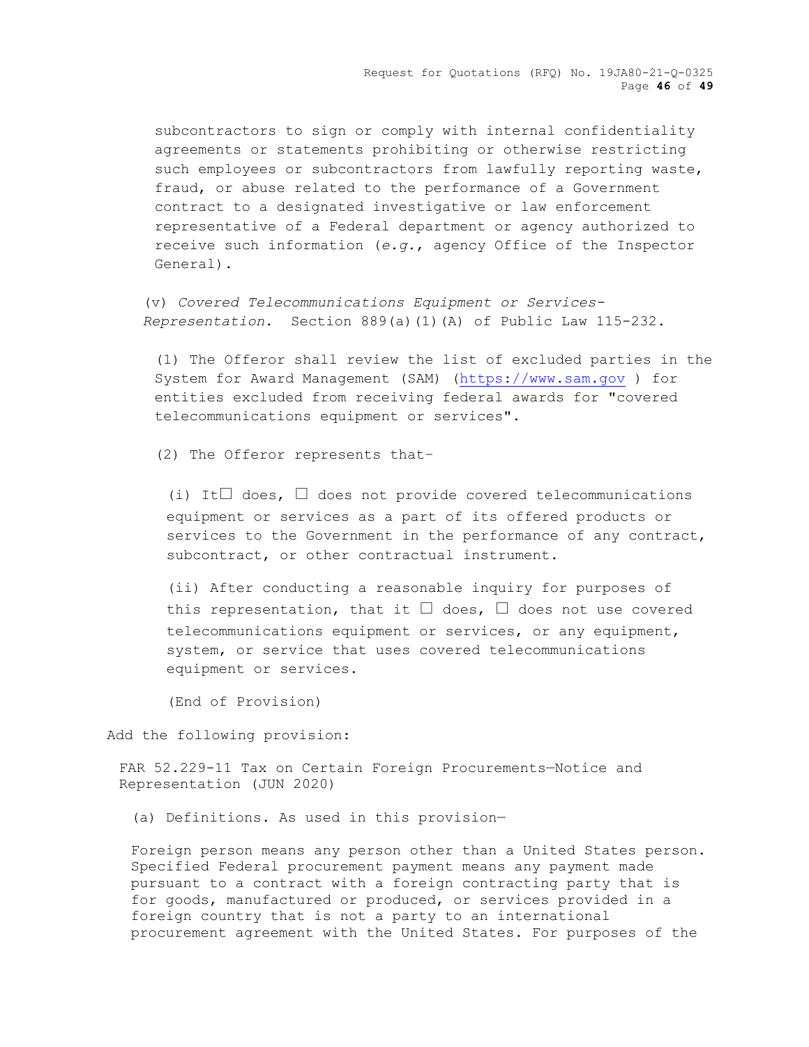subcontractors to sign or comply with internal confidentiality agreements or statements prohibiting or otherwise restricting such employees or subcontractors from lawfully reporting waste, fraud, or abuse related to the performance of a Government contract to a designated investigative or law enforcement representative of a Federal department or agency authorized to receive such information (*e.g.*, agency Office of the Inspector General).

(v) *Covered Telecommunications Equipment or Services-Representation*. Section 889(a)(1)(A) of Public Law 115-232.

(1) The Offeror shall review the list of excluded parties in the System for Award Management (SAM) (https://www.sam.gov ) for entities excluded from receiving federal awards for "covered telecommunications equipment or services".

(2) The Offeror represents that–

(i) It☐ does, ☐ does not provide covered telecommunications equipment or services as a part of its offered products or services to the Government in the performance of any contract, subcontract, or other contractual instrument.

(ii) After conducting a reasonable inquiry for purposes of this representation, that it ☐ does, ☐ does not use covered telecommunications equipment or services, or any equipment, system, or service that uses covered telecommunications equipment or services.

(End of Provision)

Add the following provision:

FAR 52.229-11 Tax on Certain Foreign Procurements—Notice and Representation (JUN 2020)

(a) Definitions. As used in this provision—

Foreign person means any person other than a United States person. Specified Federal procurement payment means any payment made pursuant to a contract with a foreign contracting party that is for goods, manufactured or produced, or services provided in a foreign country that is not a party to an international procurement agreement with the United States. For purposes of the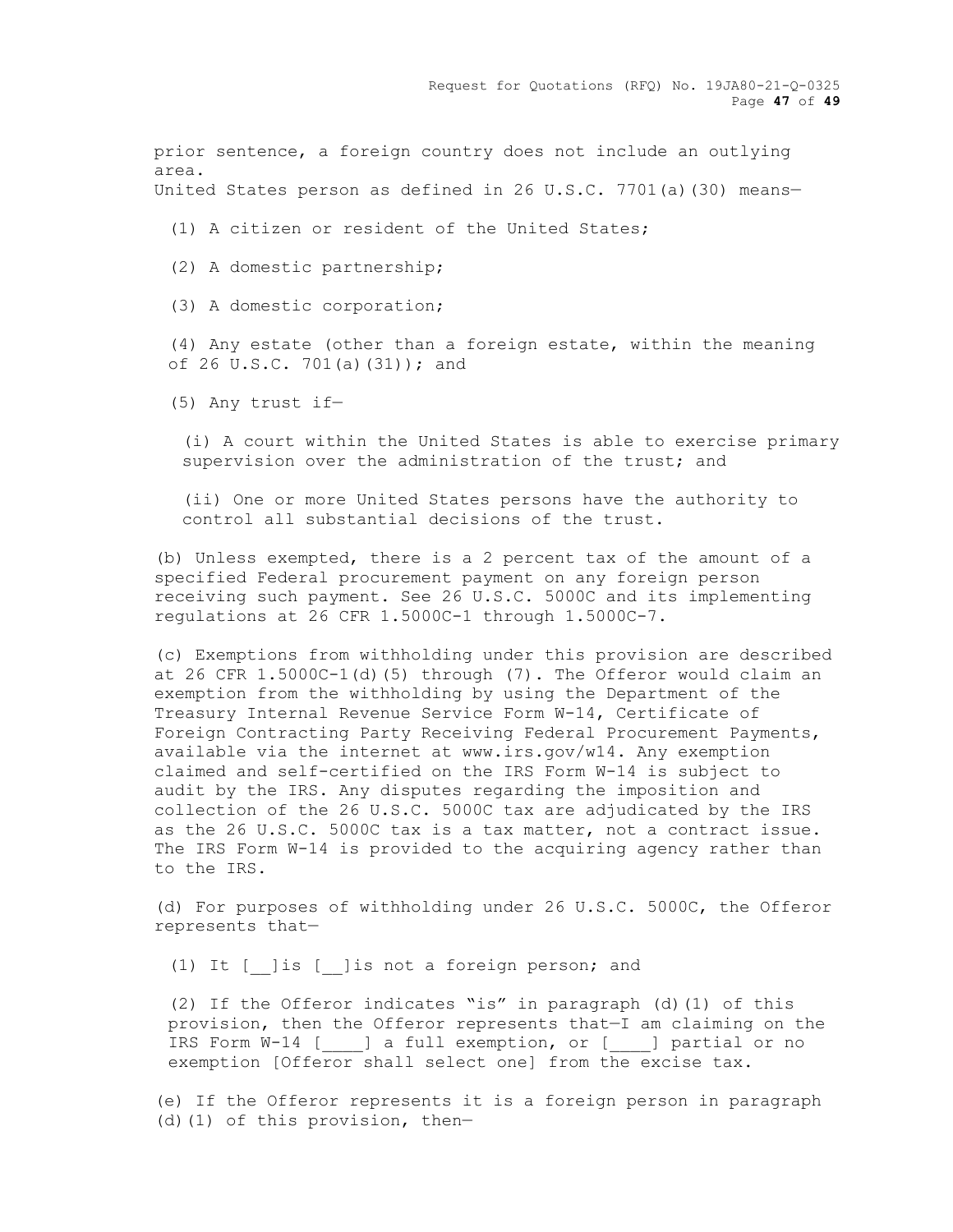prior sentence, a foreign country does not include an outlying area.
United States person as defined in 26 U.S.C. 7701(a)(30) means—

(1) A citizen or resident of the United States;

(2) A domestic partnership;

(3) A domestic corporation;

(4) Any estate (other than a foreign estate, within the meaning of 26 U.S.C. 701(a)(31)); and

(5) Any trust if—

(i) A court within the United States is able to exercise primary supervision over the administration of the trust; and

(ii) One or more United States persons have the authority to control all substantial decisions of the trust.

(b) Unless exempted, there is a 2 percent tax of the amount of a specified Federal procurement payment on any foreign person receiving such payment. See 26 U.S.C. 5000C and its implementing regulations at 26 CFR 1.5000C-1 through 1.5000C-7.

(c) Exemptions from withholding under this provision are described at 26 CFR 1.5000C-1(d)(5) through (7). The Offeror would claim an exemption from the withholding by using the Department of the Treasury Internal Revenue Service Form W-14, Certificate of Foreign Contracting Party Receiving Federal Procurement Payments, available via the internet at www.irs.gov/w14. Any exemption claimed and self-certified on the IRS Form W-14 is subject to audit by the IRS. Any disputes regarding the imposition and collection of the 26 U.S.C. 5000C tax are adjudicated by the IRS as the 26 U.S.C. 5000C tax is a tax matter, not a contract issue. The IRS Form W-14 is provided to the acquiring agency rather than to the IRS.

(d) For purposes of withholding under 26 U.S.C. 5000C, the Offeror represents that—

(1) It [__]is [__]is not a foreign person; and

(2) If the Offeror indicates "is" in paragraph (d)(1) of this provision, then the Offeror represents that—I am claiming on the IRS Form W-14 [____] a full exemption, or [____] partial or no exemption [Offeror shall select one] from the excise tax.

(e) If the Offeror represents it is a foreign person in paragraph (d)(1) of this provision, then—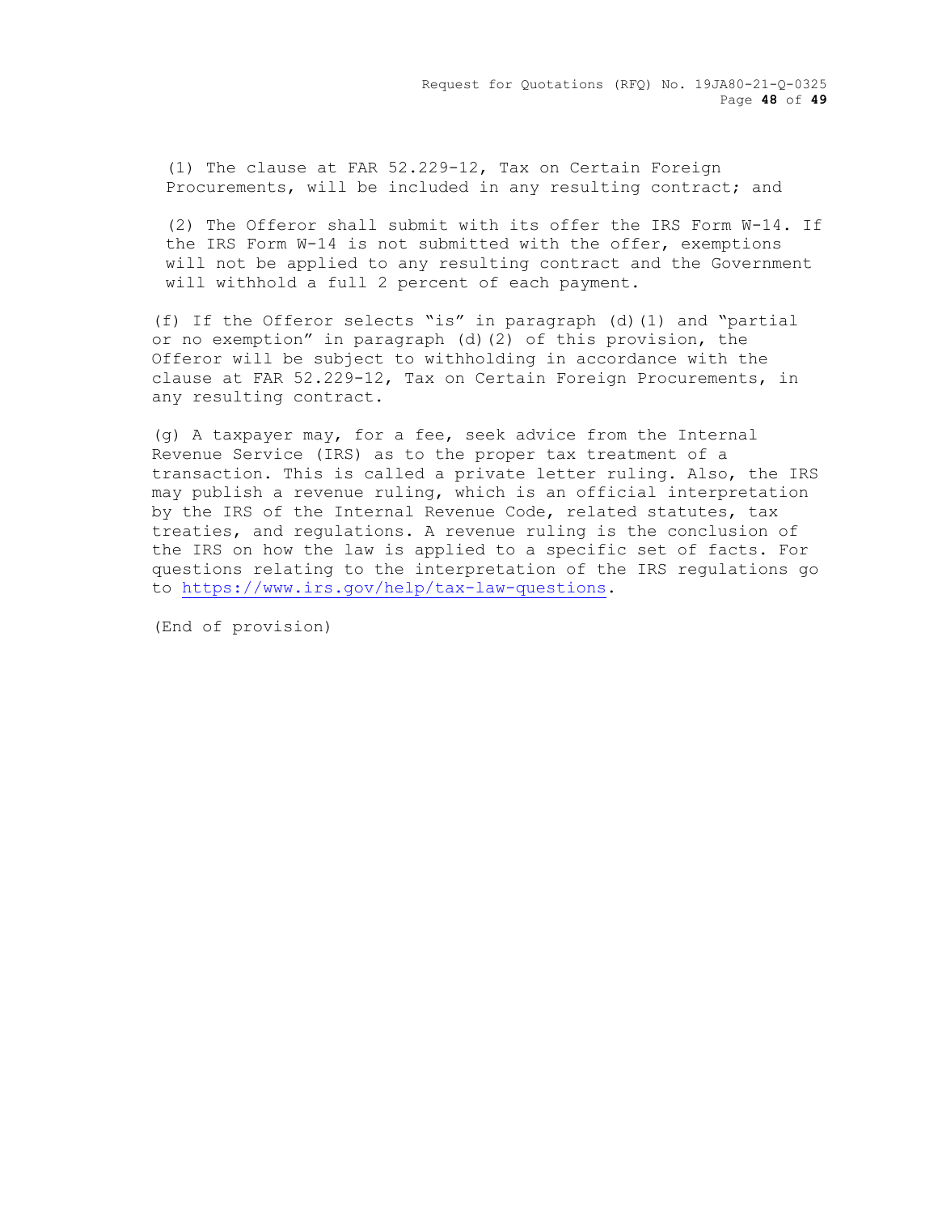(1) The clause at FAR 52.229-12, Tax on Certain Foreign Procurements, will be included in any resulting contract; and

(2) The Offeror shall submit with its offer the IRS Form W-14. If the IRS Form W-14 is not submitted with the offer, exemptions will not be applied to any resulting contract and the Government will withhold a full 2 percent of each payment.

(f) If the Offeror selects "is" in paragraph (d)(1) and "partial or no exemption" in paragraph (d)(2) of this provision, the Offeror will be subject to withholding in accordance with the clause at FAR 52.229-12, Tax on Certain Foreign Procurements, in any resulting contract.

(g) A taxpayer may, for a fee, seek advice from the Internal Revenue Service (IRS) as to the proper tax treatment of a transaction. This is called a private letter ruling. Also, the IRS may publish a revenue ruling, which is an official interpretation by the IRS of the Internal Revenue Code, related statutes, tax treaties, and regulations. A revenue ruling is the conclusion of the IRS on how the law is applied to a specific set of facts. For questions relating to the interpretation of the IRS regulations go to https://www.irs.gov/help/tax-law-questions.

(End of provision)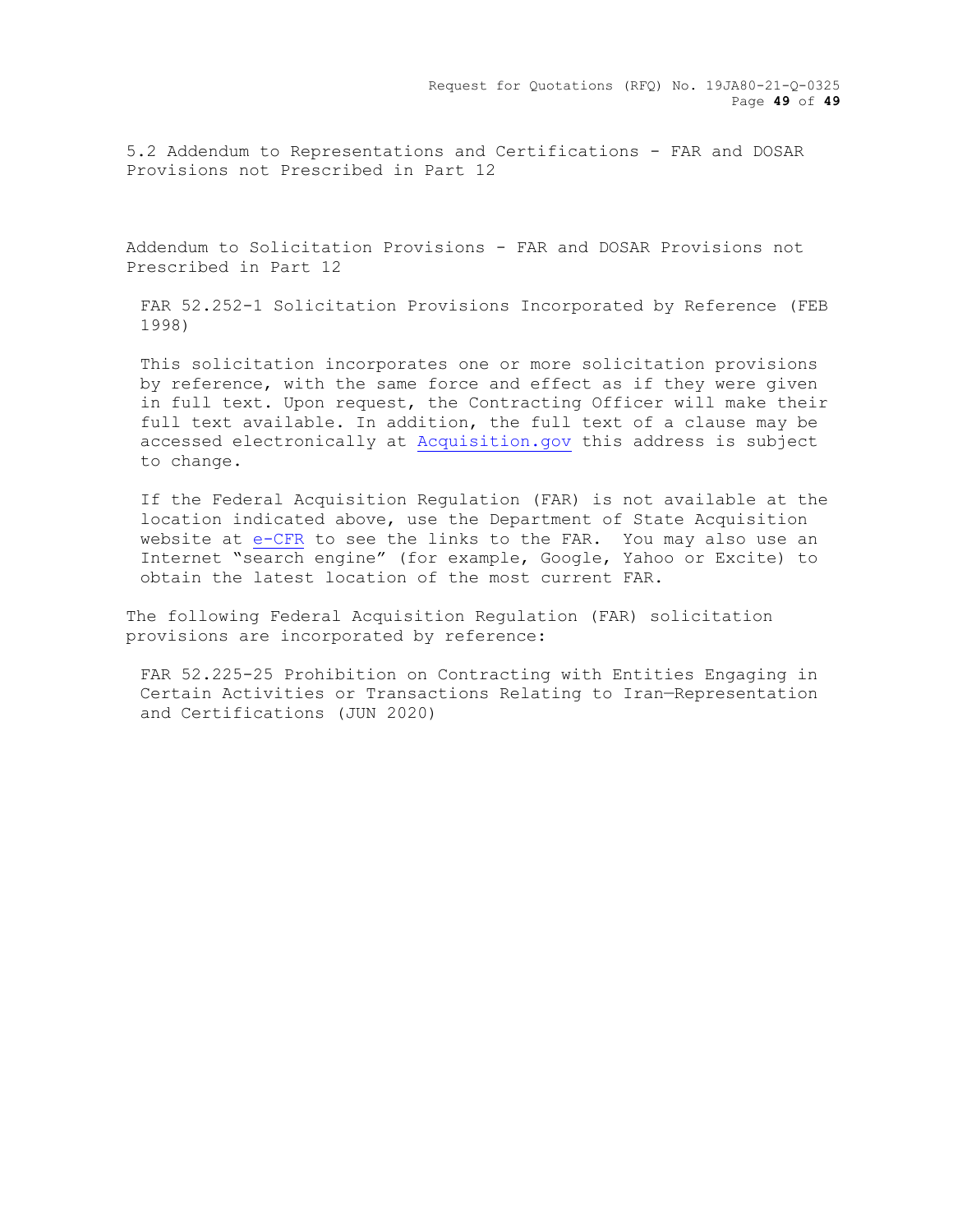5.2 Addendum to Representations and Certifications - FAR and DOSAR Provisions not Prescribed in Part 12

Addendum to Solicitation Provisions - FAR and DOSAR Provisions not Prescribed in Part 12

FAR 52.252-1 Solicitation Provisions Incorporated by Reference (FEB 1998)

This solicitation incorporates one or more solicitation provisions by reference, with the same force and effect as if they were given in full text. Upon request, the Contracting Officer will make their full text available. In addition, the full text of a clause may be accessed electronically at Acquisition.gov this address is subject to change.

If the Federal Acquisition Regulation (FAR) is not available at the location indicated above, use the Department of State Acquisition website at e-CFR to see the links to the FAR. You may also use an Internet "search engine" (for example, Google, Yahoo or Excite) to obtain the latest location of the most current FAR.

The following Federal Acquisition Regulation (FAR) solicitation provisions are incorporated by reference:

FAR 52.225-25 Prohibition on Contracting with Entities Engaging in Certain Activities or Transactions Relating to Iran—Representation and Certifications (JUN 2020)